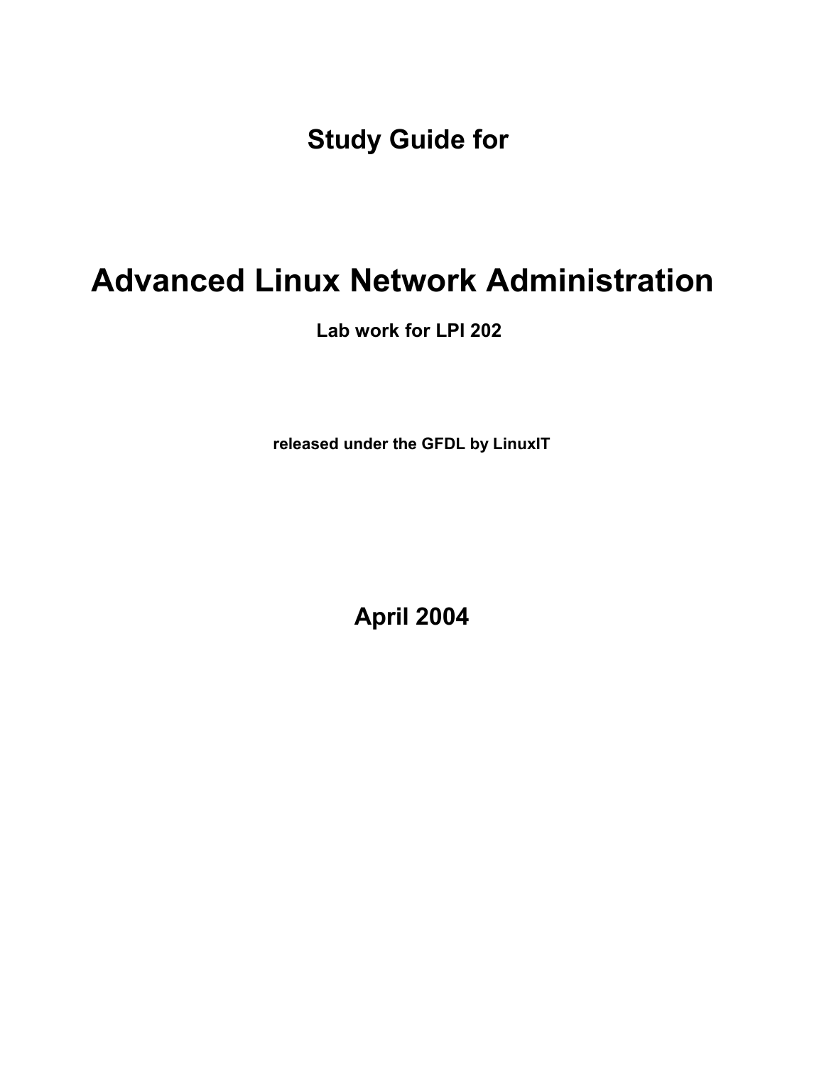**Study Guide for**

# Advanced Linux Network Administration

**Lab work for LPI 202**

**released under the GFDL by LinuxIT**

**April 2004**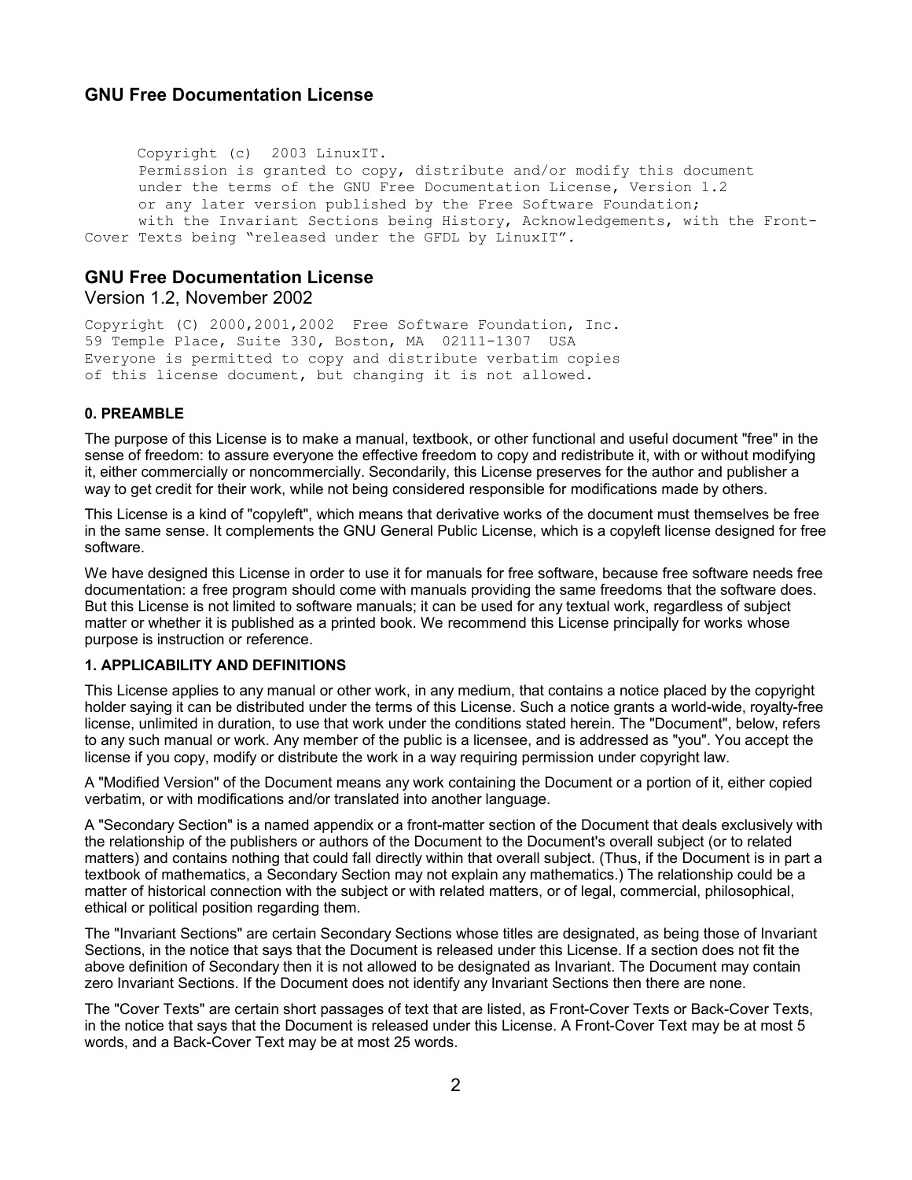## GNU Free Documentation License

```
      Copyright (c)  2003 LinuxIT.
      Permission is granted to copy, distribute and/or modify this document
      under the terms of the GNU Free Documentation License, Version 1.2
      or any later version published by the Free Software Foundation;
      with the Invariant Sections being History, Acknowledgements, with the Front-
Cover Texts being “released under the GFDL by LinuxIT”.
```

## GNU Free Documentation License

Version 1.2, November 2002

```
Copyright (C) 2000,2001,2002  Free Software Foundation, Inc.
59 Temple Place, Suite 330, Boston, MA  02111-1307  USA
Everyone is permitted to copy and distribute verbatim copies
of this license document, but changing it is not allowed.
```

#### 0. PREAMBLE

The purpose of this License is to make a manual, textbook, or other functional and useful document "free" in the sense of freedom: to assure everyone the effective freedom to copy and redistribute it, with or without modifying it, either commercially or noncommercially. Secondarily, this License preserves for the author and publisher a way to get credit for their work, while not being considered responsible for modifications made by others.

This License is a kind of "copyleft", which means that derivative works of the document must themselves be free in the same sense. It complements the GNU General Public License, which is a copyleft license designed for free software.

We have designed this License in order to use it for manuals for free software, because free software needs free documentation: a free program should come with manuals providing the same freedoms that the software does. But this License is not limited to software manuals; it can be used for any textual work, regardless of subject matter or whether it is published as a printed book. We recommend this License principally for works whose purpose is instruction or reference.

#### 1. APPLICABILITY AND DEFINITIONS

This License applies to any manual or other work, in any medium, that contains a notice placed by the copyright holder saying it can be distributed under the terms of this License. Such a notice grants a world-wide, royalty-free license, unlimited in duration, to use that work under the conditions stated herein. The "Document", below, refers to any such manual or work. Any member of the public is a licensee, and is addressed as "you". You accept the license if you copy, modify or distribute the work in a way requiring permission under copyright law.

A "Modified Version" of the Document means any work containing the Document or a portion of it, either copied verbatim, or with modifications and/or translated into another language.

A "Secondary Section" is a named appendix or a front-matter section of the Document that deals exclusively with the relationship of the publishers or authors of the Document to the Document's overall subject (or to related matters) and contains nothing that could fall directly within that overall subject. (Thus, if the Document is in part a textbook of mathematics, a Secondary Section may not explain any mathematics.) The relationship could be a matter of historical connection with the subject or with related matters, or of legal, commercial, philosophical, ethical or political position regarding them.

The "Invariant Sections" are certain Secondary Sections whose titles are designated, as being those of Invariant Sections, in the notice that says that the Document is released under this License. If a section does not fit the above definition of Secondary then it is not allowed to be designated as Invariant. The Document may contain zero Invariant Sections. If the Document does not identify any Invariant Sections then there are none.

The "Cover Texts" are certain short passages of text that are listed, as Front-Cover Texts or Back-Cover Texts, in the notice that says that the Document is released under this License. A Front-Cover Text may be at most 5 words, and a Back-Cover Text may be at most 25 words.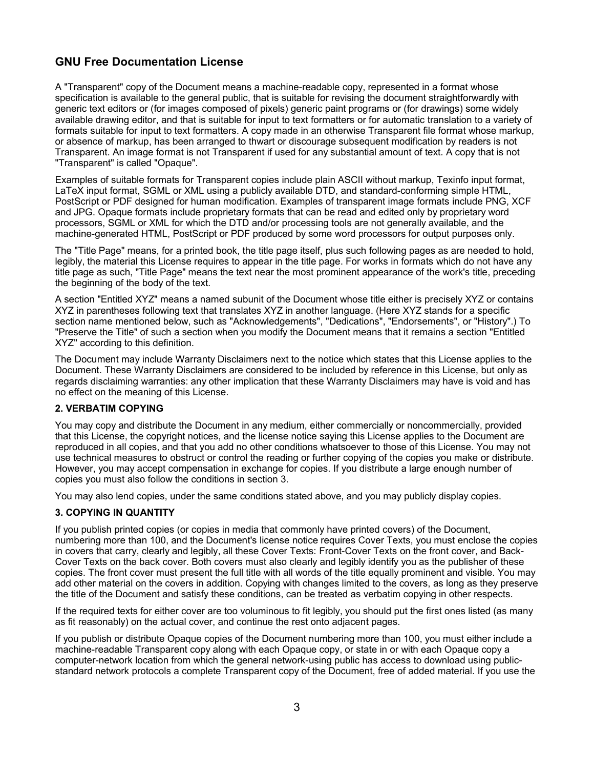## GNU Free Documentation License

A "Transparent" copy of the Document means a machine-readable copy, represented in a format whose specification is available to the general public, that is suitable for revising the document straightforwardly with generic text editors or (for images composed of pixels) generic paint programs or (for drawings) some widely available drawing editor, and that is suitable for input to text formatters or for automatic translation to a variety of formats suitable for input to text formatters. A copy made in an otherwise Transparent file format whose markup, or absence of markup, has been arranged to thwart or discourage subsequent modification by readers is not Transparent. An image format is not Transparent if used for any substantial amount of text. A copy that is not "Transparent" is called "Opaque".

Examples of suitable formats for Transparent copies include plain ASCII without markup, Texinfo input format, LaTeX input format, SGML or XML using a publicly available DTD, and standard-conforming simple HTML, PostScript or PDF designed for human modification. Examples of transparent image formats include PNG, XCF and JPG. Opaque formats include proprietary formats that can be read and edited only by proprietary word processors, SGML or XML for which the DTD and/or processing tools are not generally available, and the machine-generated HTML, PostScript or PDF produced by some word processors for output purposes only.

The "Title Page" means, for a printed book, the title page itself, plus such following pages as are needed to hold, legibly, the material this License requires to appear in the title page. For works in formats which do not have any title page as such, "Title Page" means the text near the most prominent appearance of the work's title, preceding the beginning of the body of the text.

A section "Entitled XYZ" means a named subunit of the Document whose title either is precisely XYZ or contains XYZ in parentheses following text that translates XYZ in another language. (Here XYZ stands for a specific section name mentioned below, such as "Acknowledgements", "Dedications", "Endorsements", or "History".) To "Preserve the Title" of such a section when you modify the Document means that it remains a section "Entitled XYZ" according to this definition.

The Document may include Warranty Disclaimers next to the notice which states that this License applies to the Document. These Warranty Disclaimers are considered to be included by reference in this License, but only as regards disclaiming warranties: any other implication that these Warranty Disclaimers may have is void and has no effect on the meaning of this License.

**2. VERBATIM COPYING**

You may copy and distribute the Document in any medium, either commercially or noncommercially, provided that this License, the copyright notices, and the license notice saying this License applies to the Document are reproduced in all copies, and that you add no other conditions whatsoever to those of this License. You may not use technical measures to obstruct or control the reading or further copying of the copies you make or distribute. However, you may accept compensation in exchange for copies. If you distribute a large enough number of copies you must also follow the conditions in section 3.

You may also lend copies, under the same conditions stated above, and you may publicly display copies.

**3. COPYING IN QUANTITY**

If you publish printed copies (or copies in media that commonly have printed covers) of the Document, numbering more than 100, and the Document's license notice requires Cover Texts, you must enclose the copies in covers that carry, clearly and legibly, all these Cover Texts: Front-Cover Texts on the front cover, and Back-Cover Texts on the back cover. Both covers must also clearly and legibly identify you as the publisher of these copies. The front cover must present the full title with all words of the title equally prominent and visible. You may add other material on the covers in addition. Copying with changes limited to the covers, as long as they preserve the title of the Document and satisfy these conditions, can be treated as verbatim copying in other respects.

If the required texts for either cover are too voluminous to fit legibly, you should put the first ones listed (as many as fit reasonably) on the actual cover, and continue the rest onto adjacent pages.

If you publish or distribute Opaque copies of the Document numbering more than 100, you must either include a machine-readable Transparent copy along with each Opaque copy, or state in or with each Opaque copy a computer-network location from which the general network-using public has access to download using public-standard network protocols a complete Transparent copy of the Document, free of added material. If you use the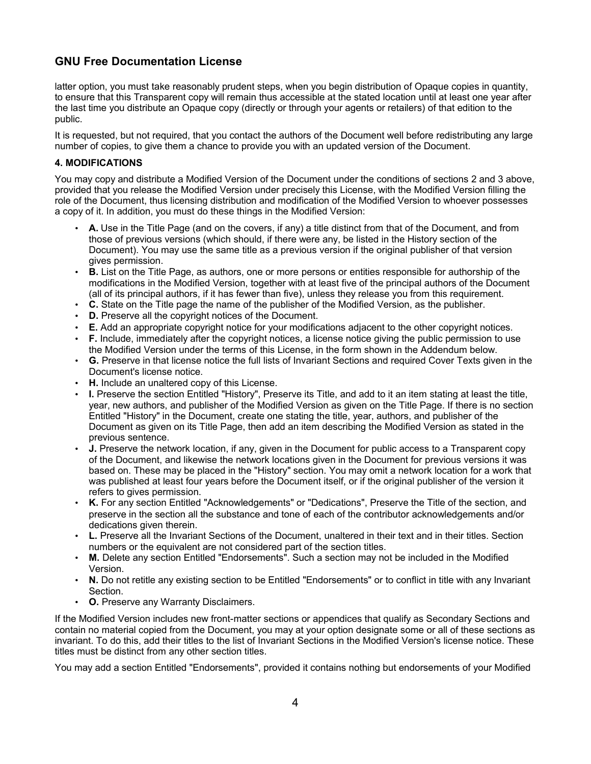latter option, you must take reasonably prudent steps, when you begin distribution of Opaque copies in quantity, to ensure that this Transparent copy will remain thus accessible at the stated location until at least one year after the last time you distribute an Opaque copy (directly or through your agents or retailers) of that edition to the public.

It is requested, but not required, that you contact the authors of the Document well before redistributing any large number of copies, to give them a chance to provide you with an updated version of the Document.

#### 4. MODIFICATIONS

You may copy and distribute a Modified Version of the Document under the conditions of sections 2 and 3 above, provided that you release the Modified Version under precisely this License, with the Modified Version filling the role of the Document, thus licensing distribution and modification of the Modified Version to whoever possesses a copy of it. In addition, you must do these things in the Modified Version:

- **A.** Use in the Title Page (and on the covers, if any) a title distinct from that of the Document, and from those of previous versions (which should, if there were any, be listed in the History section of the Document). You may use the same title as a previous version if the original publisher of that version gives permission.
- **B.** List on the Title Page, as authors, one or more persons or entities responsible for authorship of the modifications in the Modified Version, together with at least five of the principal authors of the Document (all of its principal authors, if it has fewer than five), unless they release you from this requirement.
- **C.** State on the Title page the name of the publisher of the Modified Version, as the publisher.
- **D.** Preserve all the copyright notices of the Document.
- **E.** Add an appropriate copyright notice for your modifications adjacent to the other copyright notices.
- **F.** Include, immediately after the copyright notices, a license notice giving the public permission to use the Modified Version under the terms of this License, in the form shown in the Addendum below.
- **G.** Preserve in that license notice the full lists of Invariant Sections and required Cover Texts given in the Document's license notice.
- **H.** Include an unaltered copy of this License.
- **I.** Preserve the section Entitled "History", Preserve its Title, and add to it an item stating at least the title, year, new authors, and publisher of the Modified Version as given on the Title Page. If there is no section Entitled "History" in the Document, create one stating the title, year, authors, and publisher of the Document as given on its Title Page, then add an item describing the Modified Version as stated in the previous sentence.
- **J.** Preserve the network location, if any, given in the Document for public access to a Transparent copy of the Document, and likewise the network locations given in the Document for previous versions it was based on. These may be placed in the "History" section. You may omit a network location for a work that was published at least four years before the Document itself, or if the original publisher of the version it refers to gives permission.
- **K.** For any section Entitled "Acknowledgements" or "Dedications", Preserve the Title of the section, and preserve in the section all the substance and tone of each of the contributor acknowledgements and/or dedications given therein.
- **L.** Preserve all the Invariant Sections of the Document, unaltered in their text and in their titles. Section numbers or the equivalent are not considered part of the section titles.
- **M.** Delete any section Entitled "Endorsements". Such a section may not be included in the Modified Version.
- **N.** Do not retitle any existing section to be Entitled "Endorsements" or to conflict in title with any Invariant Section.
- **O.** Preserve any Warranty Disclaimers.

If the Modified Version includes new front-matter sections or appendices that qualify as Secondary Sections and contain no material copied from the Document, you may at your option designate some or all of these sections as invariant. To do this, add their titles to the list of Invariant Sections in the Modified Version's license notice. These titles must be distinct from any other section titles.

You may add a section Entitled "Endorsements", provided it contains nothing but endorsements of your Modified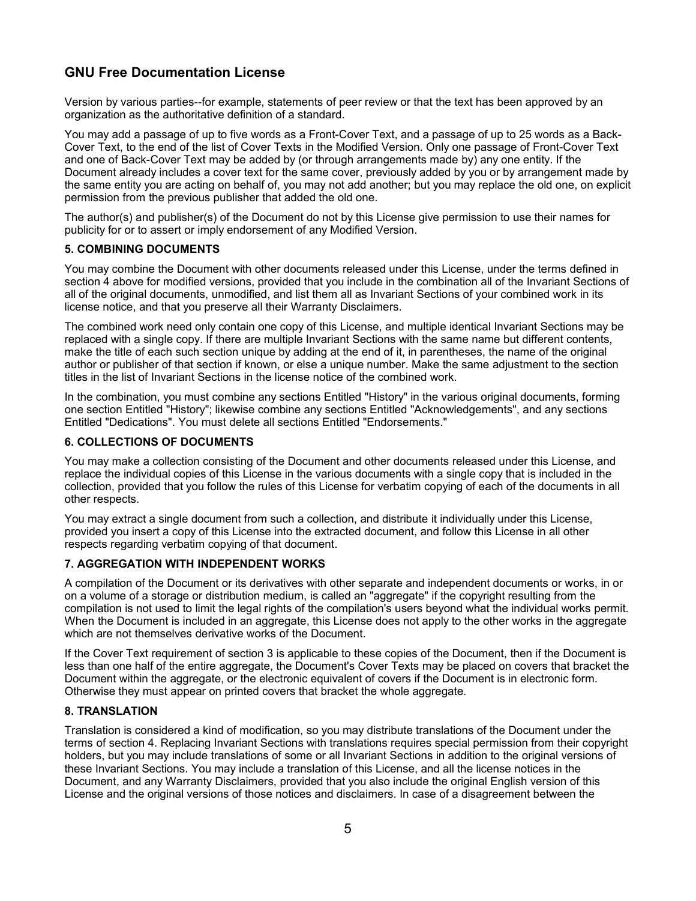## GNU Free Documentation License

Version by various parties--for example, statements of peer review or that the text has been approved by an organization as the authoritative definition of a standard.

You may add a passage of up to five words as a Front-Cover Text, and a passage of up to 25 words as a Back-Cover Text, to the end of the list of Cover Texts in the Modified Version. Only one passage of Front-Cover Text and one of Back-Cover Text may be added by (or through arrangements made by) any one entity. If the Document already includes a cover text for the same cover, previously added by you or by arrangement made by the same entity you are acting on behalf of, you may not add another; but you may replace the old one, on explicit permission from the previous publisher that added the old one.

The author(s) and publisher(s) of the Document do not by this License give permission to use their names for publicity for or to assert or imply endorsement of any Modified Version.

#### 5. COMBINING DOCUMENTS

You may combine the Document with other documents released under this License, under the terms defined in section 4 above for modified versions, provided that you include in the combination all of the Invariant Sections of all of the original documents, unmodified, and list them all as Invariant Sections of your combined work in its license notice, and that you preserve all their Warranty Disclaimers.

The combined work need only contain one copy of this License, and multiple identical Invariant Sections may be replaced with a single copy. If there are multiple Invariant Sections with the same name but different contents, make the title of each such section unique by adding at the end of it, in parentheses, the name of the original author or publisher of that section if known, or else a unique number. Make the same adjustment to the section titles in the list of Invariant Sections in the license notice of the combined work.

In the combination, you must combine any sections Entitled "History" in the various original documents, forming one section Entitled "History"; likewise combine any sections Entitled "Acknowledgements", and any sections Entitled "Dedications". You must delete all sections Entitled "Endorsements."

#### 6. COLLECTIONS OF DOCUMENTS

You may make a collection consisting of the Document and other documents released under this License, and replace the individual copies of this License in the various documents with a single copy that is included in the collection, provided that you follow the rules of this License for verbatim copying of each of the documents in all other respects.

You may extract a single document from such a collection, and distribute it individually under this License, provided you insert a copy of this License into the extracted document, and follow this License in all other respects regarding verbatim copying of that document.

#### 7. AGGREGATION WITH INDEPENDENT WORKS

A compilation of the Document or its derivatives with other separate and independent documents or works, in or on a volume of a storage or distribution medium, is called an "aggregate" if the copyright resulting from the compilation is not used to limit the legal rights of the compilation's users beyond what the individual works permit. When the Document is included in an aggregate, this License does not apply to the other works in the aggregate which are not themselves derivative works of the Document.

If the Cover Text requirement of section 3 is applicable to these copies of the Document, then if the Document is less than one half of the entire aggregate, the Document's Cover Texts may be placed on covers that bracket the Document within the aggregate, or the electronic equivalent of covers if the Document is in electronic form. Otherwise they must appear on printed covers that bracket the whole aggregate.

#### 8. TRANSLATION

Translation is considered a kind of modification, so you may distribute translations of the Document under the terms of section 4. Replacing Invariant Sections with translations requires special permission from their copyright holders, but you may include translations of some or all Invariant Sections in addition to the original versions of these Invariant Sections. You may include a translation of this License, and all the license notices in the Document, and any Warranty Disclaimers, provided that you also include the original English version of this License and the original versions of those notices and disclaimers. In case of a disagreement between the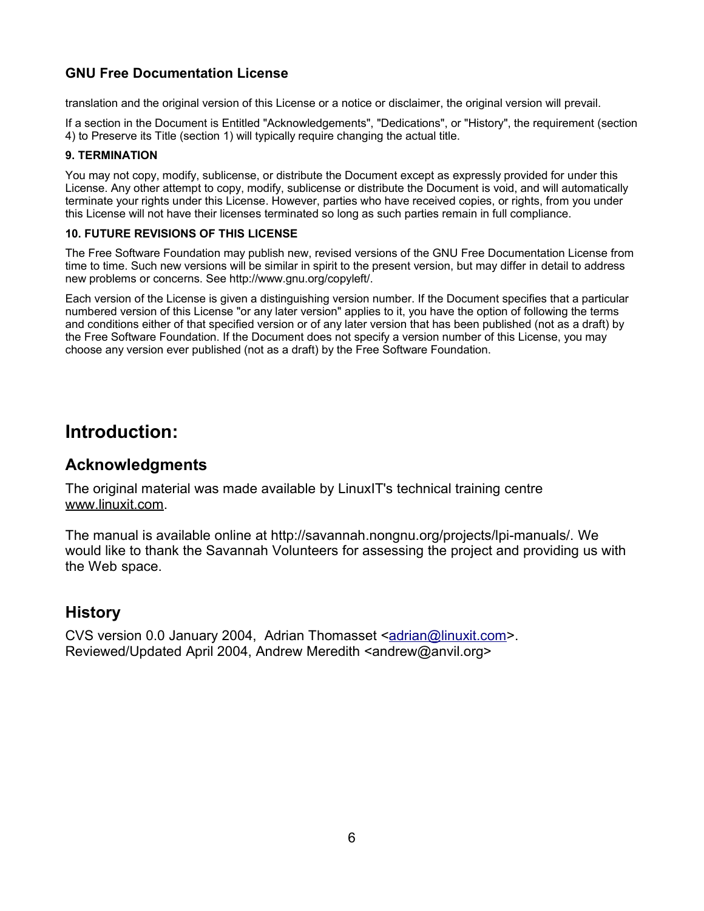translation and the original version of this License or a notice or disclaimer, the original version will prevail.

If a section in the Document is Entitled "Acknowledgements", "Dedications", or "History", the requirement (section 4) to Preserve its Title (section 1) will typically require changing the actual title.

#### 9. TERMINATION

You may not copy, modify, sublicense, or distribute the Document except as expressly provided for under this License. Any other attempt to copy, modify, sublicense or distribute the Document is void, and will automatically terminate your rights under this License. However, parties who have received copies, or rights, from you under this License will not have their licenses terminated so long as such parties remain in full compliance.

#### 10. FUTURE REVISIONS OF THIS LICENSE

The Free Software Foundation may publish new, revised versions of the GNU Free Documentation License from time to time. Such new versions will be similar in spirit to the present version, but may differ in detail to address new problems or concerns. See http://www.gnu.org/copyleft/.

Each version of the License is given a distinguishing version number. If the Document specifies that a particular numbered version of this License "or any later version" applies to it, you have the option of following the terms and conditions either of that specified version or of any later version that has been published (not as a draft) by the Free Software Foundation. If the Document does not specify a version number of this License, you may choose any version ever published (not as a draft) by the Free Software Foundation.

# Introduction:

## Acknowledgments

The original material was made available by LinuxIT's technical training centre www.linuxit.com.

The manual is available online at http://savannah.nongnu.org/projects/lpi-manuals/. We would like to thank the Savannah Volunteers for assessing the project and providing us with the Web space.

## History

CVS version 0.0 January 2004, Adrian Thomasset <adrian@linuxit.com>.
Reviewed/Updated April 2004, Andrew Meredith <andrew@anvil.org>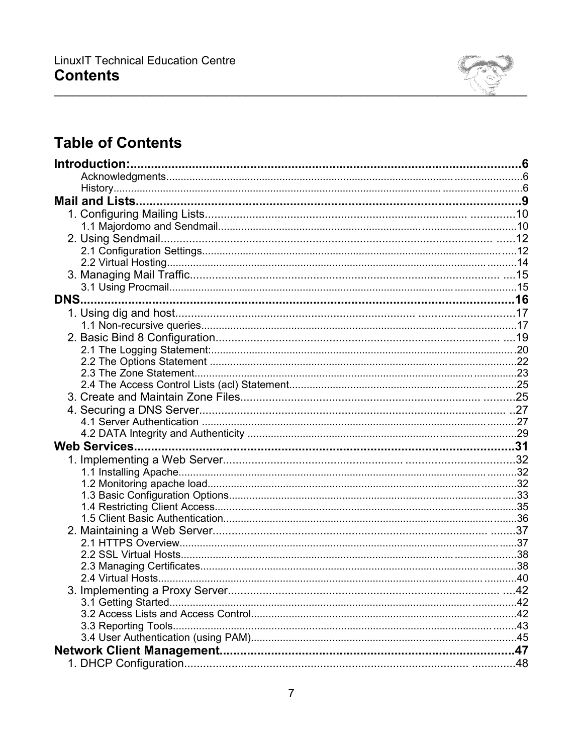# Contents

## Table of Contents

**Introduction:** 6
- Acknowledgments 6
- History 6

**Mail and Lists** 9
- 1. Configuring Mailing Lists 10
  - 1.1 Majordomo and Sendmail 10
- 2. Using Sendmail 12
  - 2.1 Configuration Settings 12
  - 2.2 Virtual Hosting 14
- 3. Managing Mail Traffic 15
  - 3.1 Using Procmail 15

**DNS** 16
- 1. Using dig and host 17
  - 1.1 Non-recursive queries 17
- 2. Basic Bind 8 Configuration 19
  - 2.1 The Logging Statement: 20
  - 2.2 The Options Statement 22
  - 2.3 The Zone Statement 23
  - 2.4 The Access Control Lists (acl) Statement 25
- 3. Create and Maintain Zone Files 25
- 4. Securing a DNS Server 27
  - 4.1 Server Authentication 27
  - 4.2 DATA Integrity and Authenticity 29

**Web Services** 31
- 1. Implementing a Web Server 32
  - 1.1 Installing Apache 32
  - 1.2 Monitoring apache load 32
  - 1.3 Basic Configuration Options 33
  - 1.4 Restricting Client Access 35
  - 1.5 Client Basic Authentication 36
- 2. Maintaining a Web Server 37
  - 2.1 HTTPS Overview 37
  - 2.2 SSL Virtual Hosts 38
  - 2.3 Managing Certificates 38
  - 2.4 Virtual Hosts 40
- 3. Implementing a Proxy Server 42
  - 3.1 Getting Started 42
  - 3.2 Access Lists and Access Control 42
  - 3.3 Reporting Tools 43
  - 3.4 User Authentication (using PAM) 45

**Network Client Management** 47
- 1. DHCP Configuration 48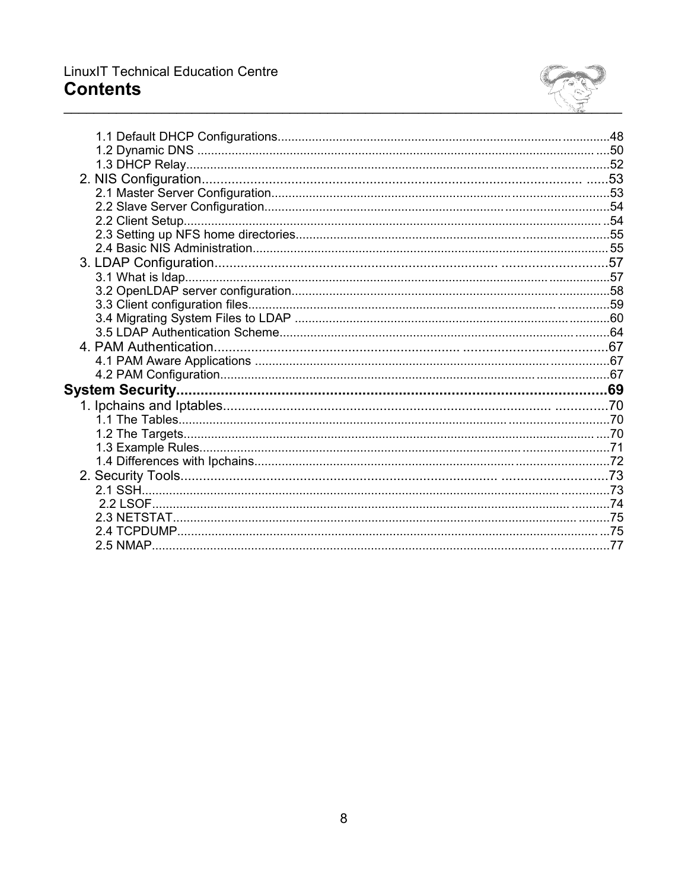# Contents

- 1.1 Default DHCP Configurations....48
- 1.2 Dynamic DNS....50
- 1.3 DHCP Relay....52

2. NIS Configuration....53
- 2.1 Master Server Configuration....53
- 2.2 Slave Server Configuration....54
- 2.2 Client Setup....54
- 2.3 Setting up NFS home directories....55
- 2.4 Basic NIS Administration....55

3. LDAP Configuration....57
- 3.1 What is ldap....57
- 3.2 OpenLDAP server configuration....58
- 3.3 Client configuration files....59
- 3.4 Migrating System Files to LDAP....60
- 3.5 LDAP Authentication Scheme....64

4. PAM Authentication....67
- 4.1 PAM Aware Applications....67
- 4.2 PAM Configuration....67

**System Security....69**

1. Ipchains and Iptables....70
- 1.1 The Tables....70
- 1.2 The Targets....70
- 1.3 Example Rules....71
- 1.4 Differences with Ipchains....72

2. Security Tools....73
- 2.1 SSH....73
- 2.2 LSOF....74
- 2.3 NETSTAT....75
- 2.4 TCPDUMP....75
- 2.5 NMAP....77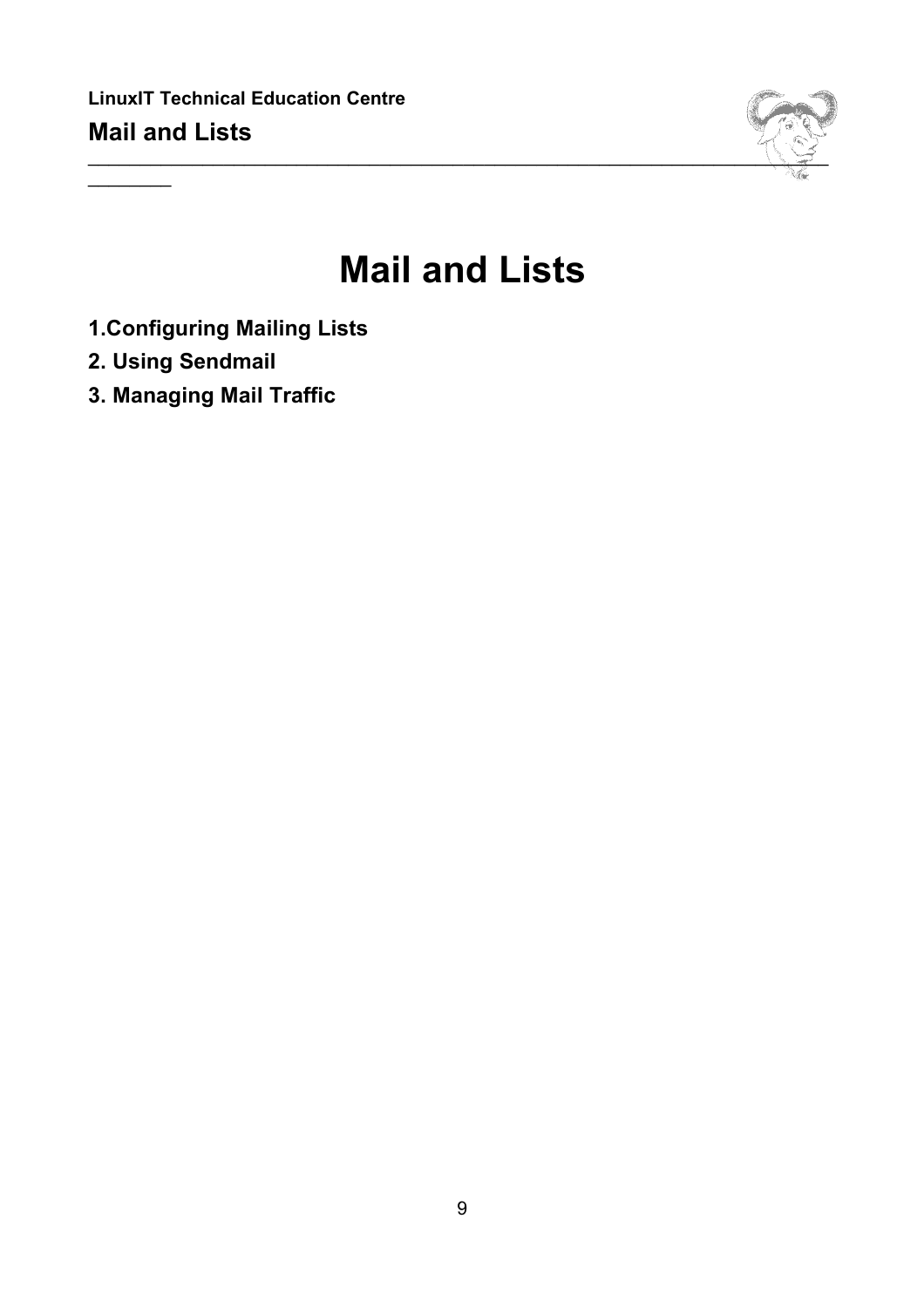# Mail and Lists

**1.Configuring Mailing Lists**

**2. Using Sendmail**

**3. Managing Mail Traffic**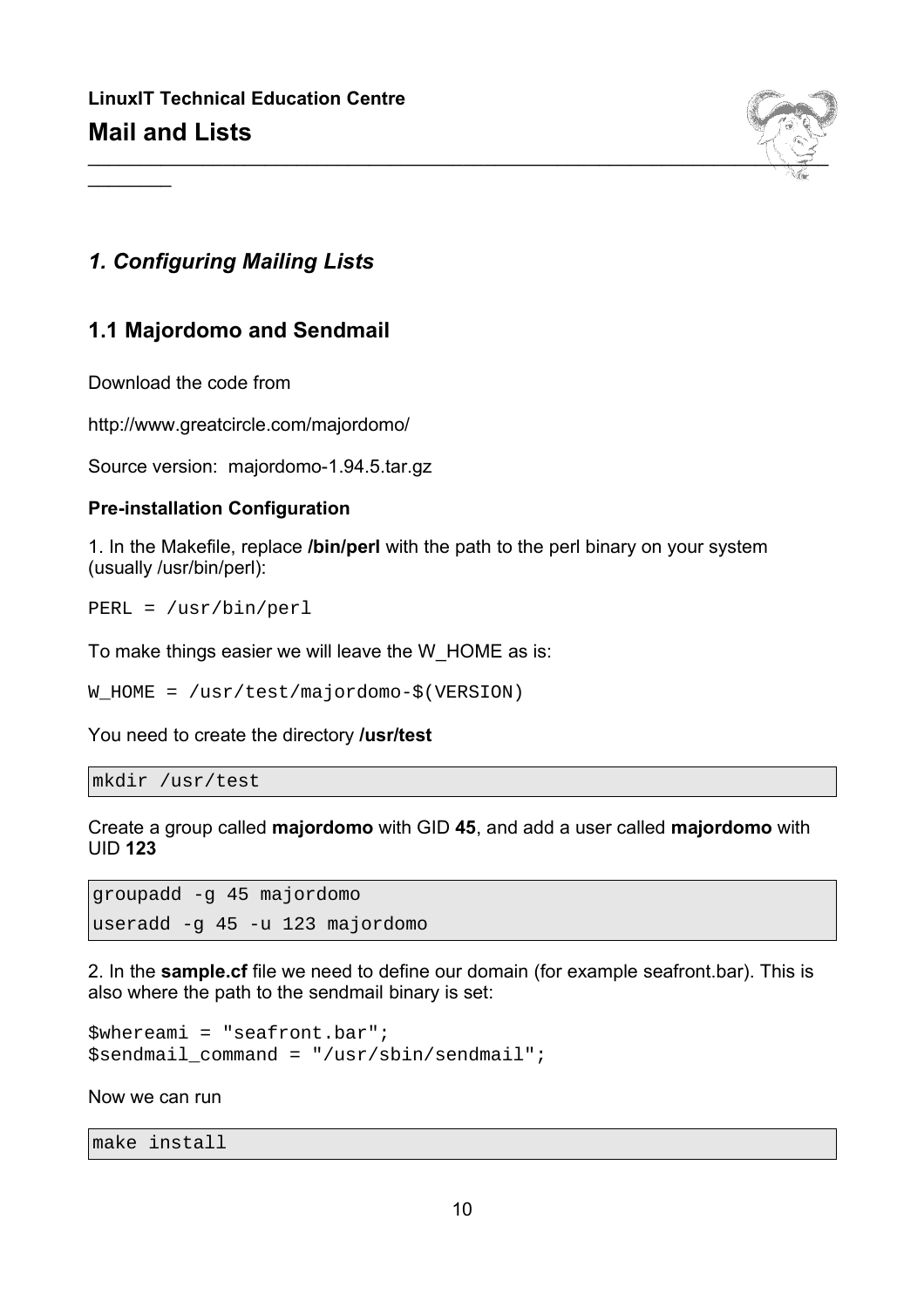## 1. Configuring Mailing Lists

### 1.1 Majordomo and Sendmail

Download the code from

http://www.greatcircle.com/majordomo/

Source version: majordomo-1.94.5.tar.gz

**Pre-installation Configuration**

1. In the Makefile, replace **/bin/perl** with the path to the perl binary on your system (usually /usr/bin/perl):

```
PERL = /usr/bin/perl
```

To make things easier we will leave the W_HOME as is:

```
W_HOME = /usr/test/majordomo-$(VERSION)
```

You need to create the directory **/usr/test**

```
mkdir /usr/test
```

Create a group called **majordomo** with GID **45**, and add a user called **majordomo** with UID **123**

```
groupadd -g 45 majordomo
useradd -g 45 -u 123 majordomo
```

2. In the **sample.cf** file we need to define our domain (for example seafront.bar). This is also where the path to the sendmail binary is set:

```
$whereami = "seafront.bar";
$sendmail_command = "/usr/sbin/sendmail";
```

Now we can run

```
make install
```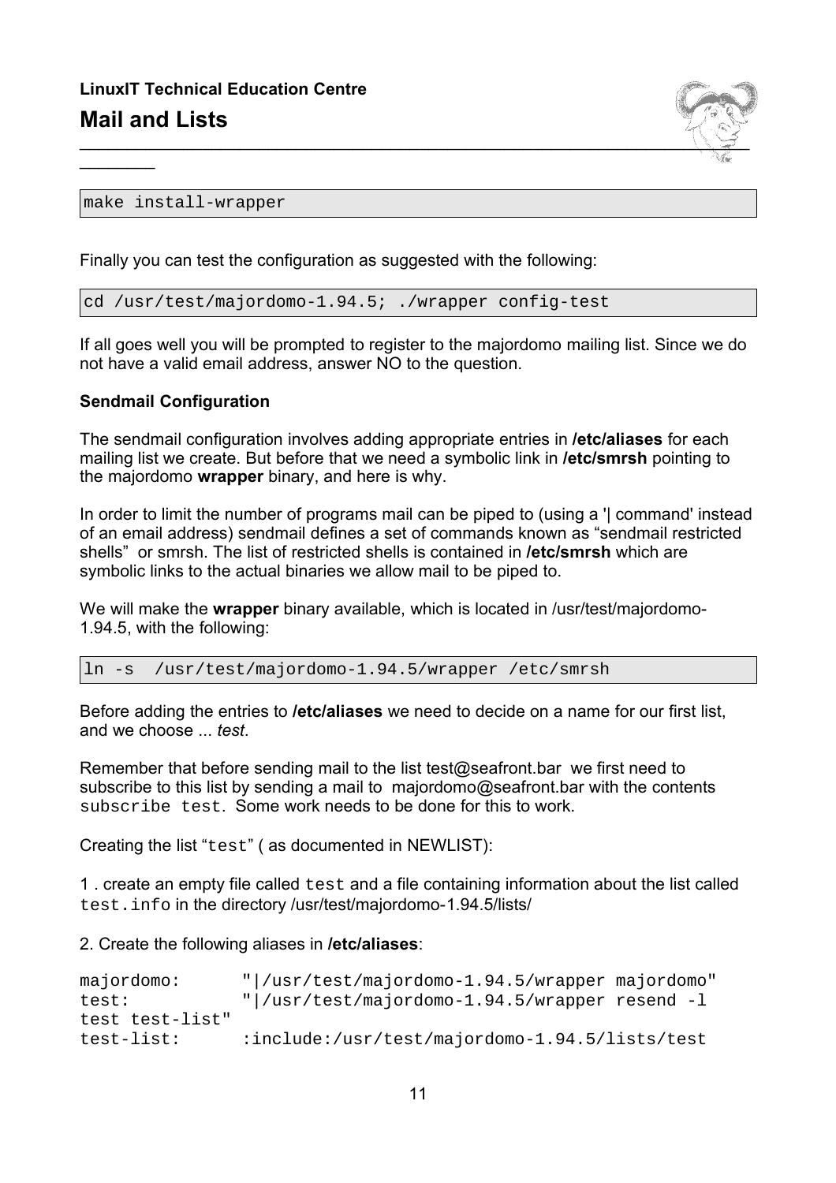```
make install-wrapper
```

Finally you can test the configuration as suggested with the following:

```
cd /usr/test/majordomo-1.94.5; ./wrapper config-test
```

If all goes well you will be prompted to register to the majordomo mailing list. Since we do not have a valid email address, answer NO to the question.

**Sendmail Configuration**

The sendmail configuration involves adding appropriate entries in **/etc/aliases** for each mailing list we create. But before that we need a symbolic link in **/etc/smrsh** pointing to the majordomo **wrapper** binary, and here is why.

In order to limit the number of programs mail can be piped to (using a '| command' instead of an email address) sendmail defines a set of commands known as “sendmail restricted shells” or smrsh. The list of restricted shells is contained in **/etc/smrsh** which are symbolic links to the actual binaries we allow mail to be piped to.

We will make the **wrapper** binary available, which is located in /usr/test/majordomo-1.94.5, with the following:

```
ln -s  /usr/test/majordomo-1.94.5/wrapper /etc/smrsh
```

Before adding the entries to **/etc/aliases** we need to decide on a name for our first list, and we choose ... *test*.

Remember that before sending mail to the list test@seafront.bar we first need to subscribe to this list by sending a mail to majordomo@seafront.bar with the contents `subscribe test`. Some work needs to be done for this to work.

Creating the list “`test`” ( as documented in NEWLIST):

1 . create an empty file called `test` and a file containing information about the list called `test.info` in the directory /usr/test/majordomo-1.94.5/lists/

2. Create the following aliases in **/etc/aliases**:

```
majordomo:      "|/usr/test/majordomo-1.94.5/wrapper majordomo"
test:           "|/usr/test/majordomo-1.94.5/wrapper resend -l 
test test-list"
test-list:      :include:/usr/test/majordomo-1.94.5/lists/test
```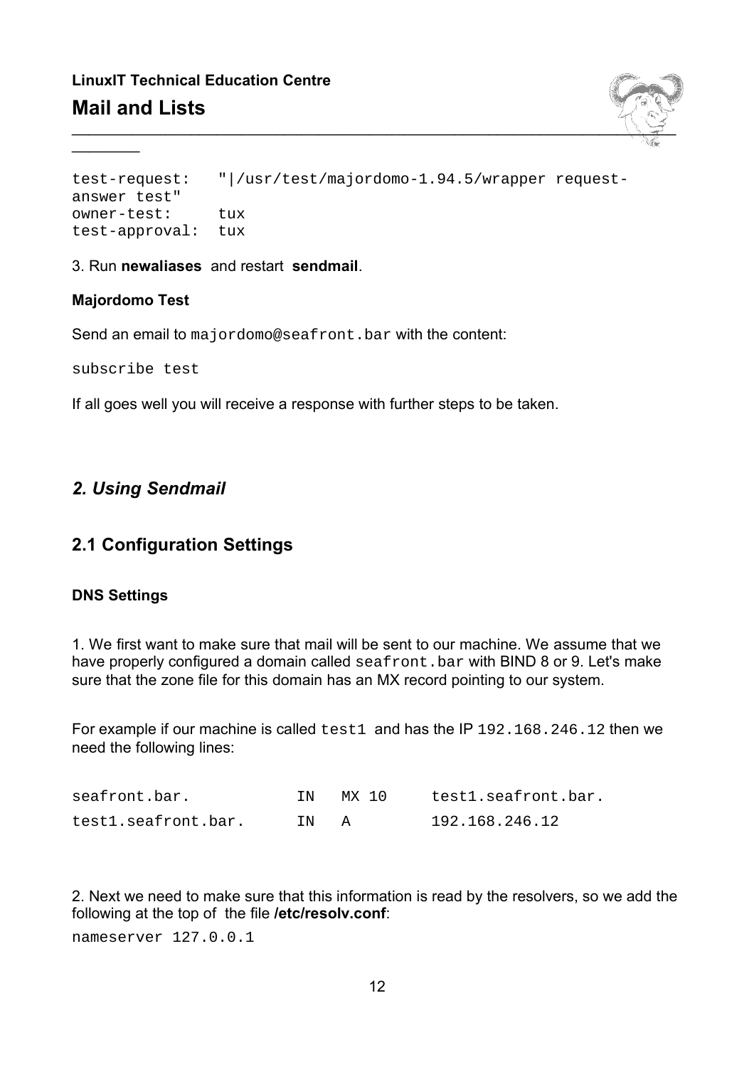```
test-request:   "|/usr/test/majordomo-1.94.5/wrapper request-
answer test"
owner-test:     tux
test-approval:  tux
```

3. Run **newaliases** and restart **sendmail**.

**Majordomo Test**

Send an email to `majordomo@seafront.bar` with the content:

```
subscribe test
```

If all goes well you will receive a response with further steps to be taken.

## *2. Using Sendmail*

## 2.1 Configuration Settings

**DNS Settings**

1. We first want to make sure that mail will be sent to our machine. We assume that we have properly configured a domain called `seafront.bar` with BIND 8 or 9. Let's make sure that the zone file for this domain has an MX record pointing to our system.

For example if our machine is called `test1` and has the IP `192.168.246.12` then we need the following lines:

```
seafront.bar.          IN   MX 10    test1.seafront.bar.
test1.seafront.bar.    IN   A        192.168.246.12
```

2. Next we need to make sure that this information is read by the resolvers, so we add the following at the top of the file **/etc/resolv.conf**:

```
nameserver 127.0.0.1
```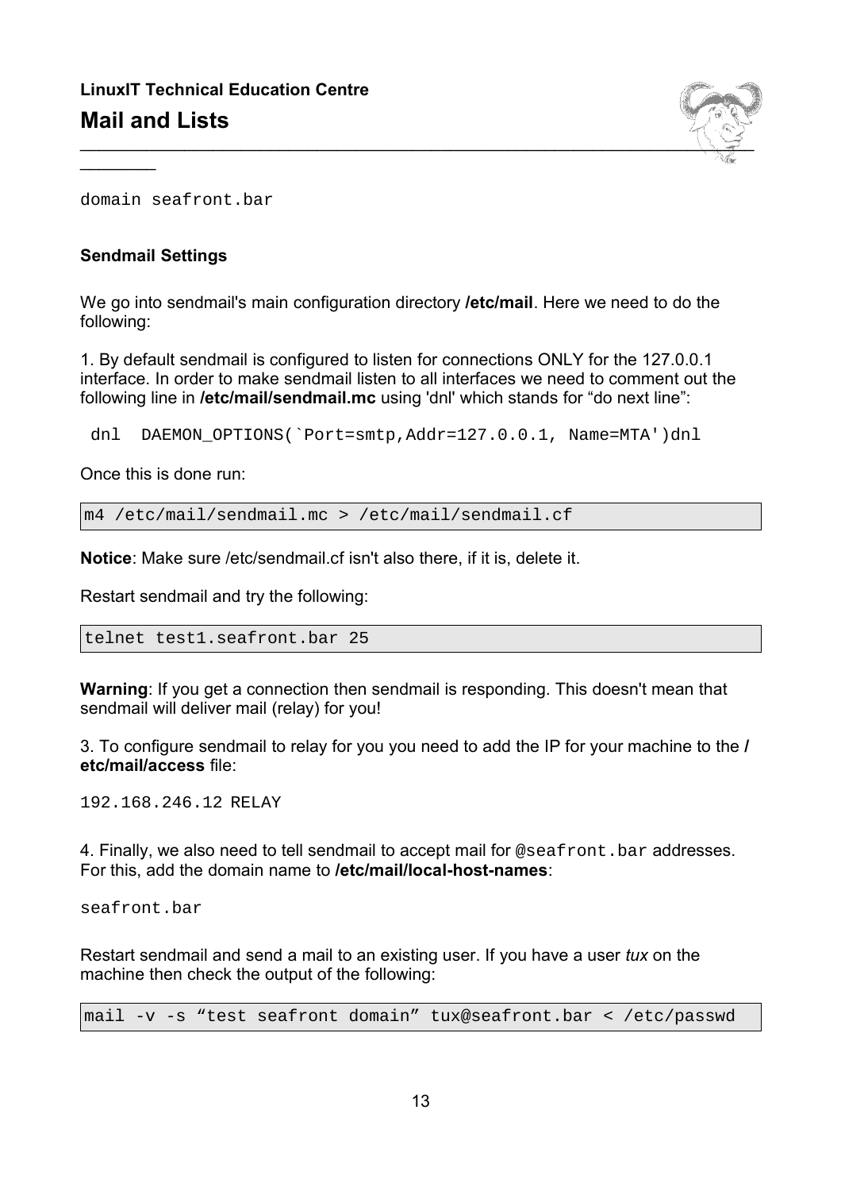domain seafront.bar

### Sendmail Settings

We go into sendmail's main configuration directory **/etc/mail**. Here we need to do the following:

1. By default sendmail is configured to listen for connections ONLY for the 127.0.0.1 interface. In order to make sendmail listen to all interfaces we need to comment out the following line in **/etc/mail/sendmail.mc** using 'dnl' which stands for "do next line":

```
dnl  DAEMON_OPTIONS(`Port=smtp,Addr=127.0.0.1, Name=MTA')dnl
```

Once this is done run:

```
m4 /etc/mail/sendmail.mc > /etc/mail/sendmail.cf
```

**Notice**: Make sure /etc/sendmail.cf isn't also there, if it is, delete it.

Restart sendmail and try the following:

```
telnet test1.seafront.bar 25
```

**Warning**: If you get a connection then sendmail is responding. This doesn't mean that sendmail will deliver mail (relay) for you!

3. To configure sendmail to relay for you you need to add the IP for your machine to the **/etc/mail/access** file:

```
192.168.246.12 RELAY
```

4. Finally, we also need to tell sendmail to accept mail for `@seafront.bar` addresses. For this, add the domain name to **/etc/mail/local-host-names**:

```
seafront.bar
```

Restart sendmail and send a mail to an existing user. If you have a user *tux* on the machine then check the output of the following:

```
mail -v -s "test seafront domain" tux@seafront.bar < /etc/passwd
```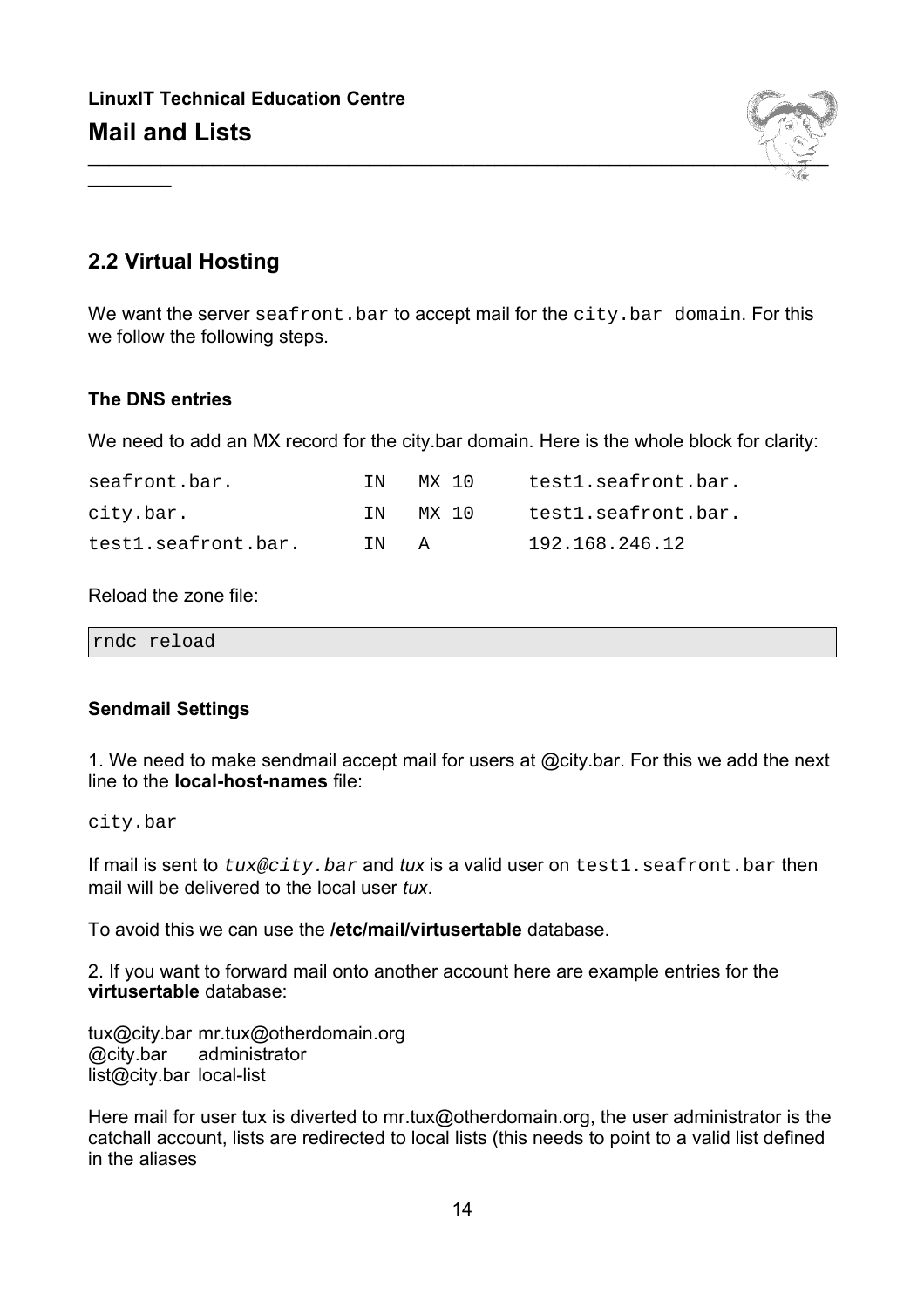## 2.2 Virtual Hosting

We want the server `seafront.bar` to accept mail for the `city.bar domain`. For this we follow the following steps.

#### The DNS entries

We need to add an MX record for the city.bar domain. Here is the whole block for clarity:

```
seafront.bar.          IN   MX 10    test1.seafront.bar.
city.bar.              IN   MX 10    test1.seafront.bar.
test1.seafront.bar.    IN   A        192.168.246.12
```

Reload the zone file:

```
rndc reload
```

#### Sendmail Settings

1. We need to make sendmail accept mail for users at @city.bar. For this we add the next line to the **local-host-names** file:

```
city.bar
```

If mail is sent to *`tux@city.bar`* and *tux* is a valid user on `test1.seafront.bar` then mail will be delivered to the local user *tux*.

To avoid this we can use the **/etc/mail/virtusertable** database.

2. If you want to forward mail onto another account here are example entries for the **virtusertable** database:

tux@city.bar mr.tux@otherdomain.org
@city.bar      administrator
list@city.bar local-list

Here mail for user tux is diverted to mr.tux@otherdomain.org, the user administrator is the catchall account, lists are redirected to local lists (this needs to point to a valid list defined in the aliases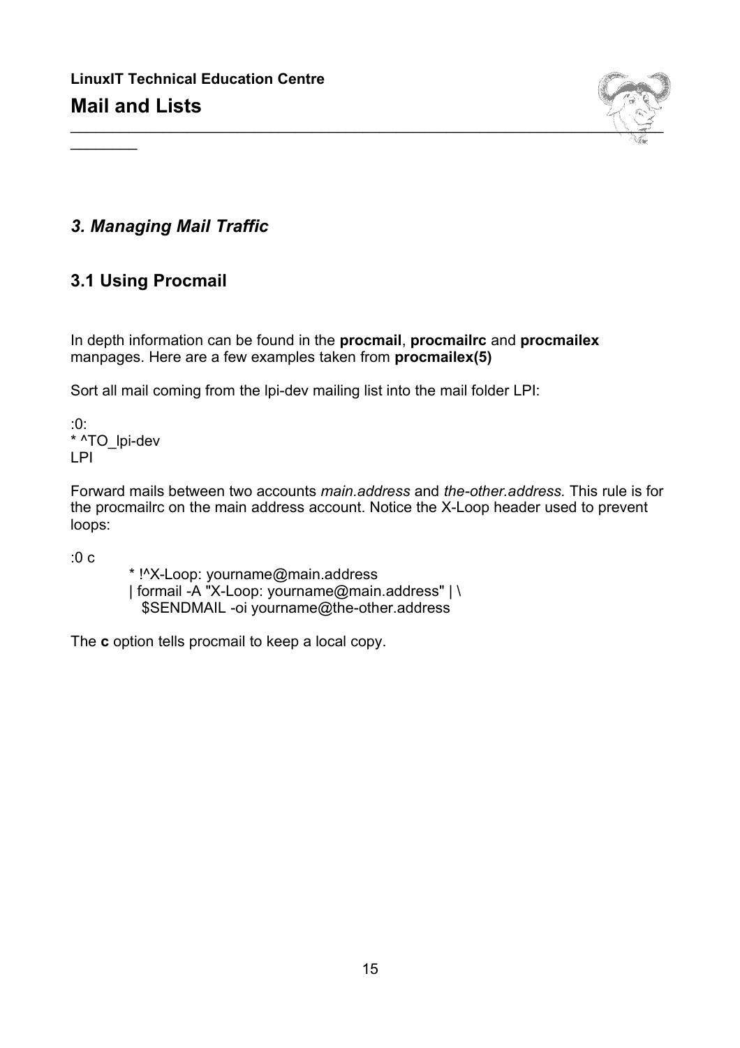## *3. Managing Mail Traffic*

### 3.1 Using Procmail

In depth information can be found in the **procmail**, **procmailrc** and **procmailex** manpages. Here are a few examples taken from **procmailex(5)**

Sort all mail coming from the lpi-dev mailing list into the mail folder LPI:

```
:0:
* ^TO_lpi-dev
LPI
```

Forward mails between two accounts *main.address* and *the-other.address.* This rule is for the procmailrc on the main address account. Notice the X-Loop header used to prevent loops:

```
:0 c
        * !^X-Loop: yourname@main.address
        | formail -A "X-Loop: yourname@main.address" | \
          $SENDMAIL -oi yourname@the-other.address
```

The **c** option tells procmail to keep a local copy.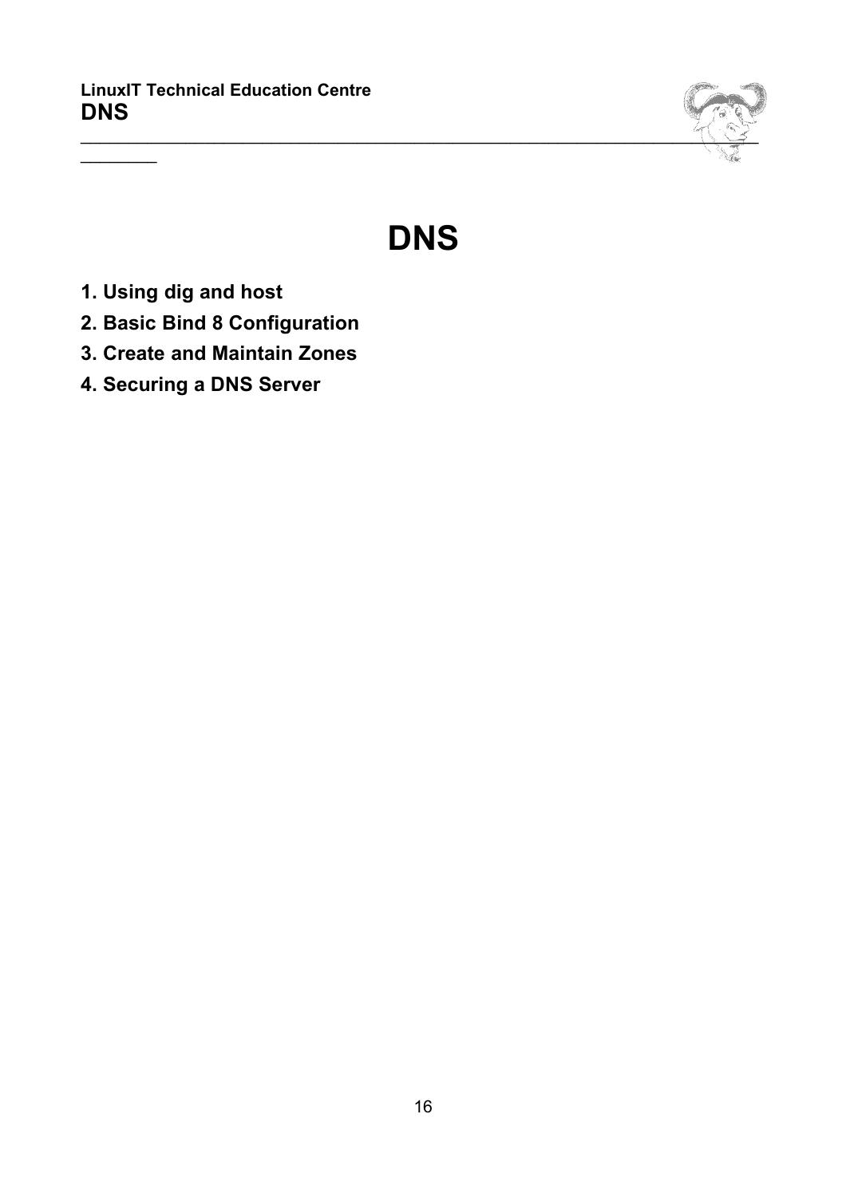# DNS

1. **Using dig and host**
2. **Basic Bind 8 Configuration**
3. **Create and Maintain Zones**
4. **Securing a DNS Server**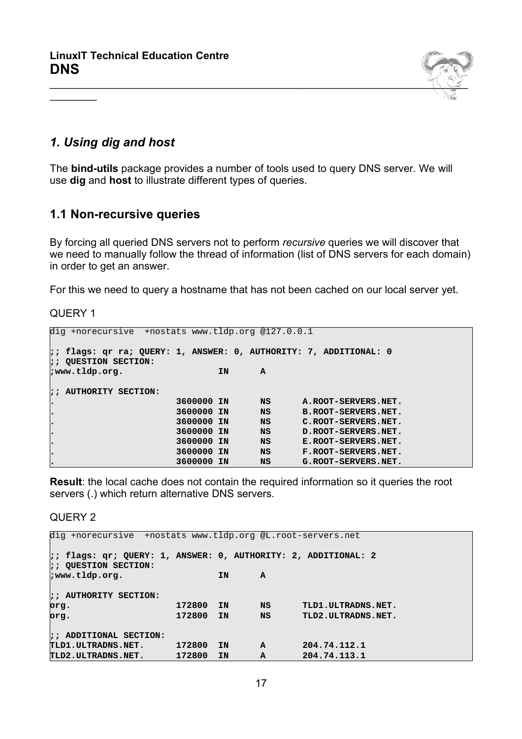## *1. Using dig and host*

The **bind-utils** package provides a number of tools used to query DNS server. We will use **dig** and **host** to illustrate different types of queries.

### 1.1 Non-recursive queries

By forcing all queried DNS servers not to perform *recursive* queries we will discover that we need to manually follow the thread of information (list of DNS servers for each domain) in order to get an answer.

For this we need to query a hostname that has not been cached on our local server yet.

QUERY 1

```
dig +norecursive  +nostats www.tldp.org @127.0.0.1

;; flags: qr ra; QUERY: 1, ANSWER: 0, AUTHORITY: 7, ADDITIONAL: 0
;; QUESTION SECTION:
;www.tldp.org.                  IN      A

;; AUTHORITY SECTION:
.                       3600000 IN      NS      A.ROOT-SERVERS.NET.
.                       3600000 IN      NS      B.ROOT-SERVERS.NET.
.                       3600000 IN      NS      C.ROOT-SERVERS.NET.
.                       3600000 IN      NS      D.ROOT-SERVERS.NET.
.                       3600000 IN      NS      E.ROOT-SERVERS.NET.
.                       3600000 IN      NS      F.ROOT-SERVERS.NET.
.                       3600000 IN      NS      G.ROOT-SERVERS.NET.
```

**Result**: the local cache does not contain the required information so it queries the root servers (.) which return alternative DNS servers.

QUERY 2

```
dig +norecursive  +nostats www.tldp.org @L.root-servers.net

;; flags: qr; QUERY: 1, ANSWER: 0, AUTHORITY: 2, ADDITIONAL: 2
;; QUESTION SECTION:
;www.tldp.org.                  IN      A

;; AUTHORITY SECTION:
org.                    172800  IN      NS      TLD1.ULTRADNS.NET.
org.                    172800  IN      NS      TLD2.ULTRADNS.NET.

;; ADDITIONAL SECTION:
TLD1.ULTRADNS.NET.      172800  IN      A       204.74.112.1
TLD2.ULTRADNS.NET.      172800  IN      A       204.74.113.1
```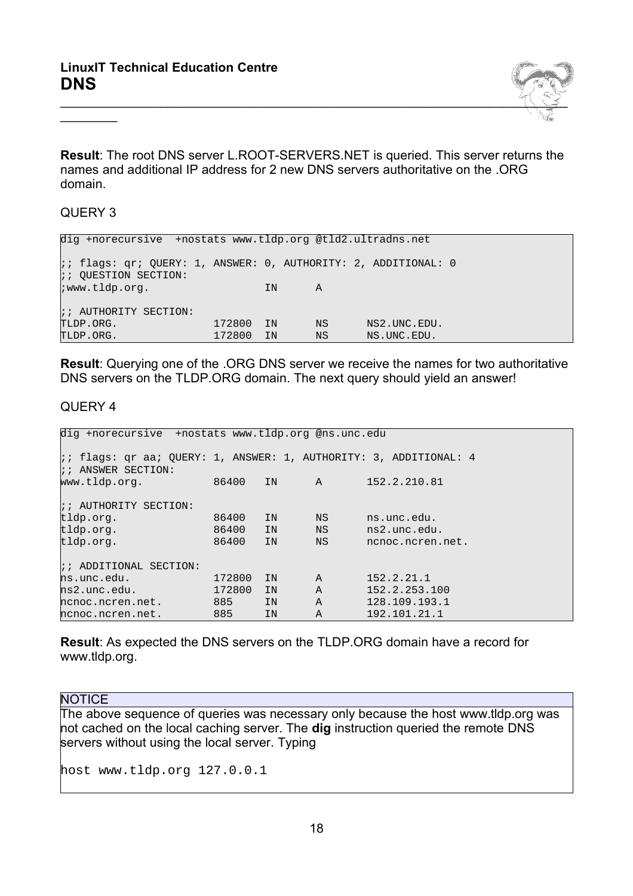**Result**: The root DNS server L.ROOT-SERVERS.NET is queried. This server returns the names and additional IP address for 2 new DNS servers authoritative on the .ORG domain.

QUERY 3

```
dig +norecursive  +nostats www.tldp.org @tld2.ultradns.net

;; flags: qr; QUERY: 1, ANSWER: 0, AUTHORITY: 2, ADDITIONAL: 0
;; QUESTION SECTION:
;www.tldp.org.                  IN      A

;; AUTHORITY SECTION:
TLDP.ORG.               172800  IN      NS      NS2.UNC.EDU.
TLDP.ORG.               172800  IN      NS      NS.UNC.EDU.
```

**Result**: Querying one of the .ORG DNS server we receive the names for two authoritative DNS servers on the TLDP.ORG domain. The next query should yield an answer!

QUERY 4

```
dig +norecursive  +nostats www.tldp.org @ns.unc.edu

;; flags: qr aa; QUERY: 1, ANSWER: 1, AUTHORITY: 3, ADDITIONAL: 4
;; ANSWER SECTION:
www.tldp.org.           86400   IN      A       152.2.210.81

;; AUTHORITY SECTION:
tldp.org.               86400   IN      NS      ns.unc.edu.
tldp.org.               86400   IN      NS      ns2.unc.edu.
tldp.org.               86400   IN      NS      ncnoc.ncren.net.

;; ADDITIONAL SECTION:
ns.unc.edu.             172800  IN      A       152.2.21.1
ns2.unc.edu.            172800  IN      A       152.2.253.100
ncnoc.ncren.net.        885     IN      A       128.109.193.1
ncnoc.ncren.net.        885     IN      A       192.101.21.1
```

**Result**: As expected the DNS servers on the TLDP.ORG domain have a record for www.tldp.org.

NOTICE

The above sequence of queries was necessary only because the host www.tldp.org was not cached on the local caching server. The **dig** instruction queried the remote DNS servers without using the local server. Typing

```
host www.tldp.org 127.0.0.1
```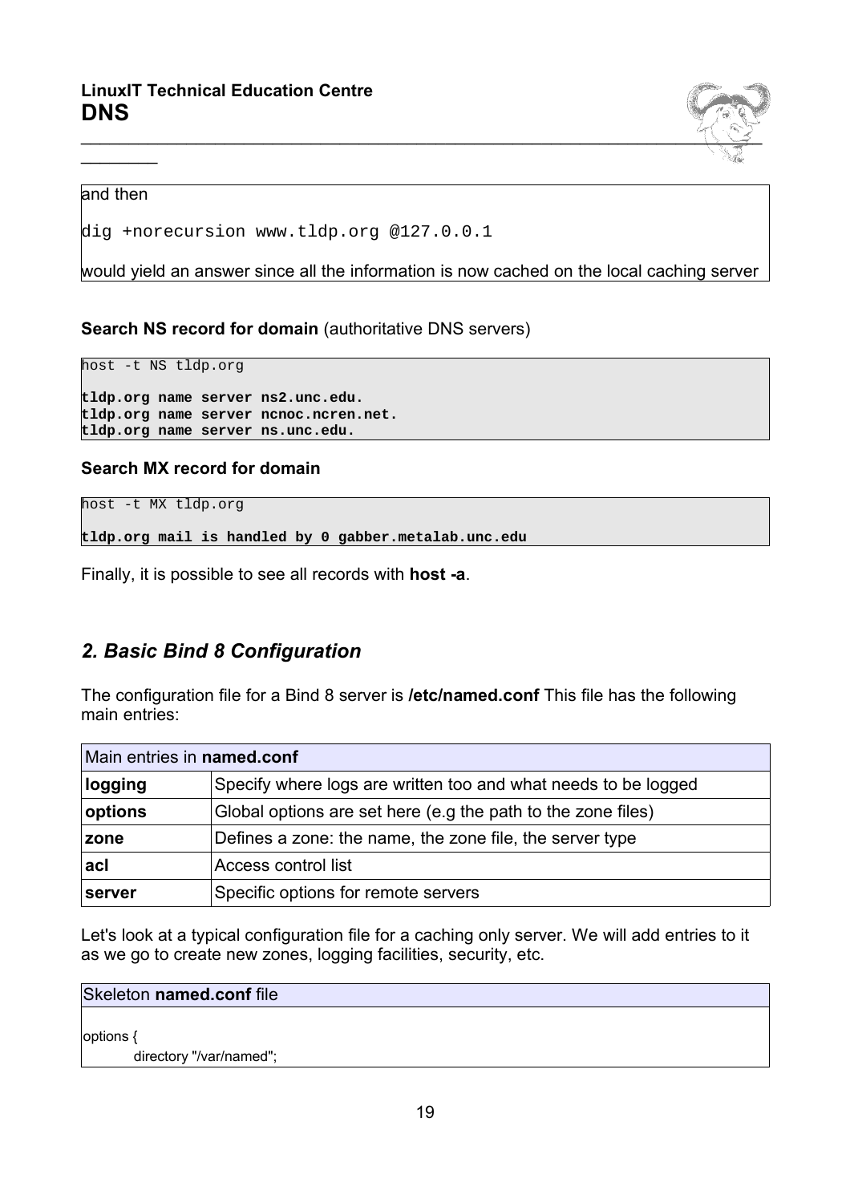and then

```
dig +norecursion www.tldp.org @127.0.0.1
```

would yield an answer since all the information is now cached on the local caching server

**Search NS record for domain** (authoritative DNS servers)

```
host -t NS tldp.org

tldp.org name server ns2.unc.edu.
tldp.org name server ncnoc.ncren.net.
tldp.org name server ns.unc.edu.
```

**Search MX record for domain**

```
host -t MX tldp.org

tldp.org mail is handled by 0 gabber.metalab.unc.edu
```

Finally, it is possible to see all records with **host -a**.

## *2. Basic Bind 8 Configuration*

The configuration file for a Bind 8 server is **/etc/named.conf** This file has the following main entries:

| Main entries in **named.conf** | |
|---|---|
| **logging** | Specify where logs are written too and what needs to be logged |
| **options** | Global options are set here (e.g the path to the zone files) |
| **zone** | Defines a zone: the name, the zone file, the server type |
| **acl** | Access control list |
| **server** | Specific options for remote servers |

Let's look at a typical configuration file for a caching only server. We will add entries to it as we go to create new zones, logging facilities, security, etc.

Skeleton **named.conf** file

```
options {
        directory "/var/named";
```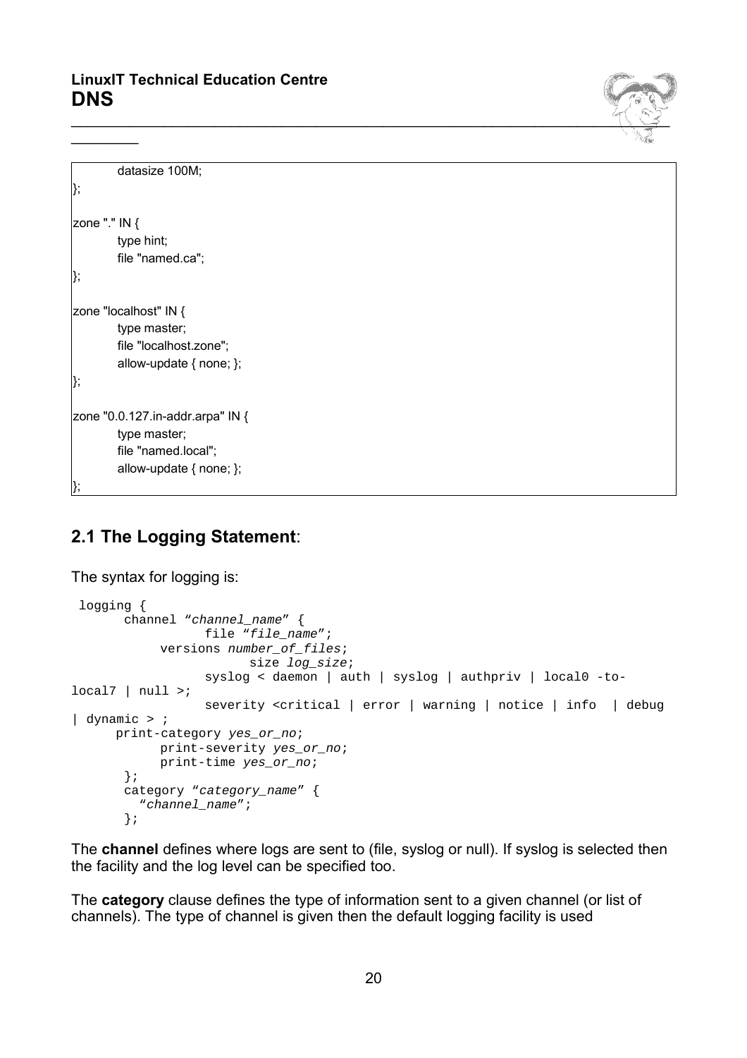```
        datasize 100M;
};

zone "." IN {
        type hint;
        file "named.ca";
};

zone "localhost" IN {
        type master;
        file "localhost.zone";
        allow-update { none; };
};

zone "0.0.127.in-addr.arpa" IN {
        type master;
        file "named.local";
        allow-update { none; };
};
```

## 2.1 The Logging Statement:

The syntax for logging is:

```
 logging {
       channel “channel_name” {
                  file “file_name”;
            versions number_of_files;
                        size log_size;
                  syslog < daemon | auth | syslog | authpriv | local0 -to-
local7 | null >;
                  severity <critical | error | warning | notice | info  | debug
| dynamic > ;
      print-category yes_or_no;
            print-severity yes_or_no;
            print-time yes_or_no;
       };
       category “category_name” {
         “channel_name”;
       };
```

The **channel** defines where logs are sent to (file, syslog or null). If syslog is selected then the facility and the log level can be specified too.

The **category** clause defines the type of information sent to a given channel (or list of channels). The type of channel is given then the default logging facility is used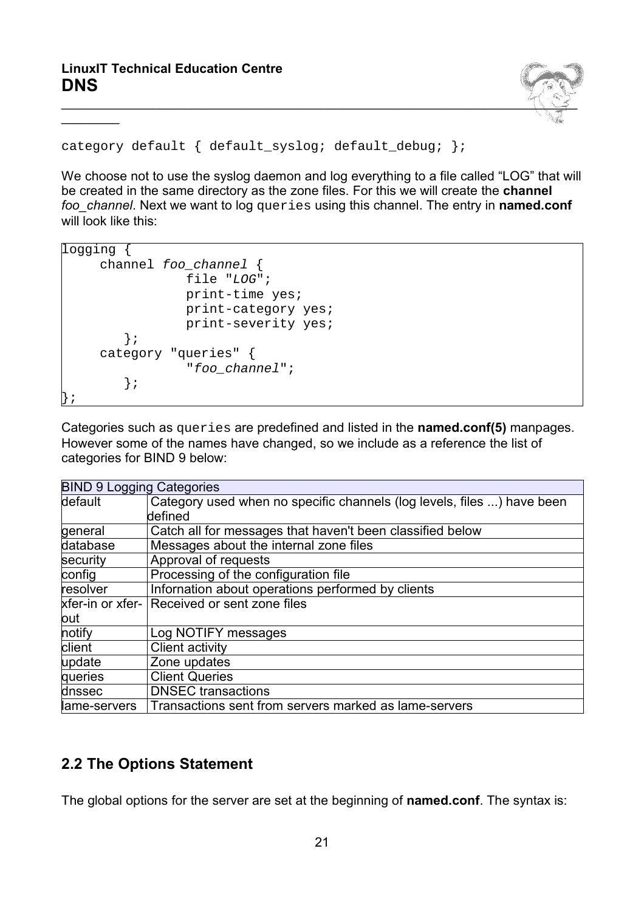```
category default { default_syslog; default_debug; };
```

We choose not to use the syslog daemon and log everything to a file called "LOG" that will be created in the same directory as the zone files. For this we will create the **channel** *foo_channel*. Next we want to log `queries` using this channel. The entry in **named.conf** will look like this:

```
logging {
     channel foo_channel {
               file "LOG";
               print-time yes;
               print-category yes;
               print-severity yes;
        };
     category "queries" {
               "foo_channel";
        };
};
```

Categories such as `queries` are predefined and listed in the **named.conf(5)** manpages. However some of the names have changed, so we include as a reference the list of categories for BIND 9 below:

| BIND 9 Logging Categories | |
|---|---|
| default | Category used when no specific channels (log levels, files ...) have been defined |
| general | Catch all for messages that haven't been classified below |
| database | Messages about the internal zone files |
| security | Approval of requests |
| config | Processing of the configuration file |
| resolver | Infornation about operations performed by clients |
| xfer-in or xfer-out | Received or sent zone files |
| notify | Log NOTIFY messages |
| client | Client activity |
| update | Zone updates |
| queries | Client Queries |
| dnssec | DNSEC transactions |
| lame-servers | Transactions sent from servers marked as lame-servers |

## 2.2 The Options Statement

The global options for the server are set at the beginning of **named.conf**. The syntax is: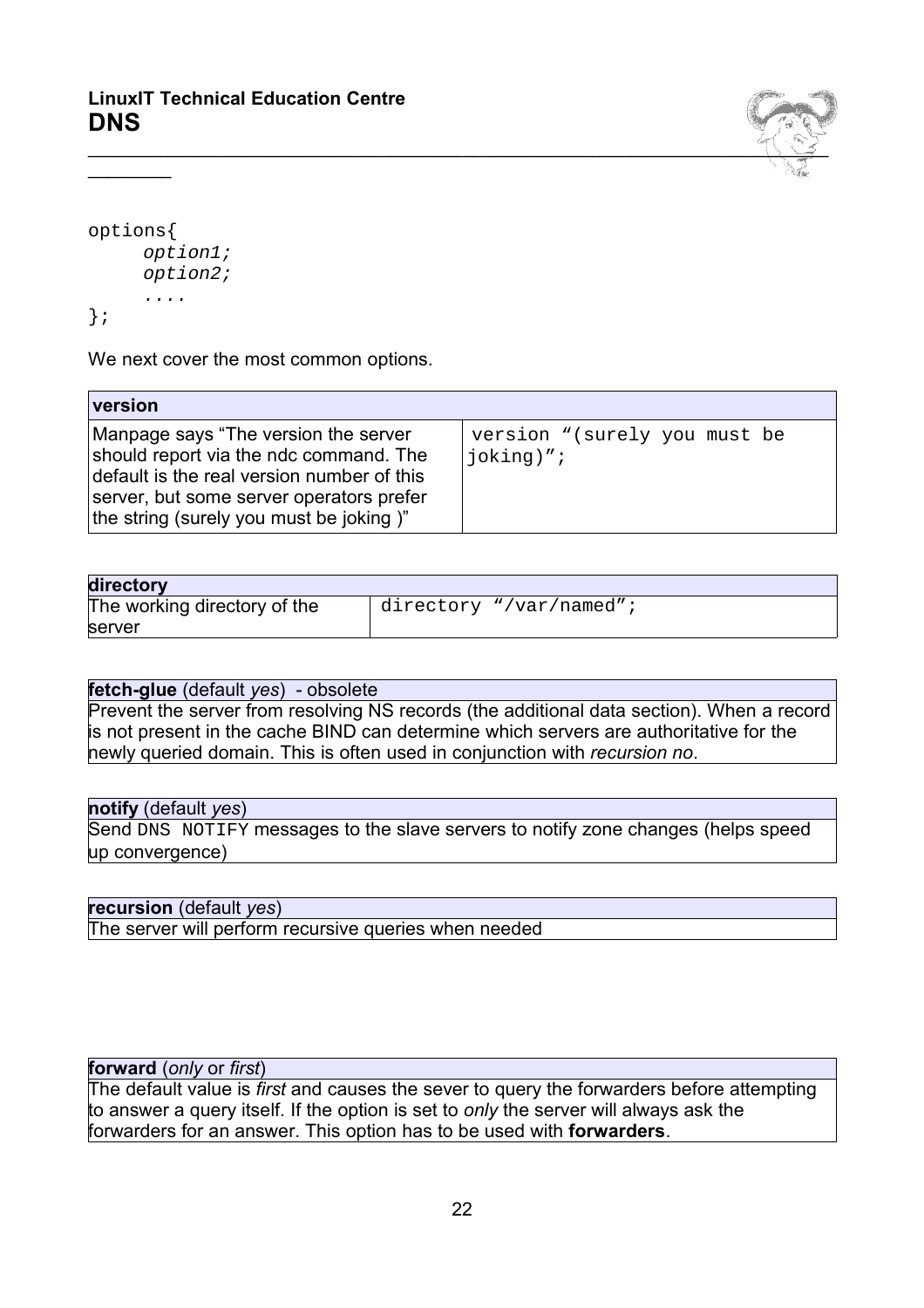```
options{
      option1;
      option2;
      ....
};
```

We next cover the most common options.

| **version** | |
|---|---|
| Manpage says "The version the server should report via the ndc command. The default is the real version number of this server, but some server operators prefer the string (surely you must be joking )" | `version "(surely you must be joking)";` |

| **directory** | |
|---|---|
| The working directory of the server | `directory "/var/named";` |

| **fetch-glue** (default *yes*) - obsolete |
|---|
| Prevent the server from resolving NS records (the additional data section). When a record is not present in the cache BIND can determine which servers are authoritative for the newly queried domain. This is often used in conjunction with *recursion no*. |

| **notify** (default *yes*) |
|---|
| Send `DNS NOTIFY` messages to the slave servers to notify zone changes (helps speed up convergence) |

| **recursion** (default *yes*) |
|---|
| The server will perform recursive queries when needed |

| **forward** (*only* or *first*) |
|---|
| The default value is *first* and causes the sever to query the forwarders before attempting to answer a query itself. If the option is set to *only* the server will always ask the forwarders for an answer. This option has to be used with **forwarders**. |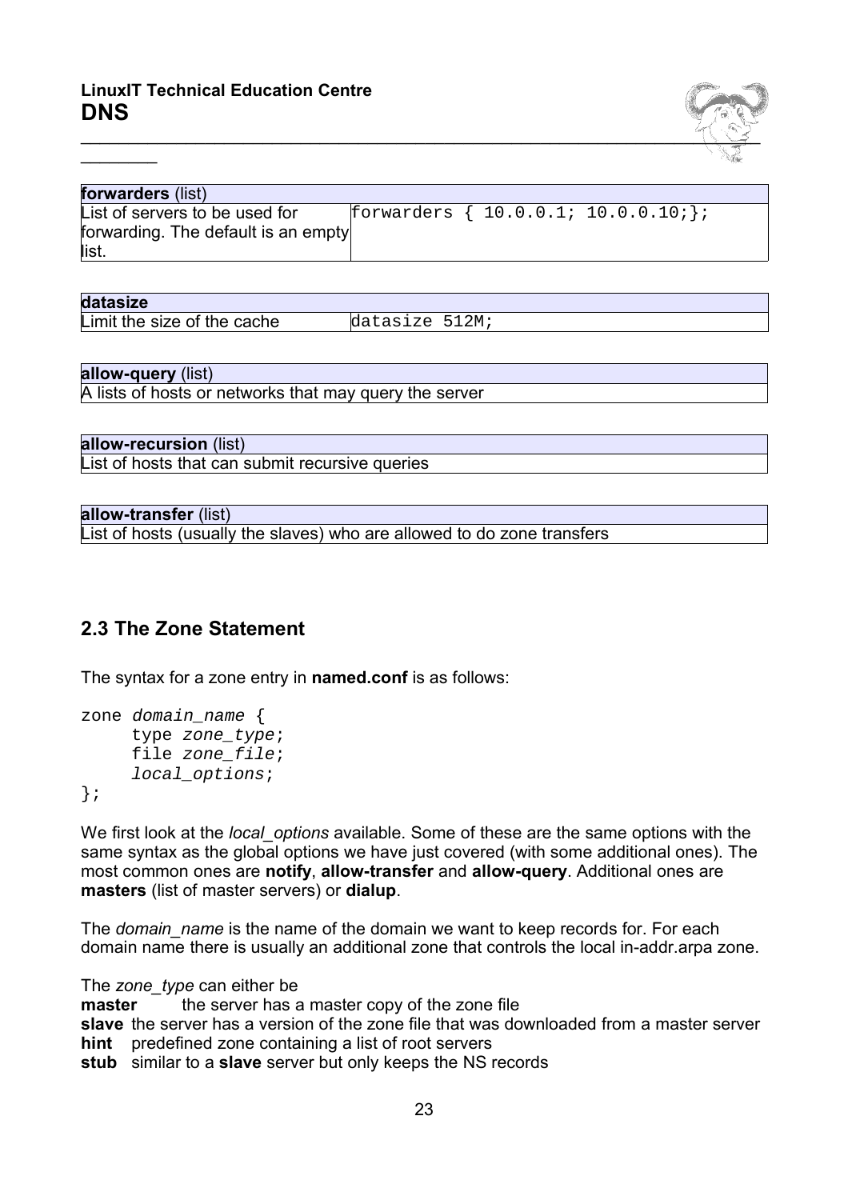| **forwarders** (list) | |
|---|---|
| List of servers to be used for forwarding. The default is an empty list. | `forwarders { 10.0.0.1; 10.0.0.10;};` |

| **datasize** | |
|---|---|
| Limit the size of the cache | `datasize 512M;` |

| **allow-query** (list) |
|---|
| A lists of hosts or networks that may query the server |

| **allow-recursion** (list) |
|---|
| List of hosts that can submit recursive queries |

| **allow-transfer** (list) |
|---|
| List of hosts (usually the slaves) who are allowed to do zone transfers |

## 2.3 The Zone Statement

The syntax for a zone entry in **named.conf** is as follows:

```
zone domain_name {
     type zone_type;
     file zone_file;
     local_options;
};
```

We first look at the *local_options* available. Some of these are the same options with the same syntax as the global options we have just covered (with some additional ones). The most common ones are **notify**, **allow-transfer** and **allow-query**. Additional ones are **masters** (list of master servers) or **dialup**.

The *domain_name* is the name of the domain we want to keep records for. For each domain name there is usually an additional zone that controls the local in-addr.arpa zone.

The *zone_type* can either be

**master** the server has a master copy of the zone file
**slave** the server has a version of the zone file that was downloaded from a master server
**hint** predefined zone containing a list of root servers
**stub** similar to a **slave** server but only keeps the NS records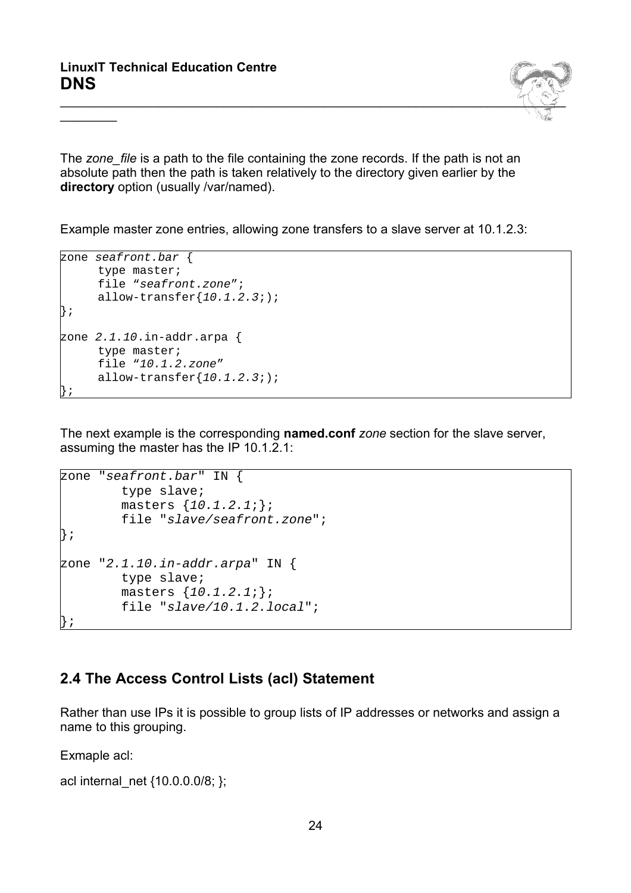The *zone_file* is a path to the file containing the zone records. If the path is not an absolute path then the path is taken relatively to the directory given earlier by the **directory** option (usually /var/named).

Example master zone entries, allowing zone transfers to a slave server at 10.1.2.3:

```
zone seafront.bar {
     type master;
     file “seafront.zone”;
     allow-transfer{10.1.2.3;);
};

zone 2.1.10.in-addr.arpa {
     type master;
     file “10.1.2.zone”
     allow-transfer{10.1.2.3;);
};
```

The next example is the corresponding **named.conf** *zone* section for the slave server, assuming the master has the IP 10.1.2.1:

```
zone "seafront.bar" IN {
        type slave;
        masters {10.1.2.1;};
        file "slave/seafront.zone";
};

zone "2.1.10.in-addr.arpa" IN {
        type slave;
        masters {10.1.2.1;};
        file "slave/10.1.2.local";
};
```

## 2.4 The Access Control Lists (acl) Statement

Rather than use IPs it is possible to group lists of IP addresses or networks and assign a name to this grouping.

Exmaple acl:

acl internal_net {10.0.0.0/8; };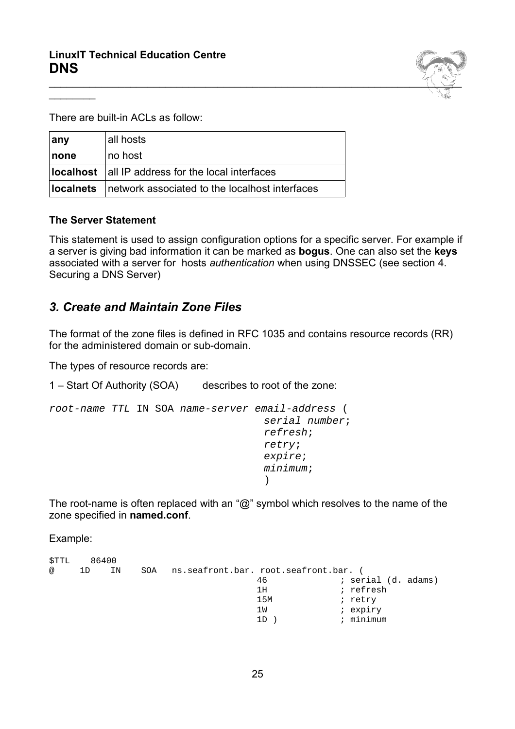There are built-in ACLs as follow:

| | |
|---|---|
| **any** | all hosts |
| **none** | no host |
| **localhost** | all IP address for the local interfaces |
| **localnets** | network associated to the localhost interfaces |

**The Server Statement**

This statement is used to assign configuration options for a specific server. For example if a server is giving bad information it can be marked as **bogus**. One can also set the **keys** associated with a server for hosts *authentication* when using DNSSEC (see section 4. Securing a DNS Server)

## *3. Create and Maintain Zone Files*

The format of the zone files is defined in RFC 1035 and contains resource records (RR) for the administered domain or sub-domain.

The types of resource records are:

1 – Start Of Authority (SOA)     describes to root of the zone:

```
root-name TTL IN SOA name-server email-address (
                                       serial number;
                                       refresh;
                                       retry;
                                       expire;
                                       minimum;
                                       )
```

The root-name is often replaced with an "@" symbol which resolves to the name of the zone specified in **named.conf**.

Example:

```
$TTL    86400
@     1D    IN    SOA   ns.seafront.bar. root.seafront.bar. (
                                        46             ; serial (d. adams)
                                        1H             ; refresh
                                        15M            ; retry
                                        1W             ; expiry
                                        1D )           ; minimum
```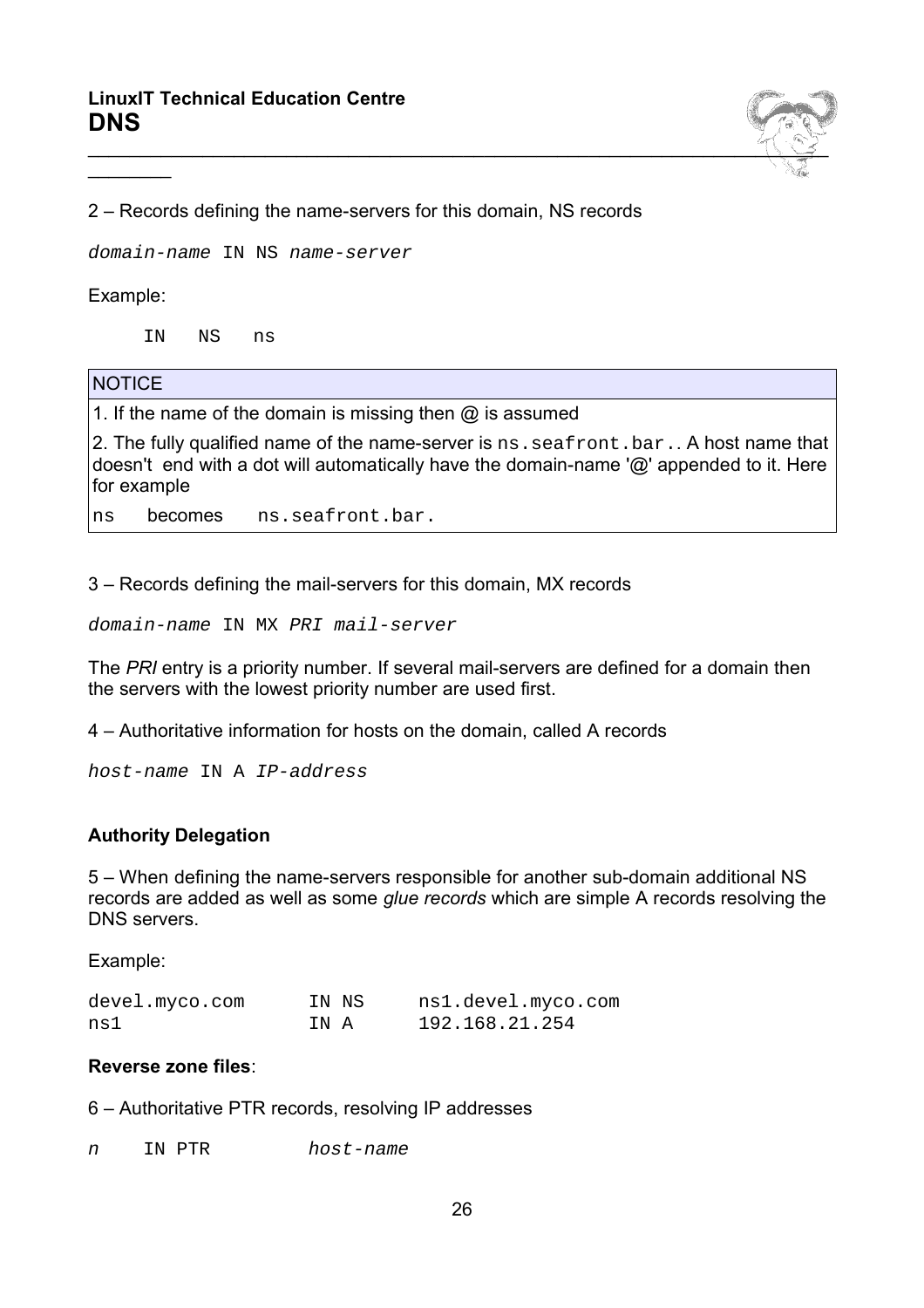2 – Records defining the name-servers for this domain, NS records

```
domain-name IN NS name-server
```

Example:

```
     IN   NS   ns
```

| NOTICE |
|---|
| 1. If the name of the domain is missing then @ is assumed |
| 2. The fully qualified name of the name-server is `ns.seafront.bar.`. A host name that doesn't end with a dot will automatically have the domain-name '@' appended to it. Here for example |
| `ns` becomes `ns.seafront.bar.` |

3 – Records defining the mail-servers for this domain, MX records

```
domain-name IN MX PRI mail-server
```

The *PRI* entry is a priority number. If several mail-servers are defined for a domain then the servers with the lowest priority number are used first.

4 – Authoritative information for hosts on the domain, called A records

```
host-name IN A IP-address
```

**Authority Delegation**

5 – When defining the name-servers responsible for another sub-domain additional NS records are added as well as some *glue records* which are simple A records resolving the DNS servers.

Example:

```
devel.myco.com      IN NS     ns1.devel.myco.com
ns1                 IN A      192.168.21.254
```

**Reverse zone files**:

6 – Authoritative PTR records, resolving IP addresses

```
n    IN PTR          host-name
```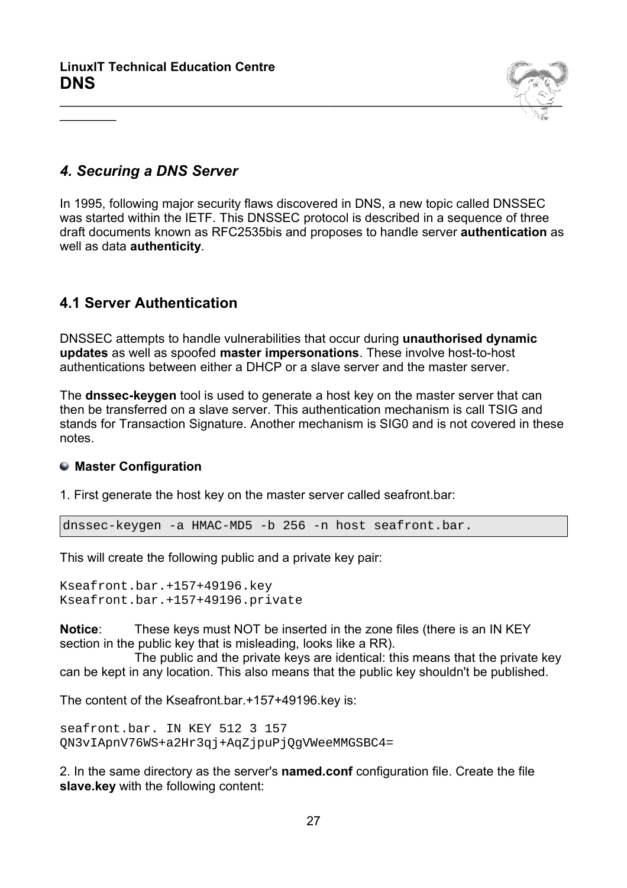## 4. Securing a DNS Server

In 1995, following major security flaws discovered in DNS, a new topic called DNSSEC was started within the IETF. This DNSSEC protocol is described in a sequence of three draft documents known as RFC2535bis and proposes to handle server **authentication** as well as data **authenticity**.

### 4.1 Server Authentication

DNSSEC attempts to handle vulnerabilities that occur during **unauthorised dynamic updates** as well as spoofed **master impersonations**. These involve host-to-host authentications between either a DHCP or a slave server and the master server.

The **dnssec-keygen** tool is used to generate a host key on the master server that can then be transferred on a slave server. This authentication mechanism is call TSIG and stands for Transaction Signature. Another mechanism is SIG0 and is not covered in these notes.

#### Master Configuration

1. First generate the host key on the master server called seafront.bar:

```
dnssec-keygen -a HMAC-MD5 -b 256 -n host seafront.bar.
```

This will create the following public and a private key pair:

```
Kseafront.bar.+157+49196.key
Kseafront.bar.+157+49196.private
```

**Notice**: These keys must NOT be inserted in the zone files (there is an IN KEY section in the public key that is misleading, looks like a RR).
The public and the private keys are identical: this means that the private key can be kept in any location. This also means that the public key shouldn't be published.

The content of the Kseafront.bar.+157+49196.key is:

```
seafront.bar. IN KEY 512 3 157
QN3vIApnV76WS+a2Hr3qj+AqZjpuPjQgVWeeMMGSBC4=
```

2. In the same directory as the server's **named.conf** configuration file. Create the file **slave.key** with the following content: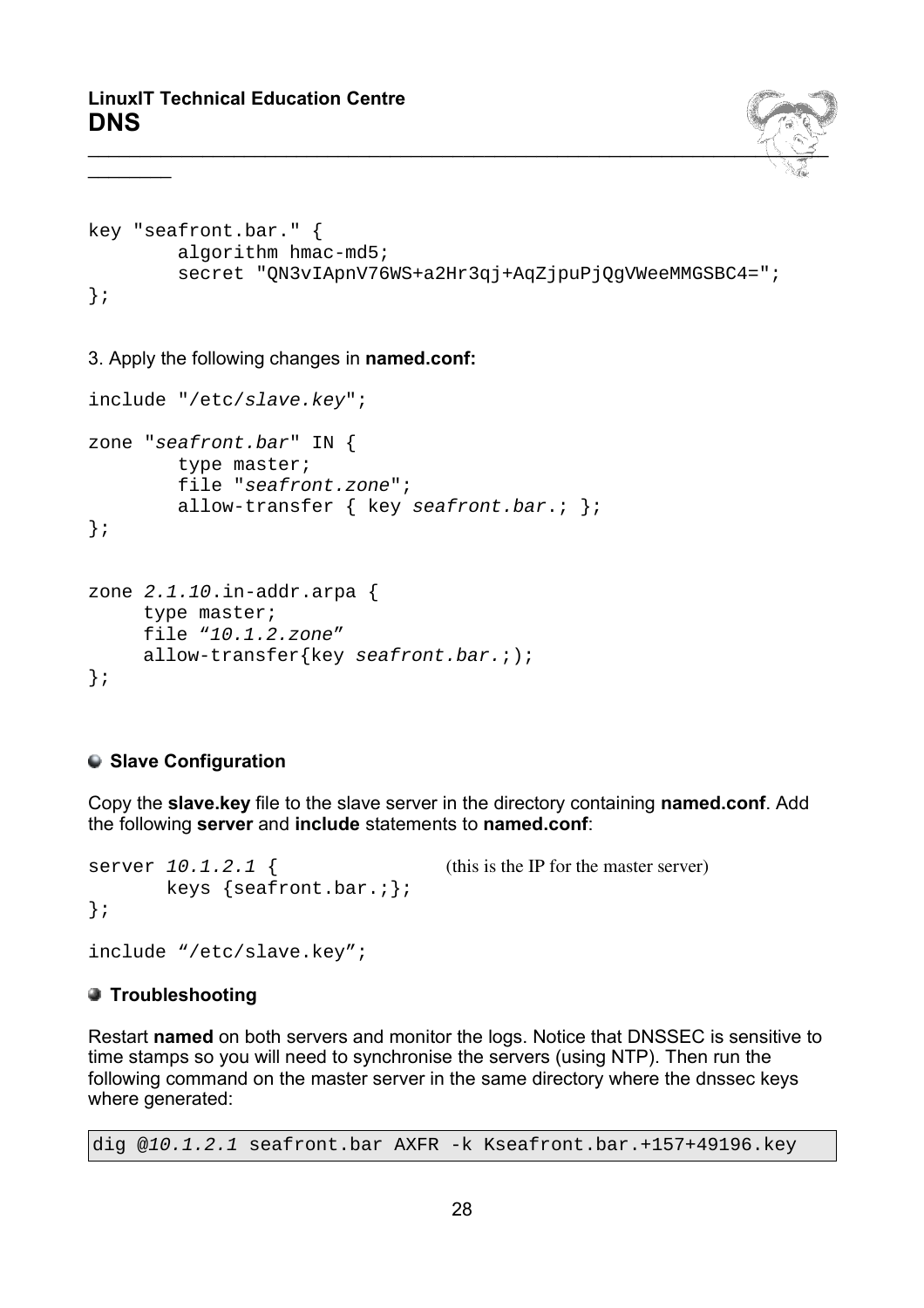```
key "seafront.bar." {
        algorithm hmac-md5;
        secret "QN3vIApnV76WS+a2Hr3qj+AqZjpuPjQgVWeeMMGSBC4=";
};
```

3. Apply the following changes in **named.conf:**

```
include "/etc/slave.key";

zone "seafront.bar" IN {
        type master;
        file "seafront.zone";
        allow-transfer { key seafront.bar.; };
};


zone 2.1.10.in-addr.arpa {
     type master;
     file “10.1.2.zone”
     allow-transfer{key seafront.bar.;);
};
```

### Slave Configuration

Copy the **slave.key** file to the slave server in the directory containing **named.conf**. Add the following **server** and **include** statements to **named.conf**:

```
server 10.1.2.1 {                  (this is the IP for the master server)
       keys {seafront.bar.;};
};

include “/etc/slave.key”;
```

### Troubleshooting

Restart **named** on both servers and monitor the logs. Notice that DNSSEC is sensitive to time stamps so you will need to synchronise the servers (using NTP). Then run the following command on the master server in the same directory where the dnssec keys where generated:

```
dig @10.1.2.1 seafront.bar AXFR -k Kseafront.bar.+157+49196.key
```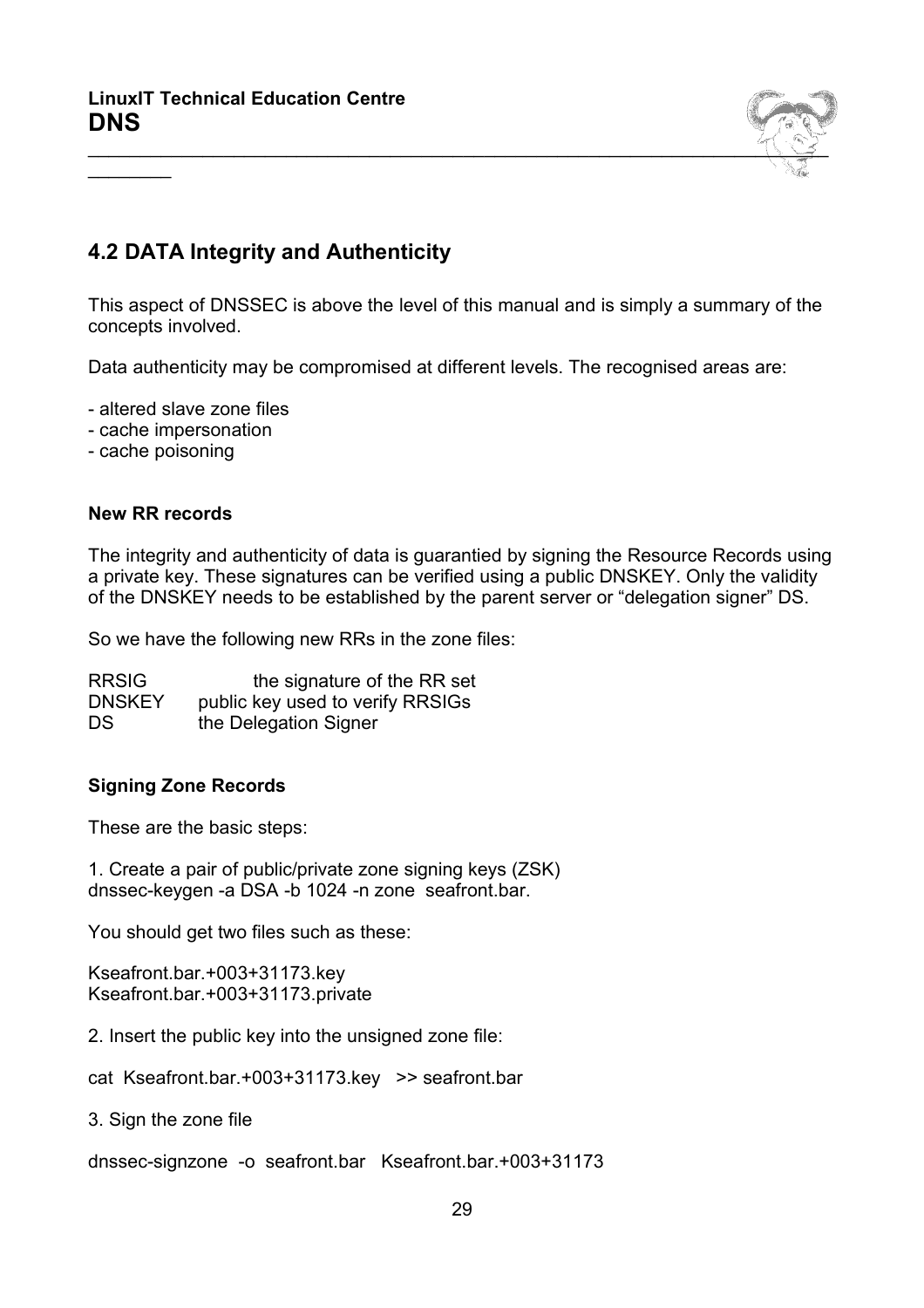## 4.2 DATA Integrity and Authenticity

This aspect of DNSSEC is above the level of this manual and is simply a summary of the concepts involved.

Data authenticity may be compromised at different levels. The recognised areas are:

- altered slave zone files
- cache impersonation
- cache poisoning

**New RR records**

The integrity and authenticity of data is guarantied by signing the Resource Records using a private key. These signatures can be verified using a public DNSKEY. Only the validity of the DNSKEY needs to be established by the parent server or “delegation signer” DS.

So we have the following new RRs in the zone files:

| | |
|---|---|
| RRSIG | the signature of the RR set |
| DNSKEY | public key used to verify RRSIGs |
| DS | the Delegation Signer |

**Signing Zone Records**

These are the basic steps:

1. Create a pair of public/private zone signing keys (ZSK)
dnssec-keygen -a DSA -b 1024 -n zone seafront.bar.

You should get two files such as these:

Kseafront.bar.+003+31173.key
Kseafront.bar.+003+31173.private

2. Insert the public key into the unsigned zone file:

cat Kseafront.bar.+003+31173.key >> seafront.bar

3. Sign the zone file

dnssec-signzone -o seafront.bar Kseafront.bar.+003+31173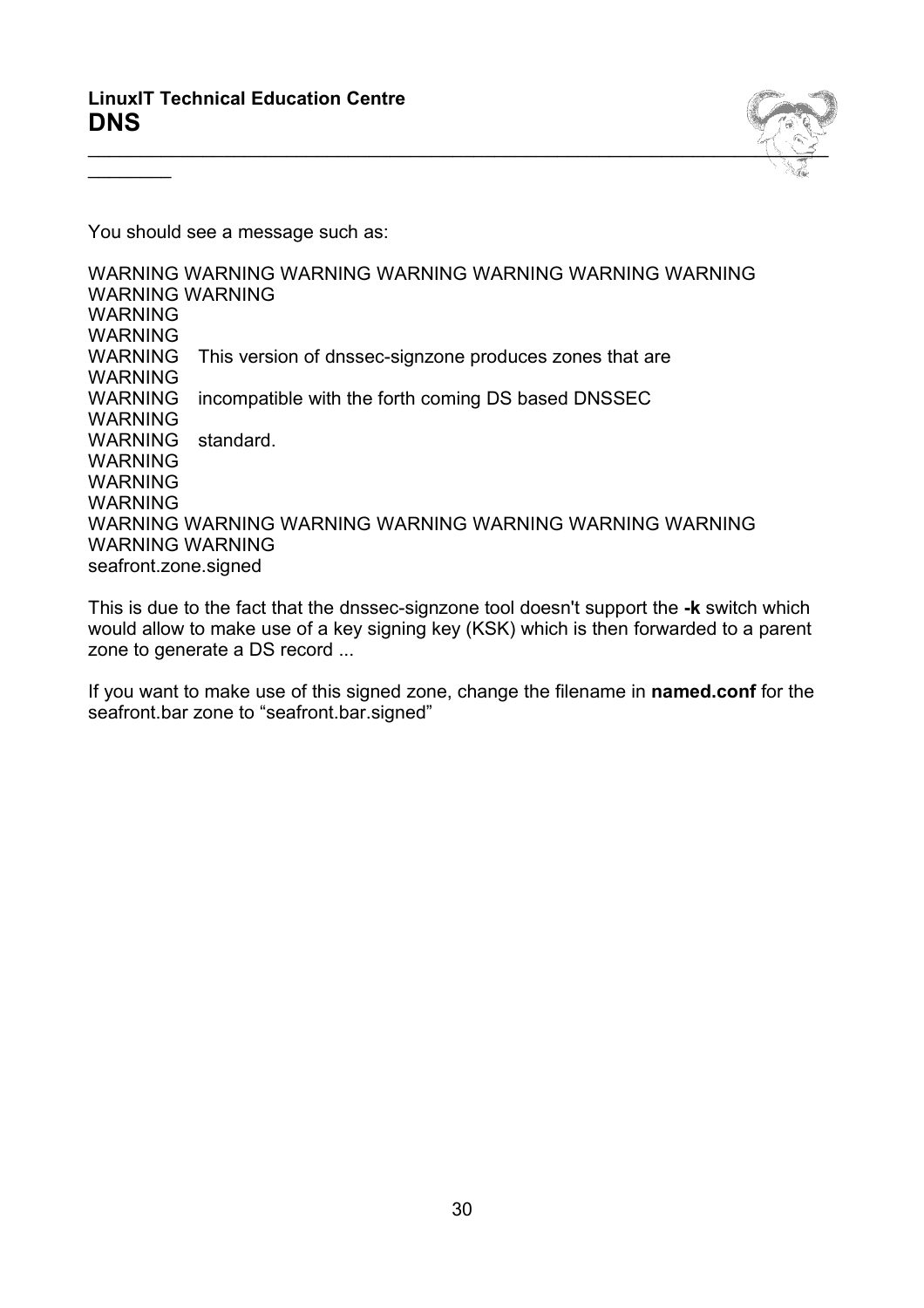You should see a message such as:

```
WARNING WARNING WARNING WARNING WARNING WARNING WARNING
WARNING WARNING
WARNING
WARNING
WARNING    This version of dnssec-signzone produces zones that are
WARNING
WARNING    incompatible with the forth coming DS based DNSSEC
WARNING
WARNING    standard.
WARNING
WARNING
WARNING
WARNING WARNING WARNING WARNING WARNING WARNING WARNING
WARNING WARNING
seafront.zone.signed
```

This is due to the fact that the dnssec-signzone tool doesn't support the **-k** switch which would allow to make use of a key signing key (KSK) which is then forwarded to a parent zone to generate a DS record ...

If you want to make use of this signed zone, change the filename in **named.conf** for the seafront.bar zone to “seafront.bar.signed”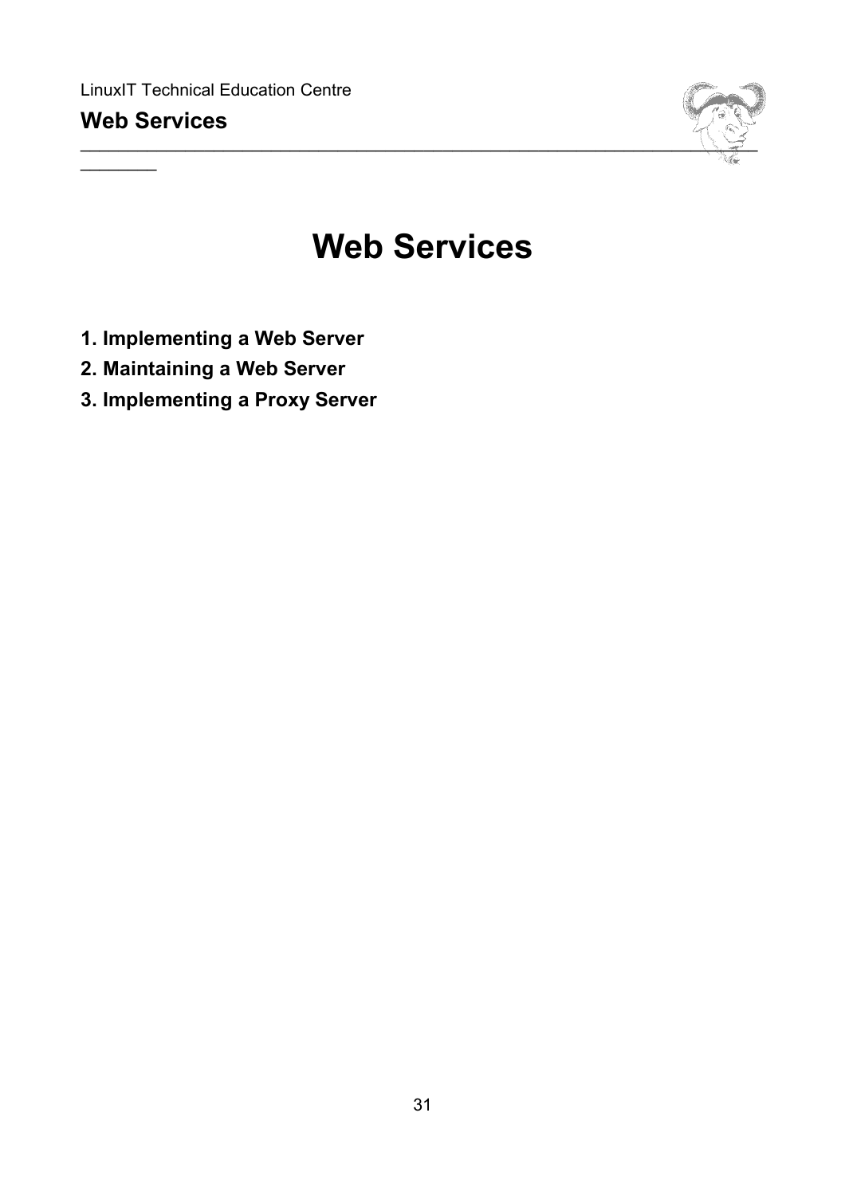# Web Services

1. **Implementing a Web Server**
2. **Maintaining a Web Server**
3. **Implementing a Proxy Server**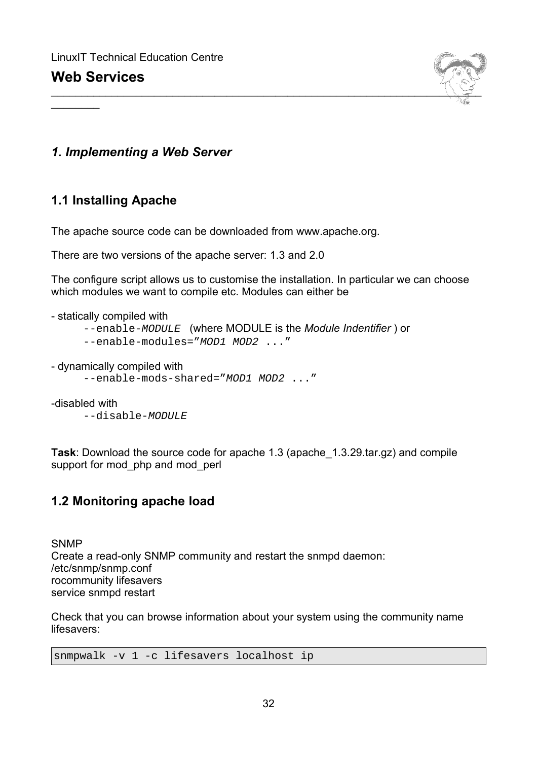## 1. Implementing a Web Server

### 1.1 Installing Apache

The apache source code can be downloaded from www.apache.org.

There are two versions of the apache server: 1.3 and 2.0

The configure script allows us to customise the installation. In particular we can choose which modules we want to compile etc. Modules can either be

- statically compiled with
  `--enable-MODULE` (where MODULE is the *Module Indentifier* ) or
  `--enable-modules="MOD1 MOD2 ..."`

- dynamically compiled with
  `--enable-mods-shared="MOD1 MOD2 ..."`

-disabled with
  `--disable-MODULE`

**Task**: Download the source code for apache 1.3 (apache_1.3.29.tar.gz) and compile support for mod_php and mod_perl

### 1.2 Monitoring apache load

SNMP
Create a read-only SNMP community and restart the snmpd daemon:
/etc/snmp/snmp.conf
rocommunity lifesavers
service snmpd restart

Check that you can browse information about your system using the community name lifesavers:

```
snmpwalk -v 1 -c lifesavers localhost ip
```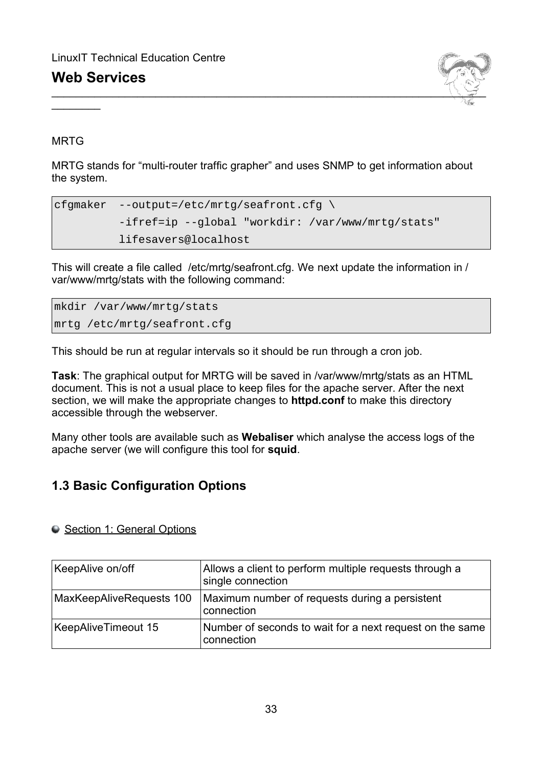MRTG

MRTG stands for “multi-router traffic grapher” and uses SNMP to get information about the system.

```
cfgmaker  --output=/etc/mrtg/seafront.cfg \
          -ifref=ip --global "workdir: /var/www/mrtg/stats"
          lifesavers@localhost
```

This will create a file called /etc/mrtg/seafront.cfg. We next update the information in /var/www/mrtg/stats with the following command:

```
mkdir /var/www/mrtg/stats
mrtg /etc/mrtg/seafront.cfg
```

This should be run at regular intervals so it should be run through a cron job.

**Task**: The graphical output for MRTG will be saved in /var/www/mrtg/stats as an HTML document. This is not a usual place to keep files for the apache server. After the next section, we will make the appropriate changes to **httpd.conf** to make this directory accessible through the webserver.

Many other tools are available such as **Webaliser** which analyse the access logs of the apache server (we will configure this tool for **squid**.

## 1.3 Basic Configuration Options

- Section 1: General Options

| | |
|---|---|
| KeepAlive on/off | Allows a client to perform multiple requests through a single connection |
| MaxKeepAliveRequests 100 | Maximum number of requests during a persistent connection |
| KeepAliveTimeout 15 | Number of seconds to wait for a next request on the same connection |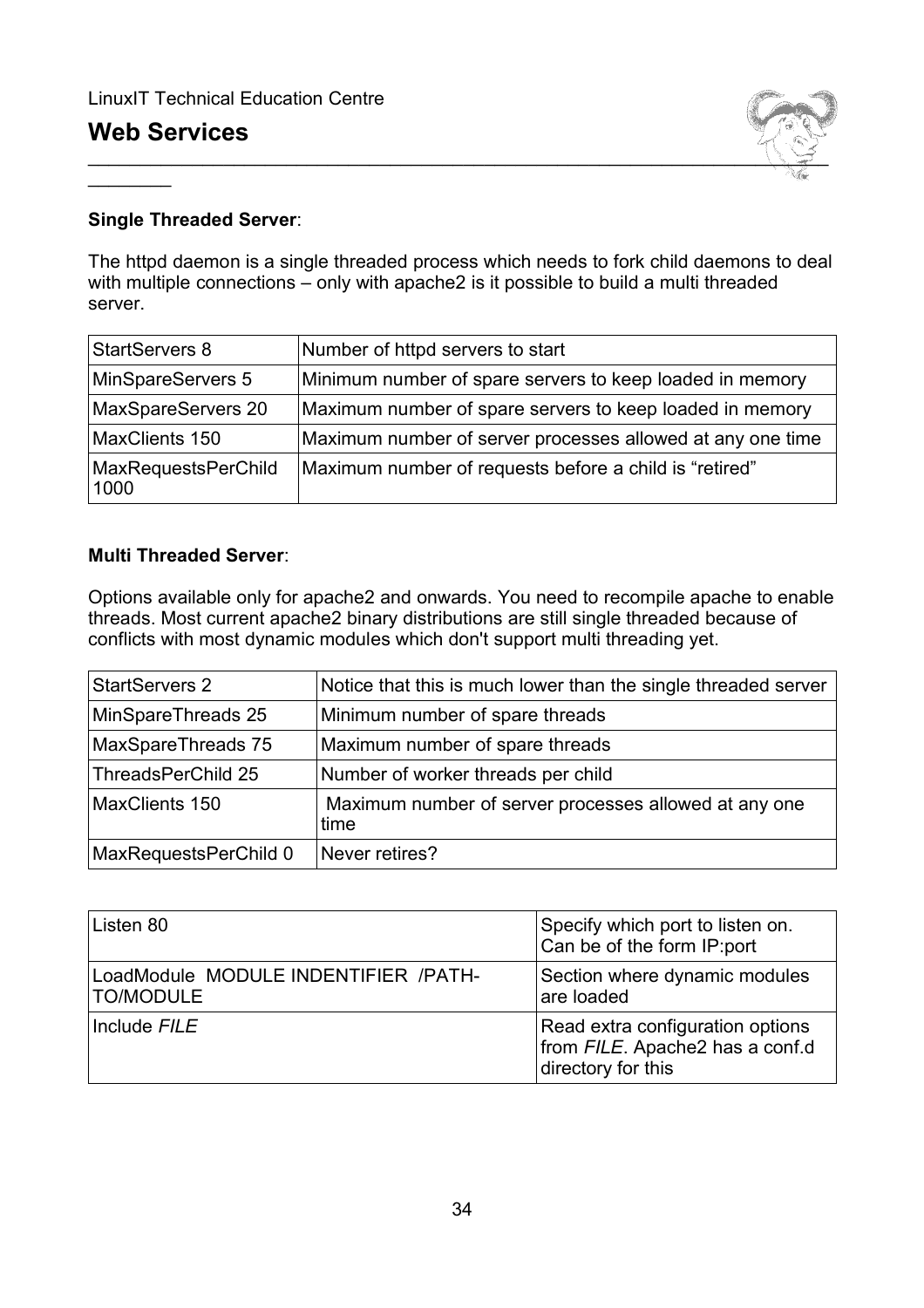**Single Threaded Server**:

The httpd daemon is a single threaded process which needs to fork child daemons to deal with multiple connections – only with apache2 is it possible to build a multi threaded server.

| | |
|---|---|
| StartServers 8 | Number of httpd servers to start |
| MinSpareServers 5 | Minimum number of spare servers to keep loaded in memory |
| MaxSpareServers 20 | Maximum number of spare servers to keep loaded in memory |
| MaxClients 150 | Maximum number of server processes allowed at any one time |
| MaxRequestsPerChild 1000 | Maximum number of requests before a child is “retired” |

**Multi Threaded Server**:

Options available only for apache2 and onwards. You need to recompile apache to enable threads. Most current apache2 binary distributions are still single threaded because of conflicts with most dynamic modules which don't support multi threading yet.

| | |
|---|---|
| StartServers 2 | Notice that this is much lower than the single threaded server |
| MinSpareThreads 25 | Minimum number of spare threads |
| MaxSpareThreads 75 | Maximum number of spare threads |
| ThreadsPerChild 25 | Number of worker threads per child |
| MaxClients 150 | Maximum number of server processes allowed at any one time |
| MaxRequestsPerChild 0 | Never retires? |

| | |
|---|---|
| Listen 80 | Specify which port to listen on. Can be of the form IP:port |
| LoadModule MODULE INDENTIFIER /PATH-TO/MODULE | Section where dynamic modules are loaded |
| Include *FILE* | Read extra configuration options from *FILE*. Apache2 has a conf.d directory for this |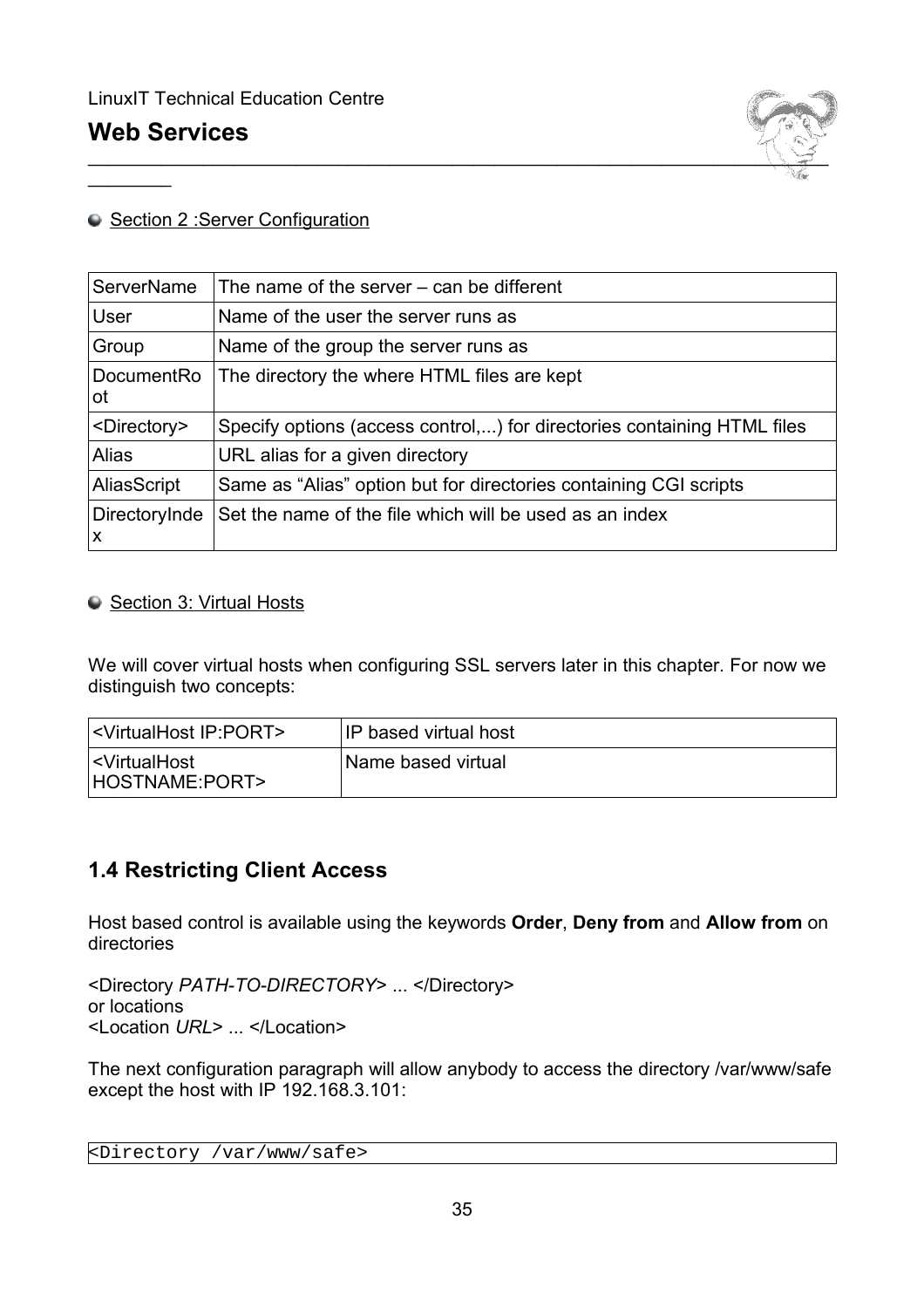- Section 2 :Server Configuration

| | |
|---|---|
| ServerName | The name of the server – can be different |
| User | Name of the user the server runs as |
| Group | Name of the group the server runs as |
| DocumentRoot | The directory the where HTML files are kept |
| <Directory> | Specify options (access control,...) for directories containing HTML files |
| Alias | URL alias for a given directory |
| AliasScript | Same as “Alias” option but for directories containing CGI scripts |
| DirectoryIndex | Set the name of the file which will be used as an index |

- Section 3: Virtual Hosts

We will cover virtual hosts when configuring SSL servers later in this chapter. For now we distinguish two concepts:

| | |
|---|---|
| <VirtualHost IP:PORT> | IP based virtual host |
| <VirtualHost HOSTNAME:PORT> | Name based virtual |

## 1.4 Restricting Client Access

Host based control is available using the keywords **Order**, **Deny from** and **Allow from** on directories

<Directory *PATH-TO-DIRECTORY*> ... </Directory>
or locations
<Location *URL*> ... </Location>

The next configuration paragraph will allow anybody to access the directory /var/www/safe except the host with IP 192.168.3.101:

```
<Directory /var/www/safe>
```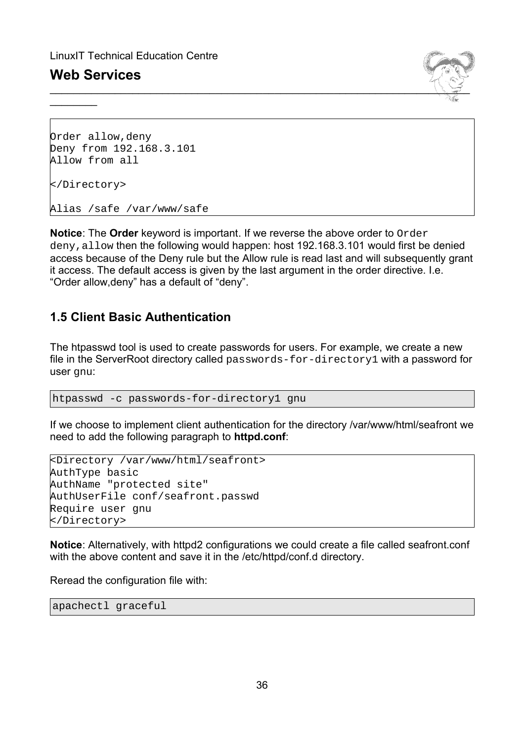```
Order allow,deny
Deny from 192.168.3.101
Allow from all

</Directory>

Alias /safe /var/www/safe
```

**Notice**: The **Order** keyword is important. If we reverse the above order to `Order deny,allow` then the following would happen: host 192.168.3.101 would first be denied access because of the Deny rule but the Allow rule is read last and will subsequently grant it access. The default access is given by the last argument in the order directive. I.e. “Order allow,deny” has a default of “deny”.

## 1.5 Client Basic Authentication

The htpasswd tool is used to create passwords for users. For example, we create a new file in the ServerRoot directory called `passwords-for-directory1` with a password for user gnu:

```
htpasswd -c passwords-for-directory1 gnu
```

If we choose to implement client authentication for the directory /var/www/html/seafront we need to add the following paragraph to **httpd.conf**:

```
<Directory /var/www/html/seafront>
AuthType basic
AuthName "protected site"
AuthUserFile conf/seafront.passwd
Require user gnu
</Directory>
```

**Notice**: Alternatively, with httpd2 configurations we could create a file called seafront.conf with the above content and save it in the /etc/httpd/conf.d directory.

Reread the configuration file with:

```
apachectl graceful
```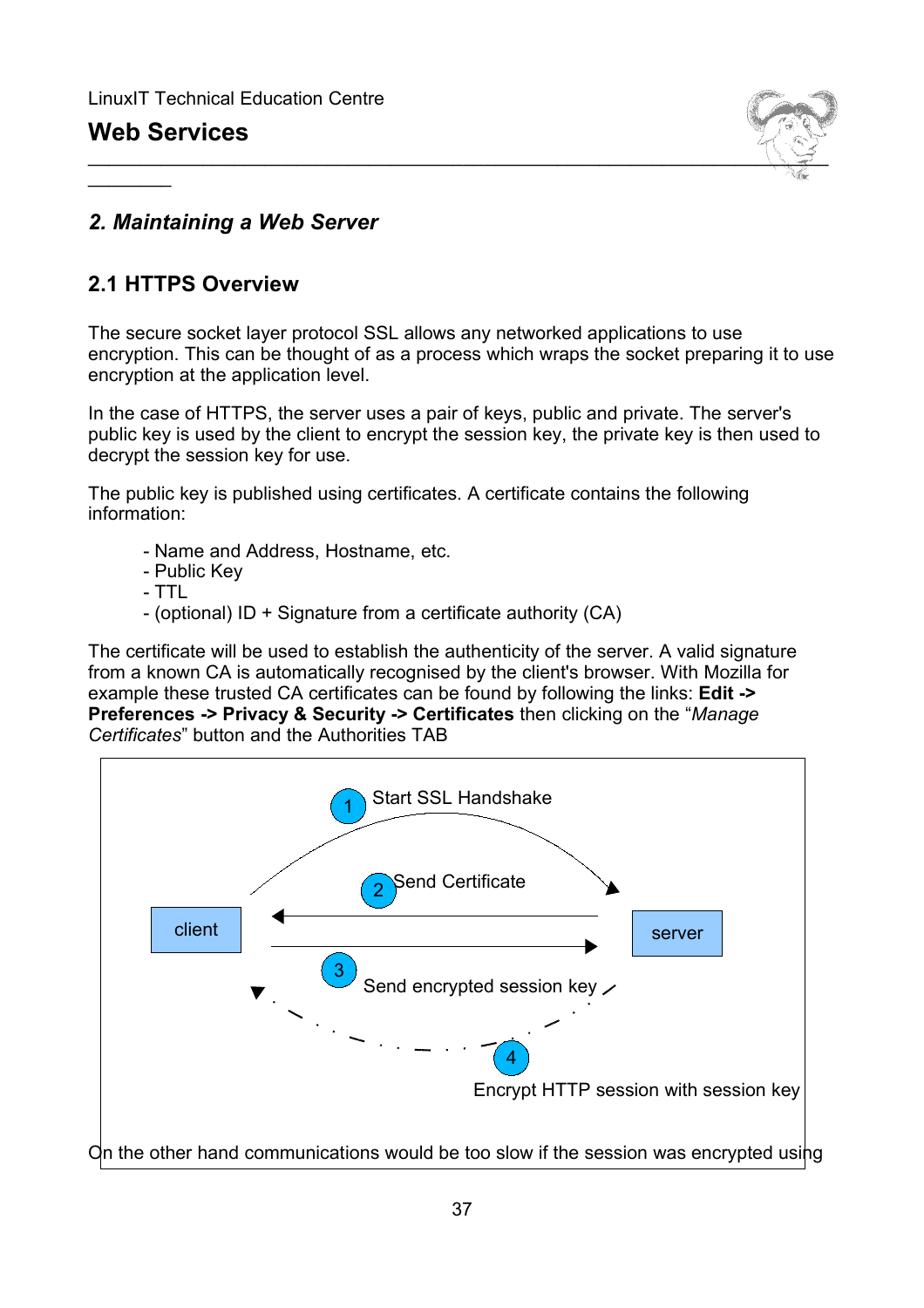## 2. Maintaining a Web Server

### 2.1 HTTPS Overview

The secure socket layer protocol SSL allows any networked applications to use encryption. This can be thought of as a process which wraps the socket preparing it to use encryption at the application level.

In the case of HTTPS, the server uses a pair of keys, public and private. The server's public key is used by the client to encrypt the session key, the private key is then used to decrypt the session key for use.

The public key is published using certificates. A certificate contains the following information:

- Name and Address, Hostname, etc.
- Public Key
- TTL
- (optional) ID + Signature from a certificate authority (CA)

The certificate will be used to establish the authenticity of the server. A valid signature from a known CA is automatically recognised by the client's browser. With Mozilla for example these trusted CA certificates can be found by following the links: **Edit -> Preferences -> Privacy & Security -> Certificates** then clicking on the "*Manage Certificates*" button and the Authorities TAB

1 Start SSL Handshake

2 Send Certificate

client

server

3 Send encrypted session key

4 Encrypt HTTP session with session key

On the other hand communications would be too slow if the session was encrypted using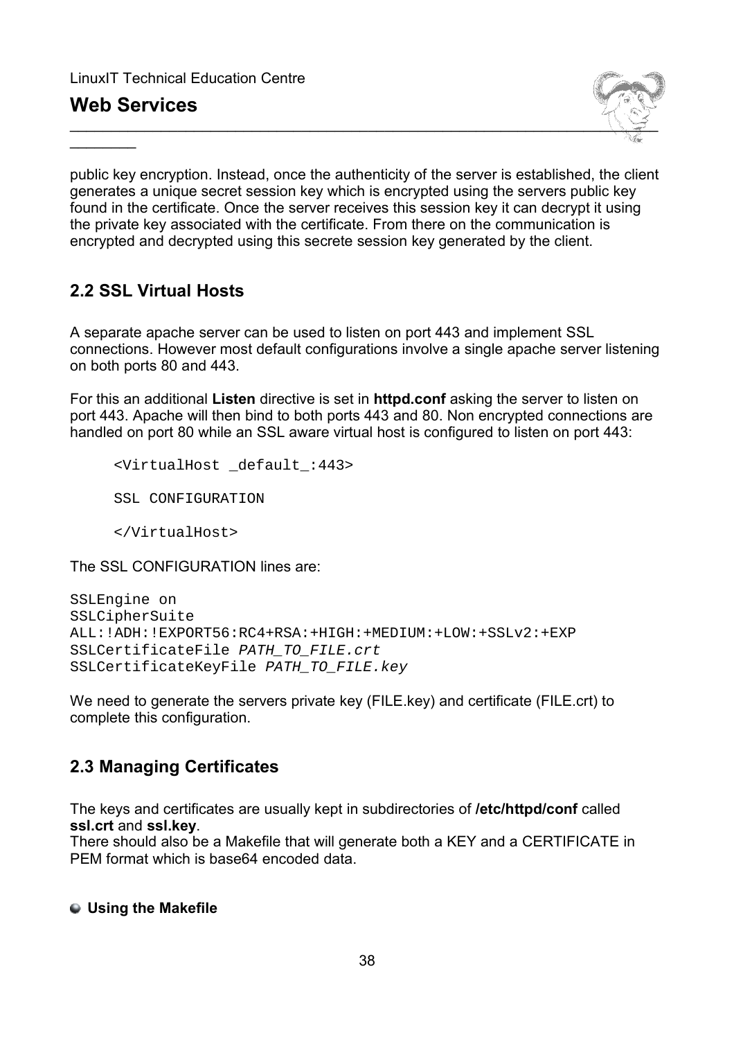public key encryption. Instead, once the authenticity of the server is established, the client generates a unique secret session key which is encrypted using the servers public key found in the certificate. Once the server receives this session key it can decrypt it using the private key associated with the certificate. From there on the communication is encrypted and decrypted using this secrete session key generated by the client.

## 2.2 SSL Virtual Hosts

A separate apache server can be used to listen on port 443 and implement SSL connections. However most default configurations involve a single apache server listening on both ports 80 and 443.

For this an additional **Listen** directive is set in **httpd.conf** asking the server to listen on port 443. Apache will then bind to both ports 443 and 80. Non encrypted connections are handled on port 80 while an SSL aware virtual host is configured to listen on port 443:

```
<VirtualHost _default_:443>

SSL CONFIGURATION

</VirtualHost>
```

The SSL CONFIGURATION lines are:

```
SSLEngine on
SSLCipherSuite
ALL:!ADH:!EXPORT56:RC4+RSA:+HIGH:+MEDIUM:+LOW:+SSLv2:+EXP
SSLCertificateFile PATH_TO_FILE.crt
SSLCertificateKeyFile PATH_TO_FILE.key
```

We need to generate the servers private key (FILE.key) and certificate (FILE.crt) to complete this configuration.

## 2.3 Managing Certificates

The keys and certificates are usually kept in subdirectories of **/etc/httpd/conf** called **ssl.crt** and **ssl.key**.
There should also be a Makefile that will generate both a KEY and a CERTIFICATE in PEM format which is base64 encoded data.

- **Using the Makefile**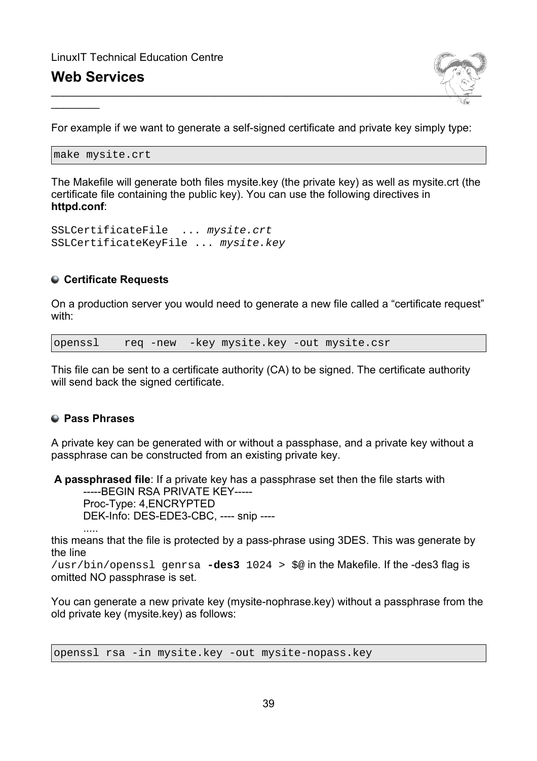For example if we want to generate a self-signed certificate and private key simply type:

```
make mysite.crt
```

The Makefile will generate both files mysite.key (the private key) as well as mysite.crt (the certificate file containing the public key). You can use the following directives in **httpd.conf**:

```
SSLCertificateFile  ... mysite.crt
SSLCertificateKeyFile ... mysite.key
```

### Certificate Requests

On a production server you would need to generate a new file called a "certificate request" with:

```
openssl    req -new  -key mysite.key -out mysite.csr
```

This file can be sent to a certificate authority (CA) to be signed. The certificate authority will send back the signed certificate.

### Pass Phrases

A private key can be generated with or without a passphase, and a private key without a passphrase can be constructed from an existing private key.

**A passphrased file**: If a private key has a passphrase set then the file starts with

```
-----BEGIN RSA PRIVATE KEY-----
Proc-Type: 4,ENCRYPTED
DEK-Info: DES-EDE3-CBC, ---- snip ----
.....
```

this means that the file is protected by a pass-phrase using 3DES. This was generate by the line
`/usr/bin/openssl genrsa -des3 1024 > $@` in the Makefile. If the -des3 flag is omitted NO passphrase is set.

You can generate a new private key (mysite-nophrase.key) without a passphrase from the old private key (mysite.key) as follows:

```
openssl rsa -in mysite.key -out mysite-nopass.key
```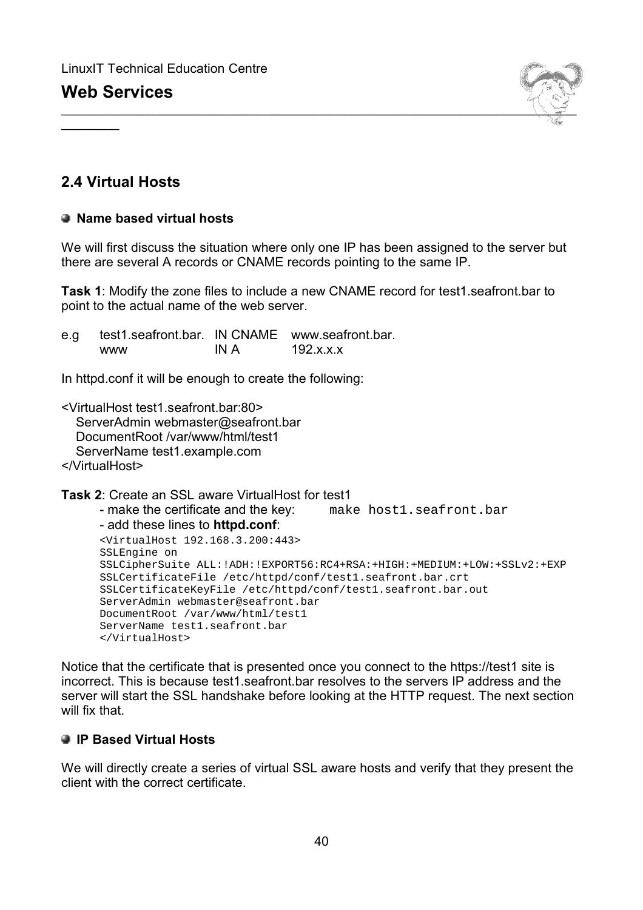## 2.4 Virtual Hosts

### Name based virtual hosts

We will first discuss the situation where only one IP has been assigned to the server but there are several A records or CNAME records pointing to the same IP.

**Task 1**: Modify the zone files to include a new CNAME record for test1.seafront.bar to point to the actual name of the web server.

```
e.g   test1.seafront.bar.  IN CNAME   www.seafront.bar.
      www                  IN A       192.x.x.x
```

In httpd.conf it will be enough to create the following:

```
<VirtualHost test1.seafront.bar:80>
   ServerAdmin webmaster@seafront.bar
   DocumentRoot /var/www/html/test1
   ServerName test1.example.com
</VirtualHost>
```

**Task 2**: Create an SSL aware VirtualHost for test1

- make the certificate and the key: `make host1.seafront.bar`
- add these lines to **httpd.conf**:

```
<VirtualHost 192.168.3.200:443>
SSLEngine on
SSLCipherSuite ALL:!ADH:!EXPORT56:RC4+RSA:+HIGH:+MEDIUM:+LOW:+SSLv2:+EXP
SSLCertificateFile /etc/httpd/conf/test1.seafront.bar.crt
SSLCertificateKeyFile /etc/httpd/conf/test1.seafront.bar.out
ServerAdmin webmaster@seafront.bar
DocumentRoot /var/www/html/test1
ServerName test1.seafront.bar
</VirtualHost>
```

Notice that the certificate that is presented once you connect to the https://test1 site is incorrect. This is because test1.seafront.bar resolves to the servers IP address and the server will start the SSL handshake before looking at the HTTP request. The next section will fix that.

### IP Based Virtual Hosts

We will directly create a series of virtual SSL aware hosts and verify that they present the client with the correct certificate.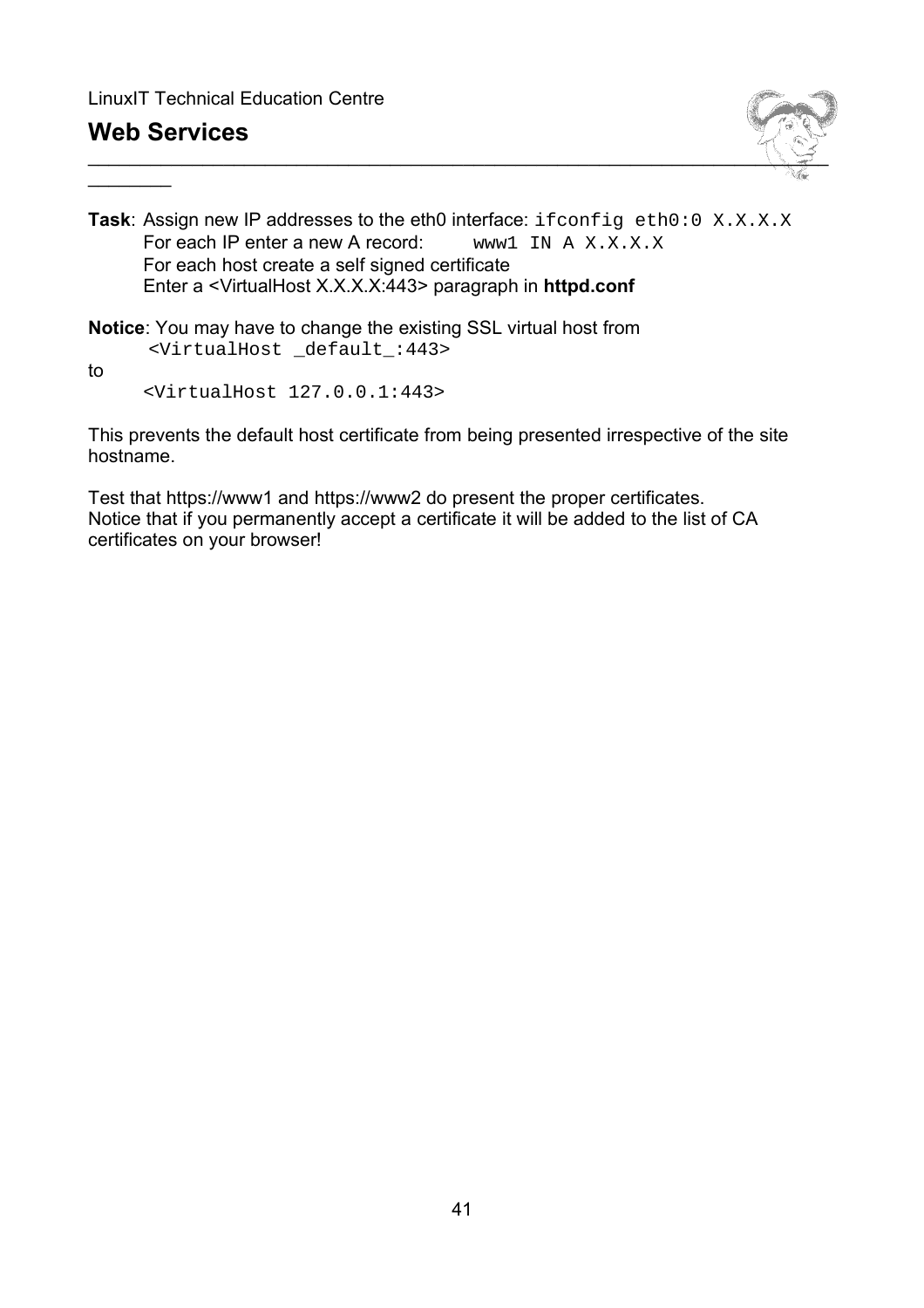**Task**: Assign new IP addresses to the eth0 interface: `ifconfig eth0:0 X.X.X.X`
For each IP enter a new A record: `www1 IN A X.X.X.X`
For each host create a self signed certificate
Enter a <VirtualHost X.X.X.X:443> paragraph in **httpd.conf**

**Notice**: You may have to change the existing SSL virtual host from

```
<VirtualHost _default_:443>
```

to

```
<VirtualHost 127.0.0.1:443>
```

This prevents the default host certificate from being presented irrespective of the site hostname.

Test that https://www1 and https://www2 do present the proper certificates.
Notice that if you permanently accept a certificate it will be added to the list of CA certificates on your browser!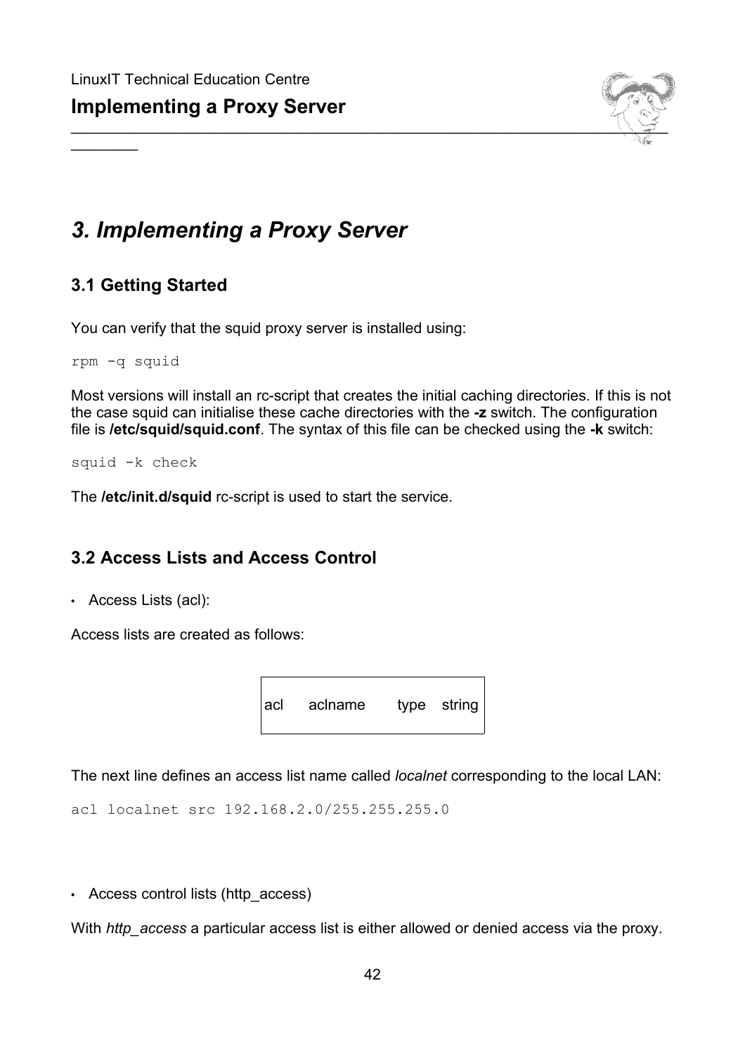# 3. Implementing a Proxy Server

## 3.1 Getting Started

You can verify that the squid proxy server is installed using:

```
rpm -q squid
```

Most versions will install an rc-script that creates the initial caching directories. If this is not the case squid can initialise these cache directories with the **-z** switch. The configuration file is **/etc/squid/squid.conf**. The syntax of this file can be checked using the **-k** switch:

```
squid -k check
```

The **/etc/init.d/squid** rc-script is used to start the service.

## 3.2 Access Lists and Access Control

- Access Lists (acl):

Access lists are created as follows:

```
acl     aclname     type    string
```

The next line defines an access list name called *localnet* corresponding to the local LAN:

```
acl localnet src 192.168.2.0/255.255.255.0
```

- Access control lists (http_access)

With *http_access* a particular access list is either allowed or denied access via the proxy.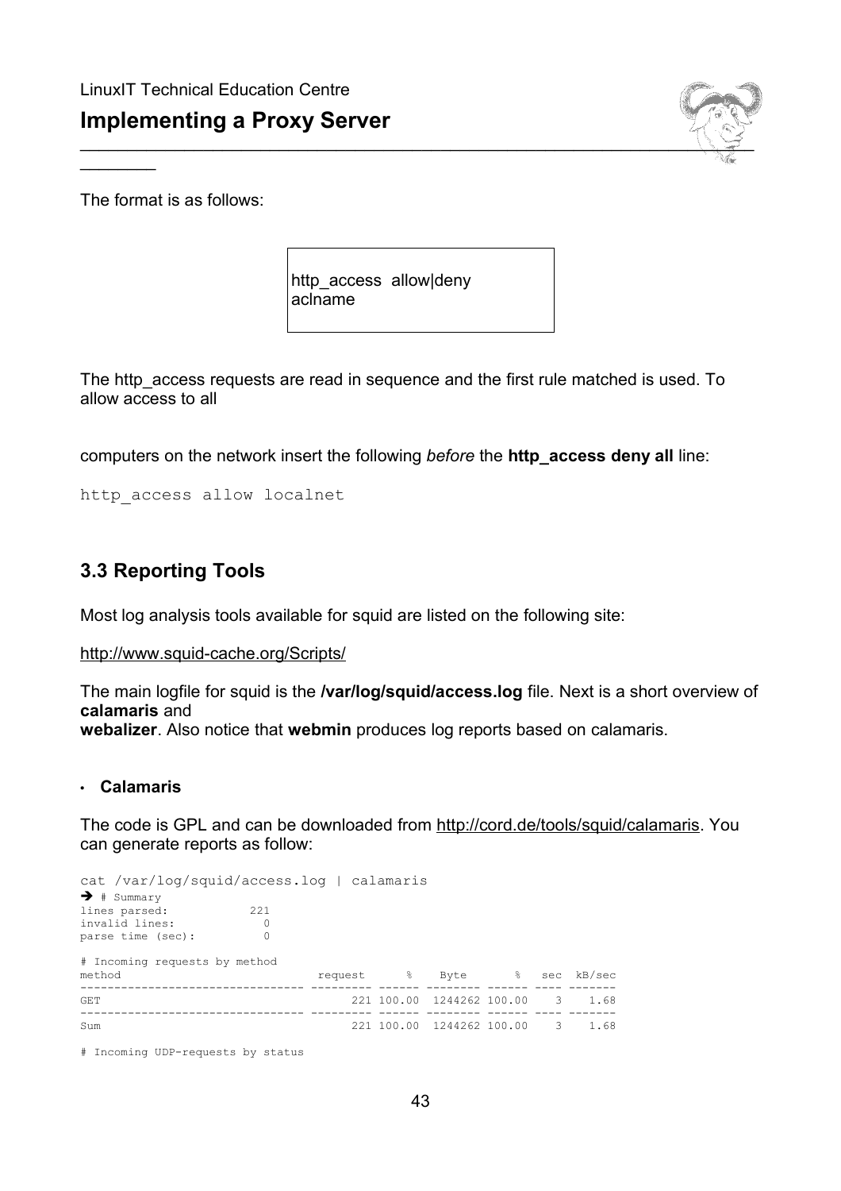The format is as follows:

```
http_access  allow|deny
aclname
```

The http_access requests are read in sequence and the first rule matched is used. To allow access to all

computers on the network insert the following *before* the **http_access deny all** line:

```
http_access allow localnet
```

## 3.3 Reporting Tools

Most log analysis tools available for squid are listed on the following site:

http://www.squid-cache.org/Scripts/

The main logfile for squid is the **/var/log/squid/access.log** file. Next is a short overview of **calamaris** and **webalizer**. Also notice that **webmin** produces log reports based on calamaris.

- **Calamaris**

The code is GPL and can be downloaded from http://cord.de/tools/squid/calamaris. You can generate reports as follow:

```
cat /var/log/squid/access.log | calamaris
➔ # Summary
lines parsed:           221
invalid lines:            0
parse time (sec):         0

# Incoming requests by method
method                             request      %    Byte       %   sec  kB/sec
--------------------------------- --------- ------ -------- ------ ---- -------
GET                                    221 100.00  1244262 100.00    3    1.68
--------------------------------- --------- ------ -------- ------ ---- -------
Sum                                    221 100.00  1244262 100.00    3    1.68

# Incoming UDP-requests by status
```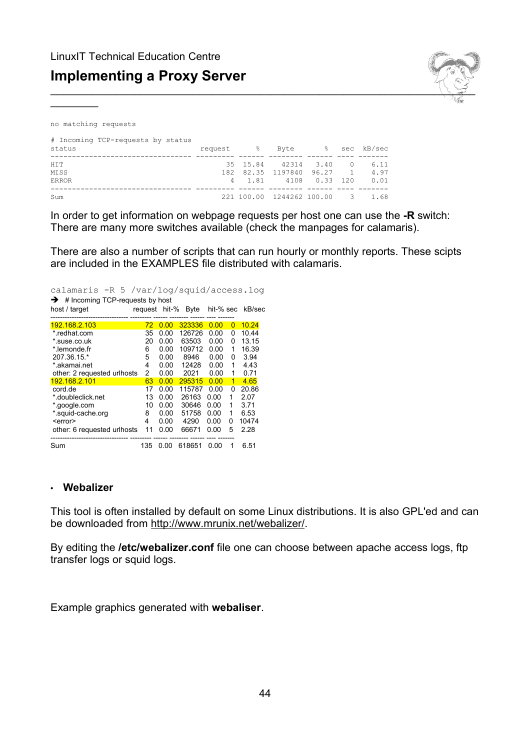no matching requests

```
# Incoming TCP-requests by status
status                            request      %     Byte       %   sec  kB/sec
--------------------------------- --------- ------ -------- ------ ---- -------
HIT                                     35  15.84    42314   3.40    0    6.11
MISS                                   182  82.35  1197840  96.27    1    4.97
ERROR                                    4   1.81     4108   0.33  120    0.01
--------------------------------- --------- ------ -------- ------ ---- -------
Sum                                    221 100.00  1244262 100.00    3    1.68
```

In order to get information on webpage requests per host one can use the **-R** switch: There are many more switches available (check the manpages for calamaris).

There are also a number of scripts that can run hourly or monthly reports. These scipts are included in the EXAMPLES file distributed with calamaris.

```
calamaris -R 5 /var/log/squid/access.log
```

➔ # Incoming TCP-requests by host

| host / target | request | hit-% | Byte | hit-% | sec | kB/sec |
|---|---|---|---|---|---|---|
| 192.168.2.103 | 72 | 0.00 | 323336 | 0.00 | 0 | 10.24 |
| *.redhat.com | 35 | 0.00 | 126726 | 0.00 | 0 | 10.44 |
| *.suse.co.uk | 20 | 0.00 | 63503 | 0.00 | 0 | 13.15 |
| *.lemonde.fr | 6 | 0.00 | 109712 | 0.00 | 1 | 16.39 |
| 207.36.15.* | 5 | 0.00 | 8946 | 0.00 | 0 | 3.94 |
| *.akamai.net | 4 | 0.00 | 12428 | 0.00 | 1 | 4.43 |
| other: 2 requested urlhosts | 2 | 0.00 | 2021 | 0.00 | 1 | 0.71 |
| 192.168.2.101 | 63 | 0.00 | 295315 | 0.00 | 1 | 4.65 |
| cord.de | 17 | 0.00 | 115787 | 0.00 | 0 | 20.86 |
| *.doubleclick.net | 13 | 0.00 | 26163 | 0.00 | 1 | 2.07 |
| *.google.com | 10 | 0.00 | 30646 | 0.00 | 1 | 3.71 |
| *.squid-cache.org | 8 | 0.00 | 51758 | 0.00 | 1 | 6.53 |
| <error> | 4 | 0.00 | 4290 | 0.00 | 0 | 10474 |
| other: 6 requested urlhosts | 11 | 0.00 | 66671 | 0.00 | 5 | 2.28 |
| Sum | 135 | 0.00 | 618651 | 0.00 | 1 | 6.51 |

- **Webalizer**

This tool is often installed by default on some Linux distributions. It is also GPL'ed and can be downloaded from http://www.mrunix.net/webalizer/.

By editing the **/etc/webalizer.conf** file one can choose between apache access logs, ftp transfer logs or squid logs.

Example graphics generated with **webaliser**.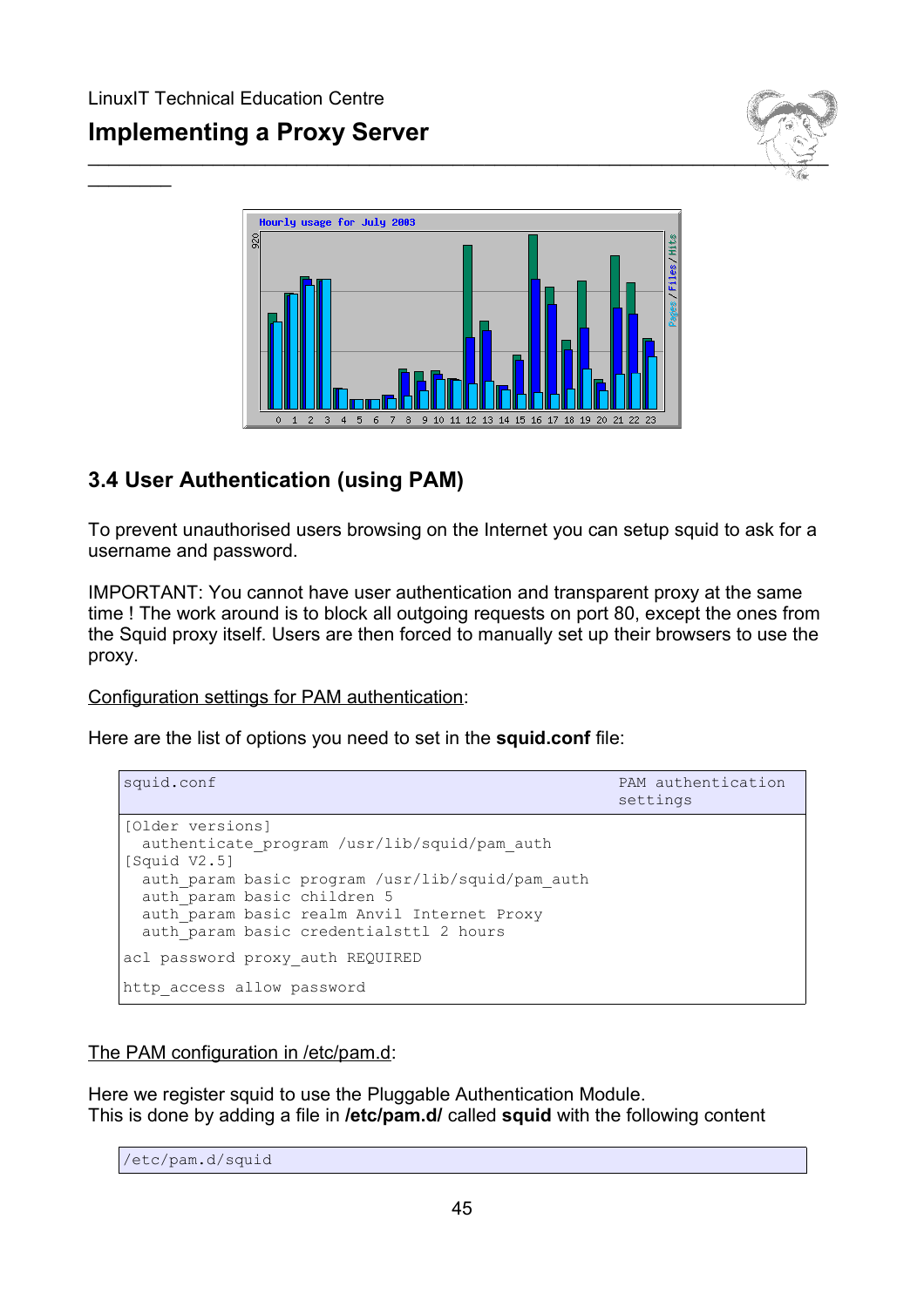Hourly usage for July 2003

920

Pages / Files / Hits

0 1 2 3 4 5 6 7 8 9 10 11 12 13 14 15 16 17 18 19 20 21 22 23

## 3.4 User Authentication (using PAM)

To prevent unauthorised users browsing on the Internet you can setup squid to ask for a username and password.

IMPORTANT: You cannot have user authentication and transparent proxy at the same time ! The work around is to block all outgoing requests on port 80, except the ones from the Squid proxy itself. Users are then forced to manually set up their browsers to use the proxy.

Configuration settings for PAM authentication:

Here are the list of options you need to set in the **squid.conf** file:

| squid.conf | PAM authentication settings |
|---|---|
| [Older versions]<br>  authenticate_program /usr/lib/squid/pam_auth<br>[Squid V2.5]<br>  auth_param basic program /usr/lib/squid/pam_auth<br>  auth_param basic children 5<br>  auth_param basic realm Anvil Internet Proxy<br>  auth_param basic credentialsttl 2 hours<br>acl password proxy_auth REQUIRED<br>http_access allow password | |

The PAM configuration in /etc/pam.d:

Here we register squid to use the Pluggable Authentication Module.
This is done by adding a file in **/etc/pam.d/** called **squid** with the following content

```
/etc/pam.d/squid
```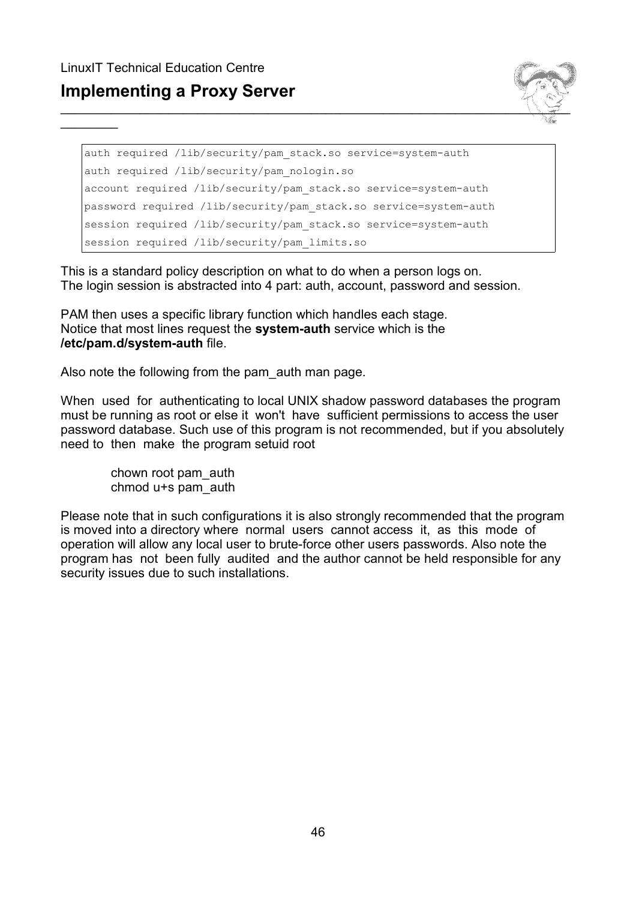```
auth required /lib/security/pam_stack.so service=system-auth
auth required /lib/security/pam_nologin.so
account required /lib/security/pam_stack.so service=system-auth
password required /lib/security/pam_stack.so service=system-auth
session required /lib/security/pam_stack.so service=system-auth
session required /lib/security/pam_limits.so
```

This is a standard policy description on what to do when a person logs on.
The login session is abstracted into 4 part: auth, account, password and session.

PAM then uses a specific library function which handles each stage.
Notice that most lines request the **system-auth** service which is the **/etc/pam.d/system-auth** file.

Also note the following from the pam_auth man page.

When used for authenticating to local UNIX shadow password databases the program must be running as root or else it won't have sufficient permissions to access the user password database. Such use of this program is not recommended, but if you absolutely need to then make the program setuid root

```
chown root pam_auth
chmod u+s pam_auth
```

Please note that in such configurations it is also strongly recommended that the program is moved into a directory where normal users cannot access it, as this mode of operation will allow any local user to brute-force other users passwords. Also note the program has not been fully audited and the author cannot be held responsible for any security issues due to such installations.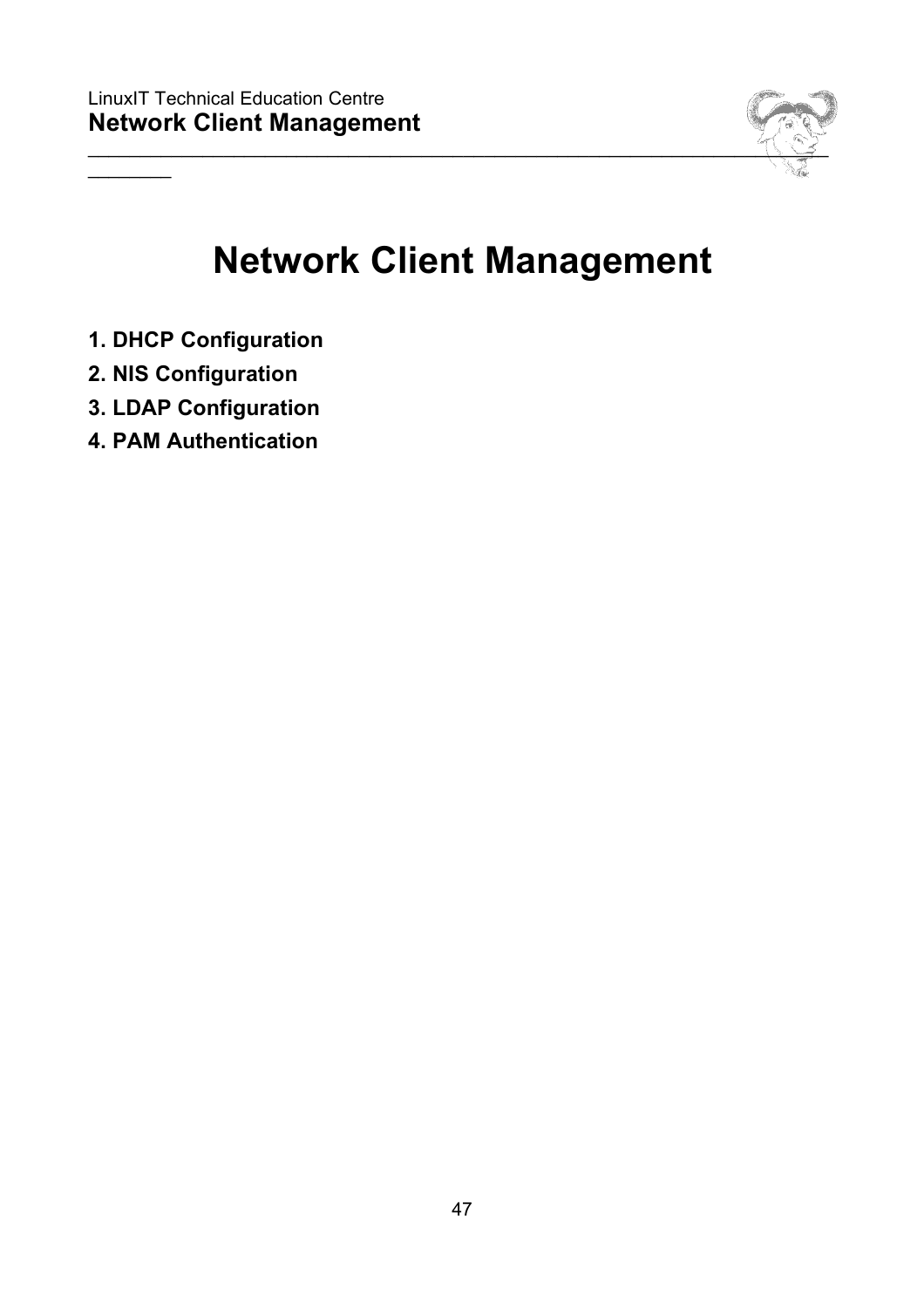# Network Client Management

**1. DHCP Configuration**

**2. NIS Configuration**

**3. LDAP Configuration**

**4. PAM Authentication**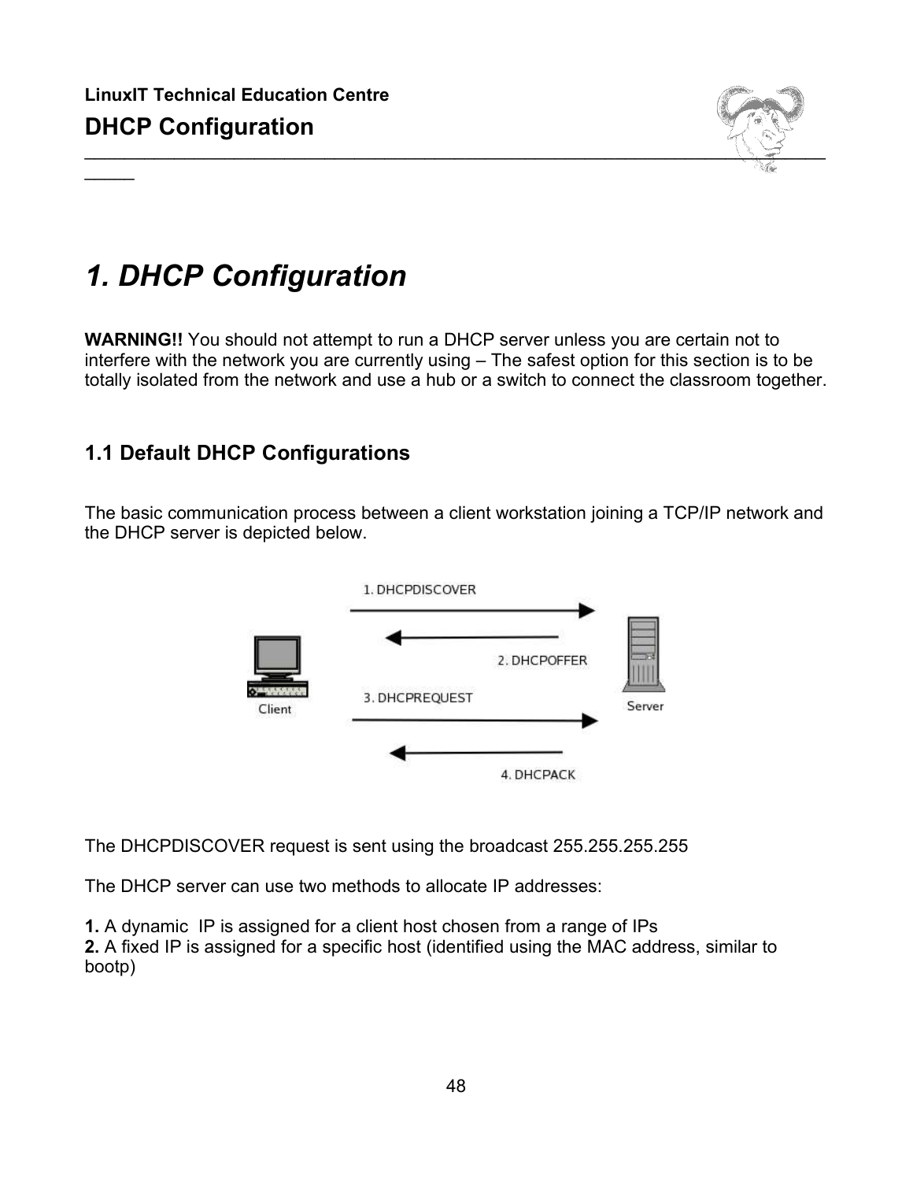# 1. DHCP Configuration

**WARNING!!** You should not attempt to run a DHCP server unless you are certain not to interfere with the network you are currently using – The safest option for this section is to be totally isolated from the network and use a hub or a switch to connect the classroom together.

## 1.1 Default DHCP Configurations

The basic communication process between a client workstation joining a TCP/IP network and the DHCP server is depicted below.

1. DHCPDISCOVER
2. DHCPOFFER
3. DHCPREQUEST
4. DHCPACK

Client

Server

The DHCPDISCOVER request is sent using the broadcast 255.255.255.255

The DHCP server can use two methods to allocate IP addresses:

**1.** A dynamic IP is assigned for a client host chosen from a range of IPs
**2.** A fixed IP is assigned for a specific host (identified using the MAC address, similar to bootp)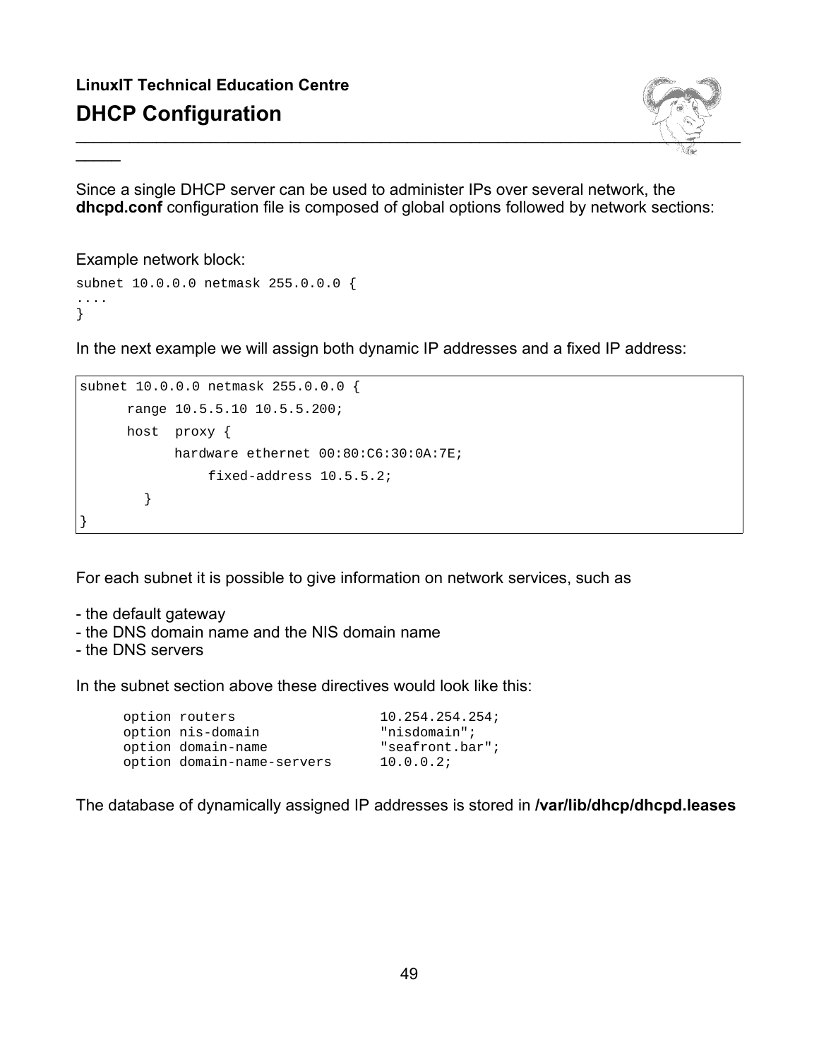## DHCP Configuration

Since a single DHCP server can be used to administer IPs over several network, the **dhcpd.conf** configuration file is composed of global options followed by network sections:

Example network block:

```
subnet 10.0.0.0 netmask 255.0.0.0 {
....
}
```

In the next example we will assign both dynamic IP addresses and a fixed IP address:

```
subnet 10.0.0.0 netmask 255.0.0.0 {
      range 10.5.5.10 10.5.5.200;
      host  proxy {
            hardware ethernet 00:80:C6:30:0A:7E;
                fixed-address 10.5.5.2;
        }
}
```

For each subnet it is possible to give information on network services, such as

- the default gateway
- the DNS domain name and the NIS domain name
- the DNS servers

In the subnet section above these directives would look like this:

```
option routers                  10.254.254.254;
option nis-domain               "nisdomain";
option domain-name              "seafront.bar";
option domain-name-servers      10.0.0.2;
```

The database of dynamically assigned IP addresses is stored in **/var/lib/dhcp/dhcpd.leases**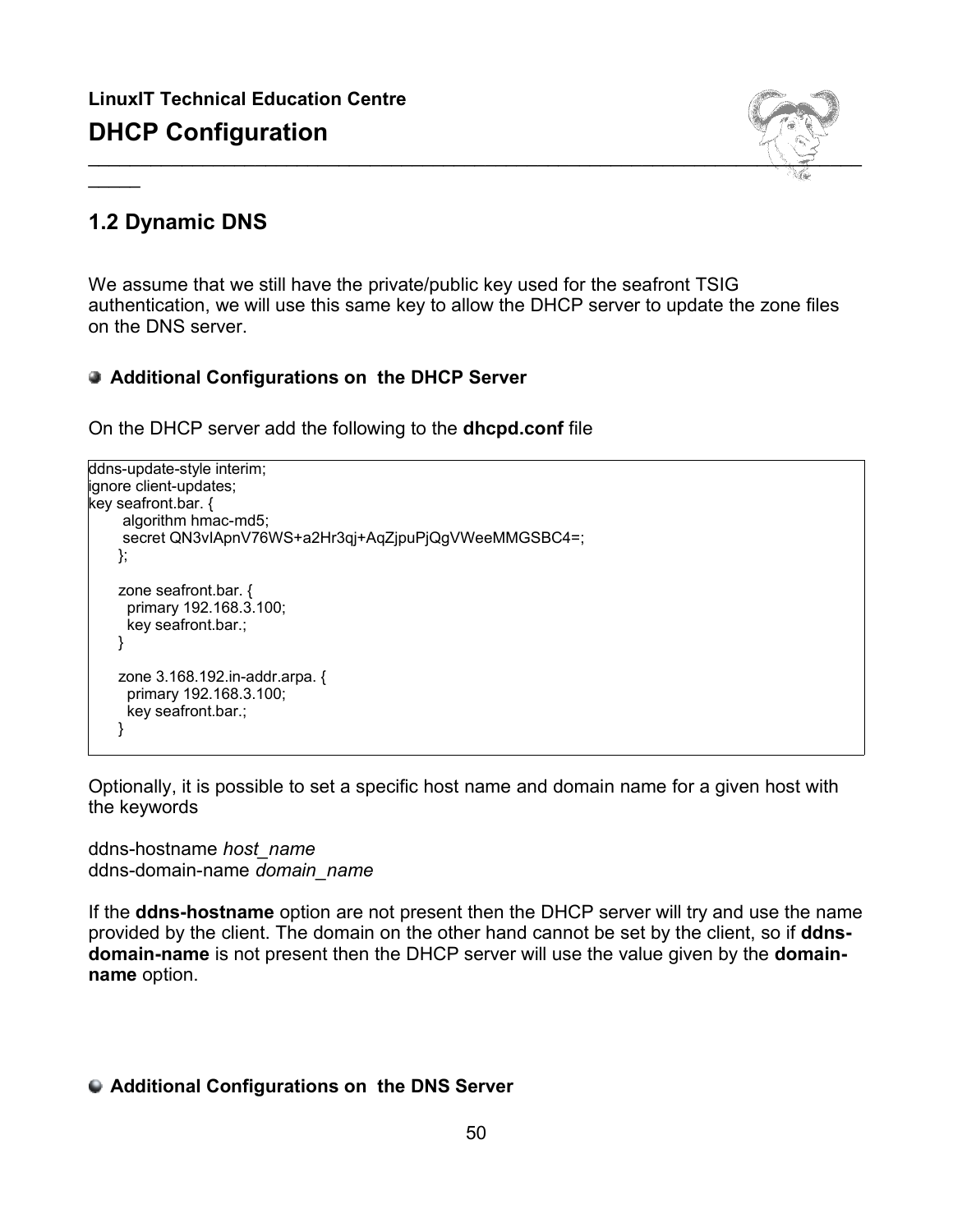## 1.2 Dynamic DNS

We assume that we still have the private/public key used for the seafront TSIG authentication, we will use this same key to allow the DHCP server to update the zone files on the DNS server.

### Additional Configurations on the DHCP Server

On the DHCP server add the following to the **dhcpd.conf** file

```
ddns-update-style interim;
ignore client-updates;
key seafront.bar. {
       algorithm hmac-md5;
       secret QN3vIApnV76WS+a2Hr3qj+AqZjpuPjQgVWeeMMGSBC4=;
      };

      zone seafront.bar. {
        primary 192.168.3.100;
        key seafront.bar.;
      }

      zone 3.168.192.in-addr.arpa. {
        primary 192.168.3.100;
        key seafront.bar.;
      }
```

Optionally, it is possible to set a specific host name and domain name for a given host with the keywords

ddns-hostname *host_name*
ddns-domain-name *domain_name*

If the **ddns-hostname** option are not present then the DHCP server will try and use the name provided by the client. The domain on the other hand cannot be set by the client, so if **ddns-domain-name** is not present then the DHCP server will use the value given by the **domain-name** option.

### Additional Configurations on the DNS Server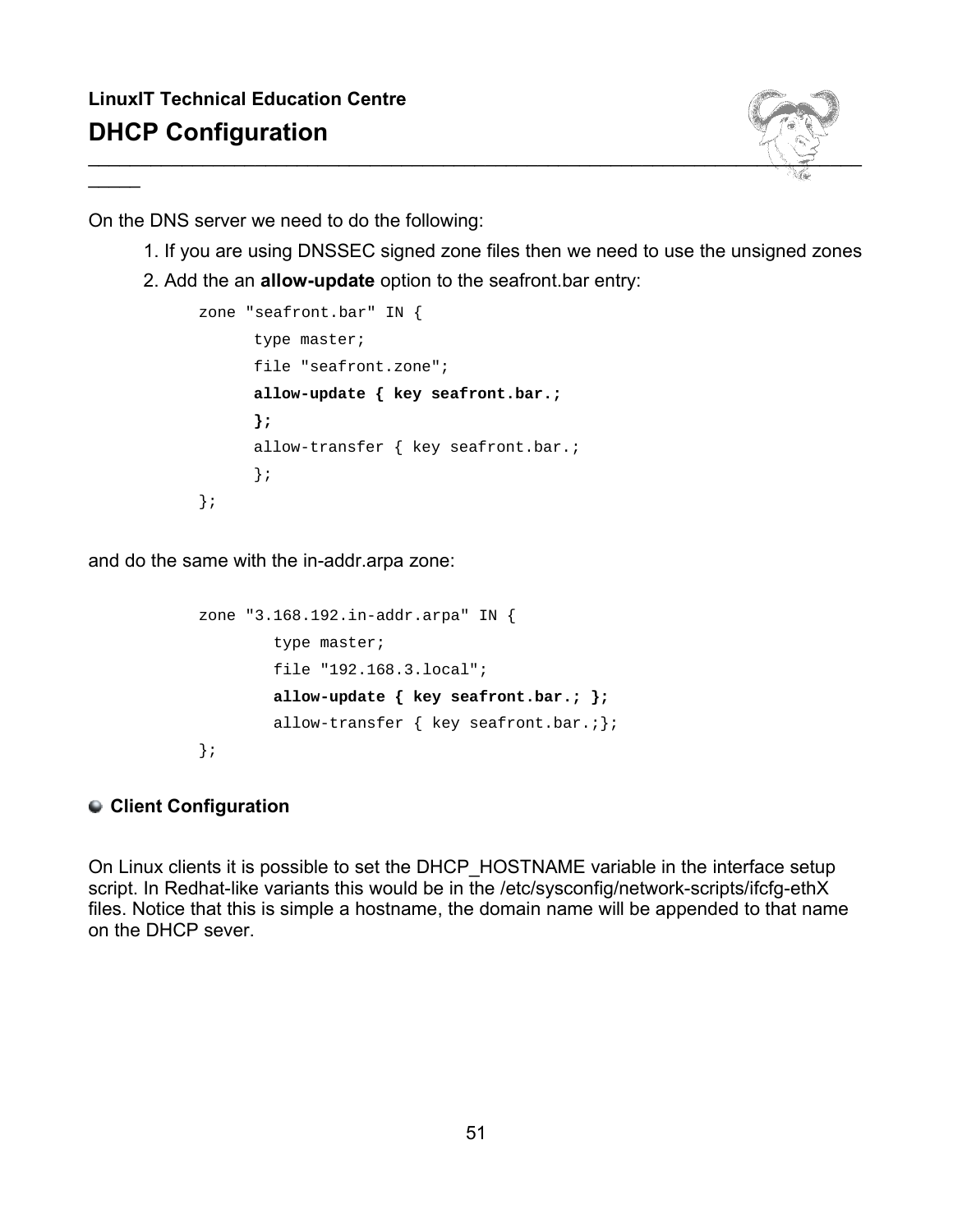On the DNS server we need to do the following:

1. If you are using DNSSEC signed zone files then we need to use the unsigned zones
2. Add the an **allow-update** option to the seafront.bar entry:

```
zone "seafront.bar" IN {
      type master;
      file "seafront.zone";
      allow-update { key seafront.bar.;
      };
      allow-transfer { key seafront.bar.;
      };
};
```

and do the same with the in-addr.arpa zone:

```
zone "3.168.192.in-addr.arpa" IN {
        type master;
        file "192.168.3.local";
        allow-update { key seafront.bar.; };
        allow-transfer { key seafront.bar.;};
};
```

### Client Configuration

On Linux clients it is possible to set the DHCP_HOSTNAME variable in the interface setup script. In Redhat-like variants this would be in the /etc/sysconfig/network-scripts/ifcfg-ethX files. Notice that this is simple a hostname, the domain name will be appended to that name on the DHCP sever.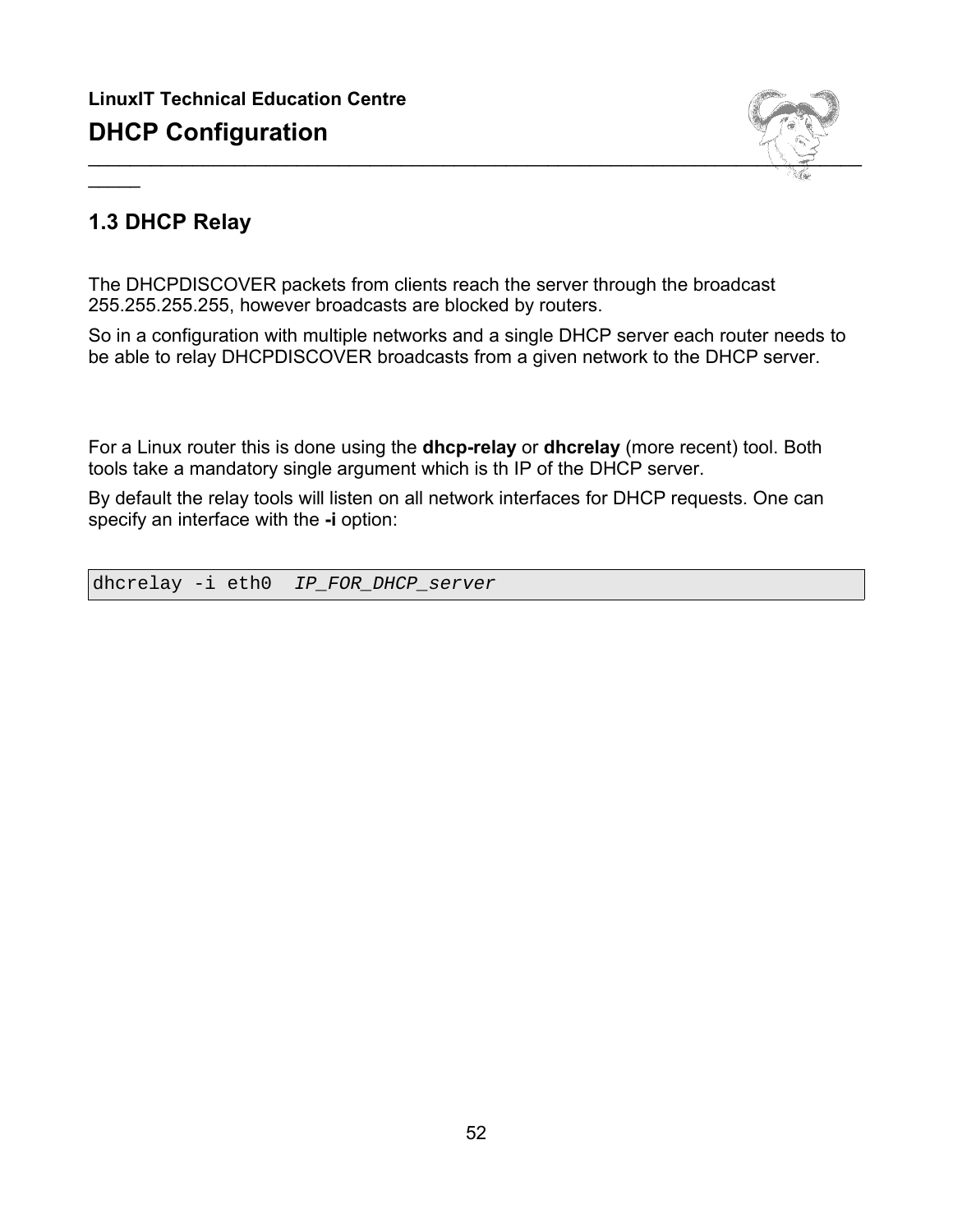## 1.3 DHCP Relay

The DHCPDISCOVER packets from clients reach the server through the broadcast 255.255.255.255, however broadcasts are blocked by routers.

So in a configuration with multiple networks and a single DHCP server each router needs to be able to relay DHCPDISCOVER broadcasts from a given network to the DHCP server.

For a Linux router this is done using the **dhcp-relay** or **dhcrelay** (more recent) tool. Both tools take a mandatory single argument which is th IP of the DHCP server.

By default the relay tools will listen on all network interfaces for DHCP requests. One can specify an interface with the **-i** option:

```
dhcrelay -i eth0  IP_FOR_DHCP_server
```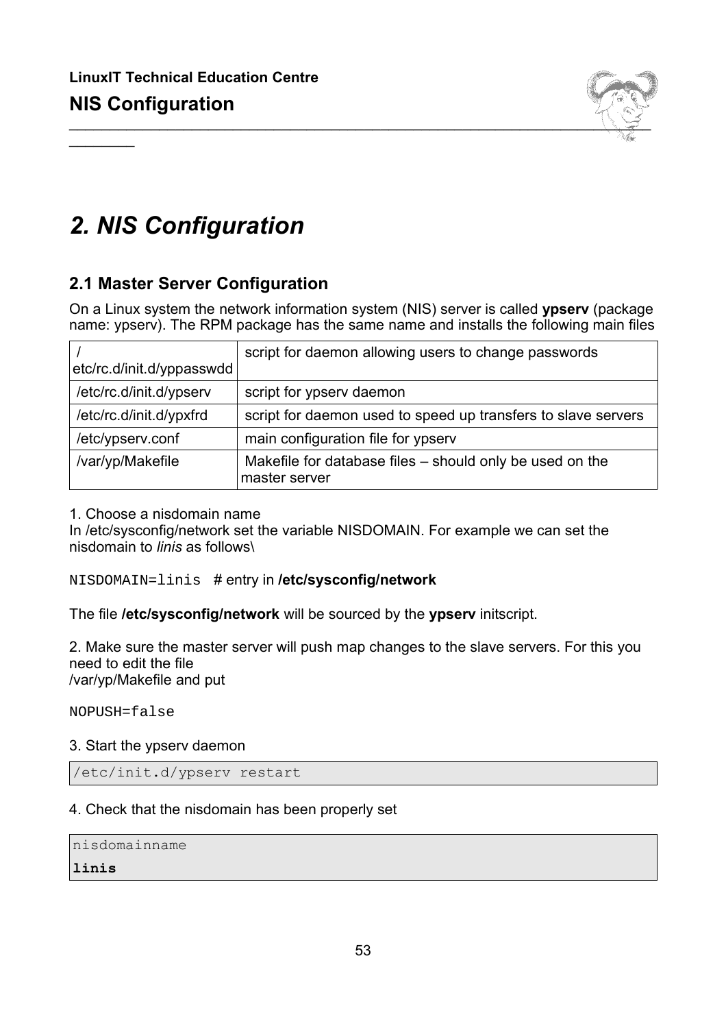// 2. NIS Configuration

## 2.1 Master Server Configuration

On a Linux system the network information system (NIS) server is called **ypserv** (package name: ypserv). The RPM package has the same name and installs the following main files

| | |
|---|---|
| /etc/rc.d/init.d/yppasswdd | script for daemon allowing users to change passwords |
| /etc/rc.d/init.d/ypserv | script for ypserv daemon |
| /etc/rc.d/init.d/ypxfrd | script for daemon used to speed up transfers to slave servers |
| /etc/ypserv.conf | main configuration file for ypserv |
| /var/yp/Makefile | Makefile for database files – should only be used on the master server |

1. Choose a nisdomain name
In /etc/sysconfig/network set the variable NISDOMAIN. For example we can set the nisdomain to *linis* as follows\

`NISDOMAIN=linis` # entry in **/etc/sysconfig/network**

The file **/etc/sysconfig/network** will be sourced by the **ypserv** initscript.

2. Make sure the master server will push map changes to the slave servers. For this you need to edit the file
/var/yp/Makefile and put

```
NOPUSH=false
```

3. Start the ypserv daemon

```
/etc/init.d/ypserv restart
```

4. Check that the nisdomain has been properly set

```
nisdomainname
linis
```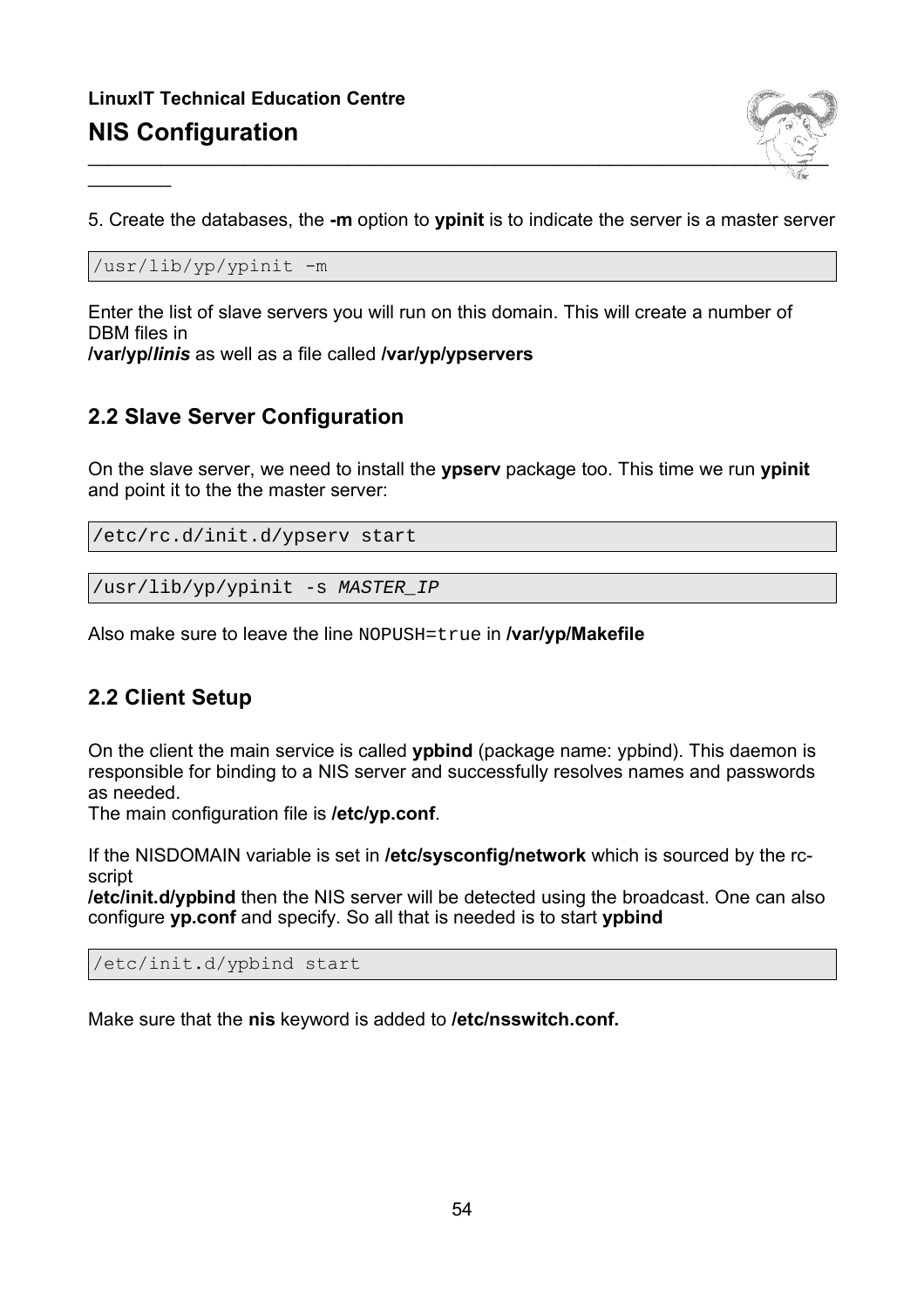5. Create the databases, the **-m** option to **ypinit** is to indicate the server is a master server

```
/usr/lib/yp/ypinit -m
```

Enter the list of slave servers you will run on this domain. This will create a number of DBM files in
**/var/yp/*linis*** as well as a file called **/var/yp/ypservers**

## 2.2 Slave Server Configuration

On the slave server, we need to install the **ypserv** package too. This time we run **ypinit** and point it to the the master server:

```
/etc/rc.d/init.d/ypserv start
```

```
/usr/lib/yp/ypinit -s MASTER_IP
```

Also make sure to leave the line `NOPUSH=true` in **/var/yp/Makefile**

## 2.2 Client Setup

On the client the main service is called **ypbind** (package name: ypbind). This daemon is responsible for binding to a NIS server and successfully resolves names and passwords as needed.
The main configuration file is **/etc/yp.conf**.

If the NISDOMAIN variable is set in **/etc/sysconfig/network** which is sourced by the rc-script
**/etc/init.d/ypbind** then the NIS server will be detected using the broadcast. One can also configure **yp.conf** and specify. So all that is needed is to start **ypbind**

```
/etc/init.d/ypbind start
```

Make sure that the **nis** keyword is added to **/etc/nsswitch.conf.**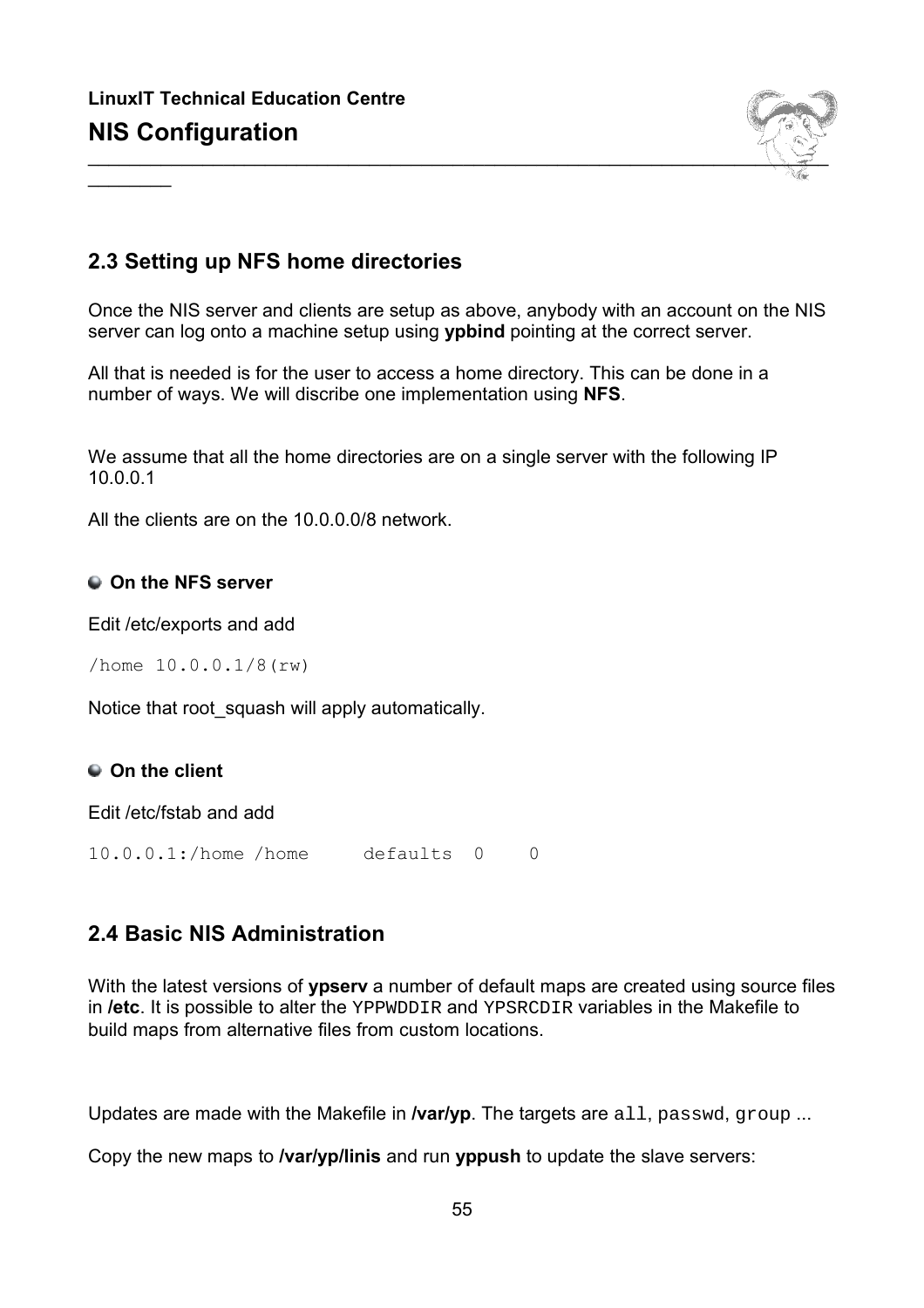## 2.3 Setting up NFS home directories

Once the NIS server and clients are setup as above, anybody with an account on the NIS server can log onto a machine setup using **ypbind** pointing at the correct server.

All that is needed is for the user to access a home directory. This can be done in a number of ways. We will discribe one implementation using **NFS**.

We assume that all the home directories are on a single server with the following IP 10.0.0.1

All the clients are on the 10.0.0.0/8 network.

### On the NFS server

Edit /etc/exports and add

```
/home 10.0.0.1/8(rw)
```

Notice that root_squash will apply automatically.

### On the client

Edit /etc/fstab and add

```
10.0.0.1:/home /home     defaults  0    0
```

## 2.4 Basic NIS Administration

With the latest versions of **ypserv** a number of default maps are created using source files in **/etc**. It is possible to alter the `YPPWDDIR` and `YPSRCDIR` variables in the Makefile to build maps from alternative files from custom locations.

Updates are made with the Makefile in **/var/yp**. The targets are `all`, `passwd`, `group` ...

Copy the new maps to **/var/yp/linis** and run **yppush** to update the slave servers: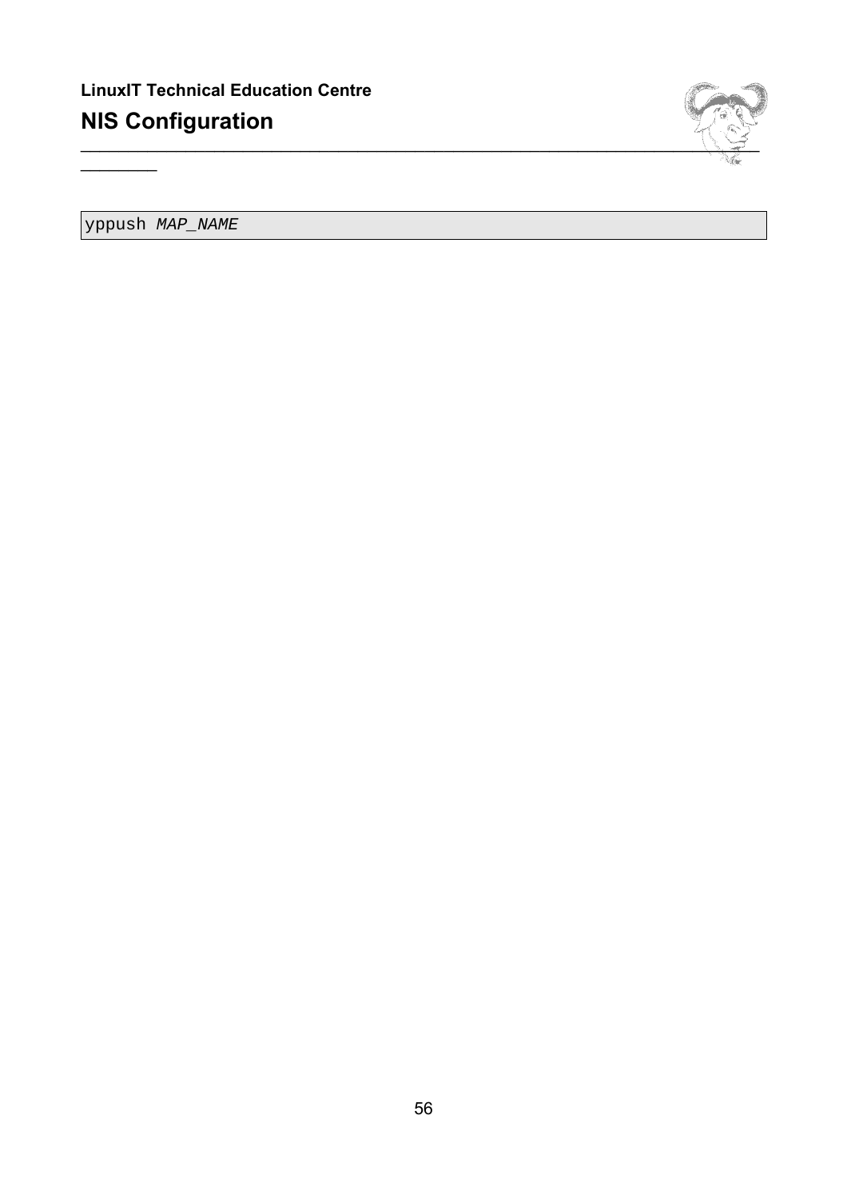```
yppush MAP_NAME
```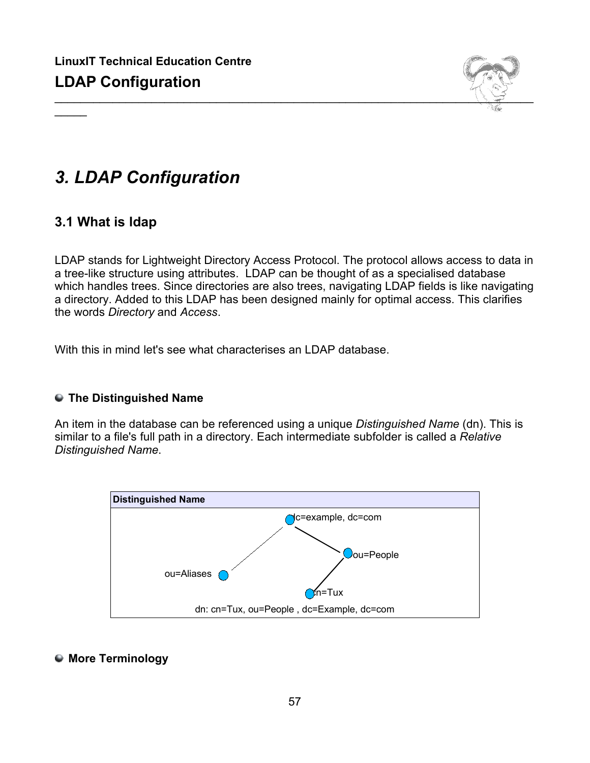# 3. LDAP Configuration

## 3.1 What is ldap

LDAP stands for Lightweight Directory Access Protocol. The protocol allows access to data in a tree-like structure using attributes. LDAP can be thought of as a specialised database which handles trees. Since directories are also trees, navigating LDAP fields is like navigating a directory. Added to this LDAP has been designed mainly for optimal access. This clarifies the words *Directory* and *Access*.

With this in mind let's see what characterises an LDAP database.

### The Distinguished Name

An item in the database can be referenced using a unique *Distinguished Name* (dn). This is similar to a file's full path in a directory. Each intermediate subfolder is called a *Relative Distinguished Name*.

**Distinguished Name**

dc=example, dc=com

ou=People

ou=Aliases

cn=Tux

dn: cn=Tux, ou=People , dc=Example, dc=com

### More Terminology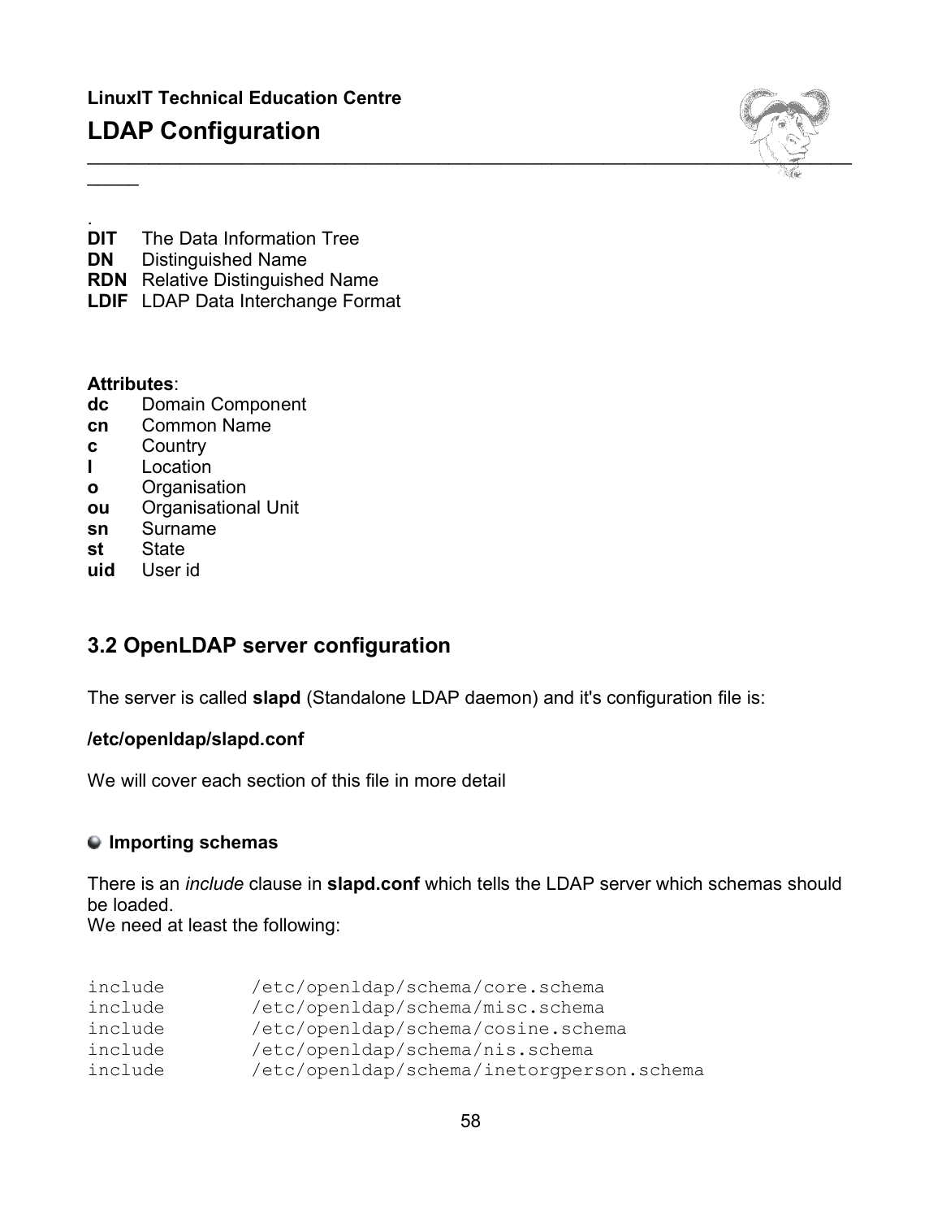.
**DIT** The Data Information Tree
**DN** Distinguished Name
**RDN** Relative Distinguished Name
**LDIF** LDAP Data Interchange Format

**Attributes**:
**dc** Domain Component
**cn** Common Name
**c** Country
**l** Location
**o** Organisation
**ou** Organisational Unit
**sn** Surname
**st** State
**uid** User id

## 3.2 OpenLDAP server configuration

The server is called **slapd** (Standalone LDAP daemon) and it's configuration file is:

**/etc/openldap/slapd.conf**

We will cover each section of this file in more detail

### Importing schemas

There is an *include* clause in **slapd.conf** which tells the LDAP server which schemas should be loaded.
We need at least the following:

```
include         /etc/openldap/schema/core.schema
include         /etc/openldap/schema/misc.schema
include         /etc/openldap/schema/cosine.schema
include         /etc/openldap/schema/nis.schema
include         /etc/openldap/schema/inetorgperson.schema
```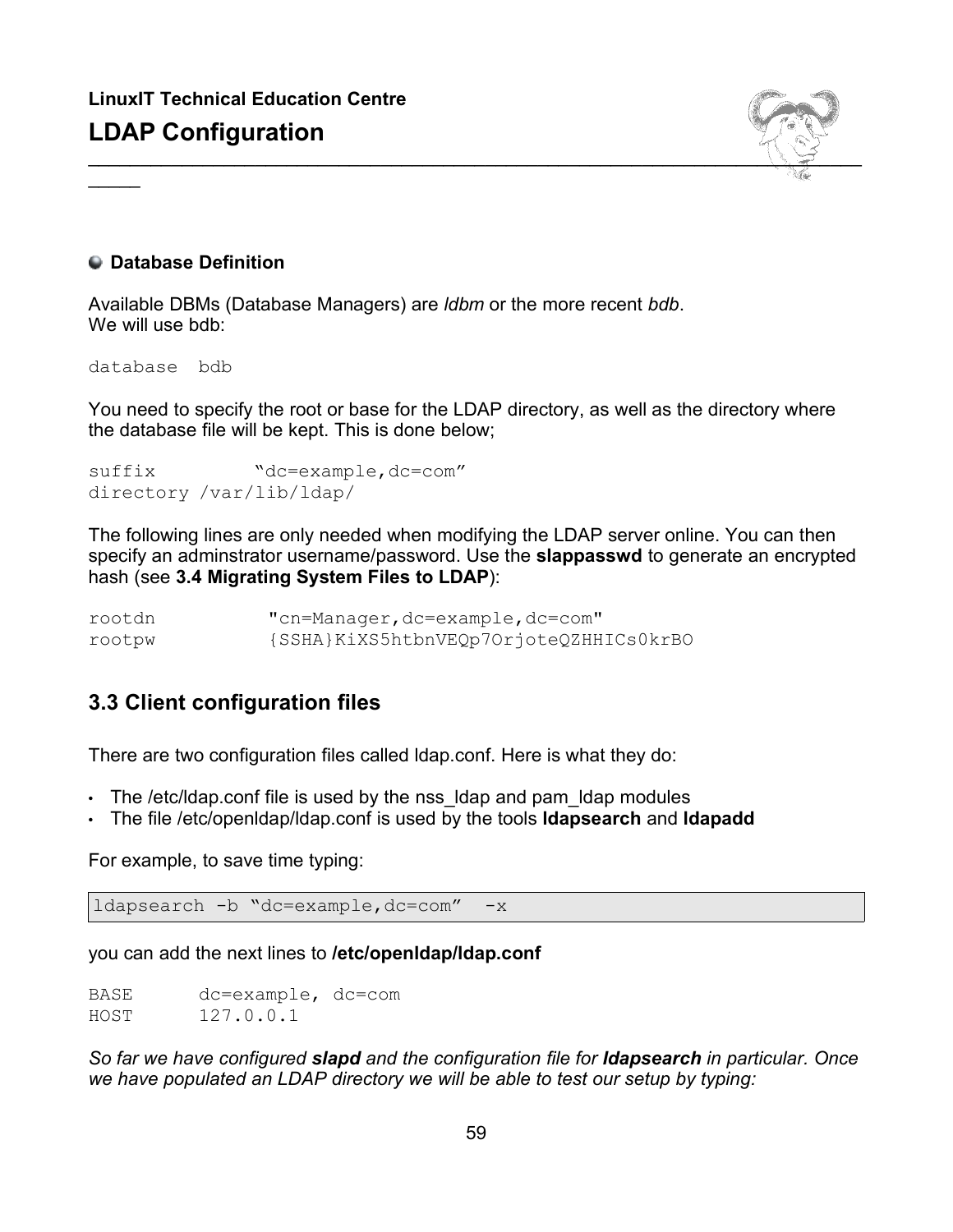### Database Definition

Available DBMs (Database Managers) are *ldbm* or the more recent *bdb*.
We will use bdb:

```
database  bdb
```

You need to specify the root or base for the LDAP directory, as well as the directory where the database file will be kept. This is done below;

```
suffix         “dc=example,dc=com”
directory /var/lib/ldap/
```

The following lines are only needed when modifying the LDAP server online. You can then specify an adminstrator username/password. Use the **slappasswd** to generate an encrypted hash (see **3.4 Migrating System Files to LDAP**):

```
rootdn          "cn=Manager,dc=example,dc=com"
rootpw          {SSHA}KiXS5htbnVEQp7OrjoteQZHHICs0krBO
```

## 3.3 Client configuration files

There are two configuration files called ldap.conf. Here is what they do:

- The /etc/ldap.conf file is used by the nss_ldap and pam_ldap modules
- The file /etc/openldap/ldap.conf is used by the tools **ldapsearch** and **ldapadd**

For example, to save time typing:

```
ldapsearch -b “dc=example,dc=com”  -x
```

you can add the next lines to **/etc/openldap/ldap.conf**

```
BASE      dc=example, dc=com
HOST      127.0.0.1
```

*So far we have configured **slapd** and the configuration file for **ldapsearch** in particular. Once we have populated an LDAP directory we will be able to test our setup by typing:*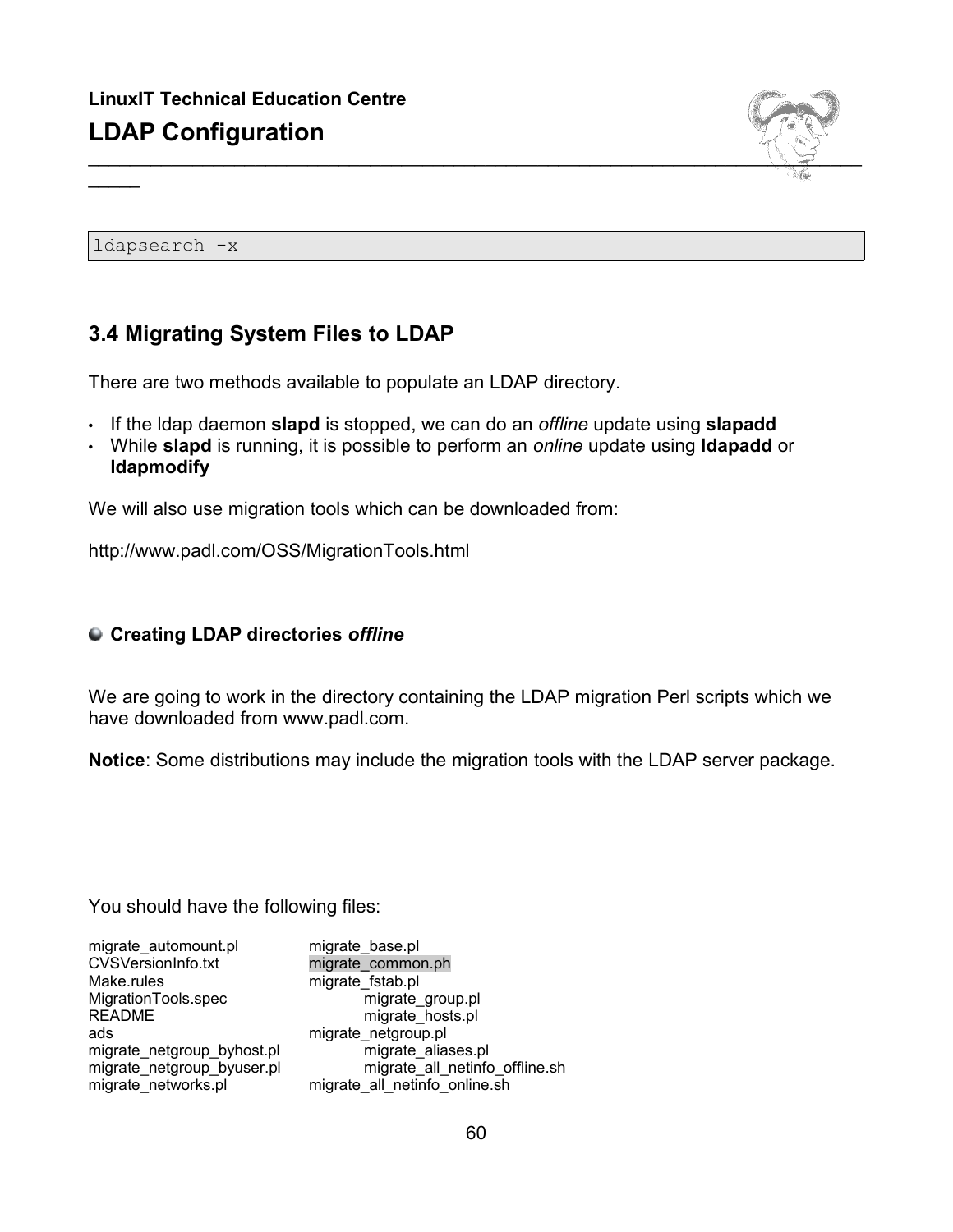```
ldapsearch -x
```

## 3.4 Migrating System Files to LDAP

There are two methods available to populate an LDAP directory.

- If the ldap daemon **slapd** is stopped, we can do an *offline* update using **slapadd**
- While **slapd** is running, it is possible to perform an *online* update using **ldapadd** or **ldapmodify**

We will also use migration tools which can be downloaded from:

http://www.padl.com/OSS/MigrationTools.html

### Creating LDAP directories *offline*

We are going to work in the directory containing the LDAP migration Perl scripts which we have downloaded from www.padl.com.

**Notice**: Some distributions may include the migration tools with the LDAP server package.

You should have the following files:

| | |
|---|---|
| migrate_automount.pl | migrate_base.pl |
| CVSVersionInfo.txt | migrate_common.ph |
| Make.rules | migrate_fstab.pl |
| MigrationTools.spec | migrate_group.pl |
| README | migrate_hosts.pl |
| ads | migrate_netgroup.pl |
| migrate_netgroup_byhost.pl | migrate_aliases.pl |
| migrate_netgroup_byuser.pl | migrate_all_netinfo_offline.sh |
| migrate_networks.pl | migrate_all_netinfo_online.sh |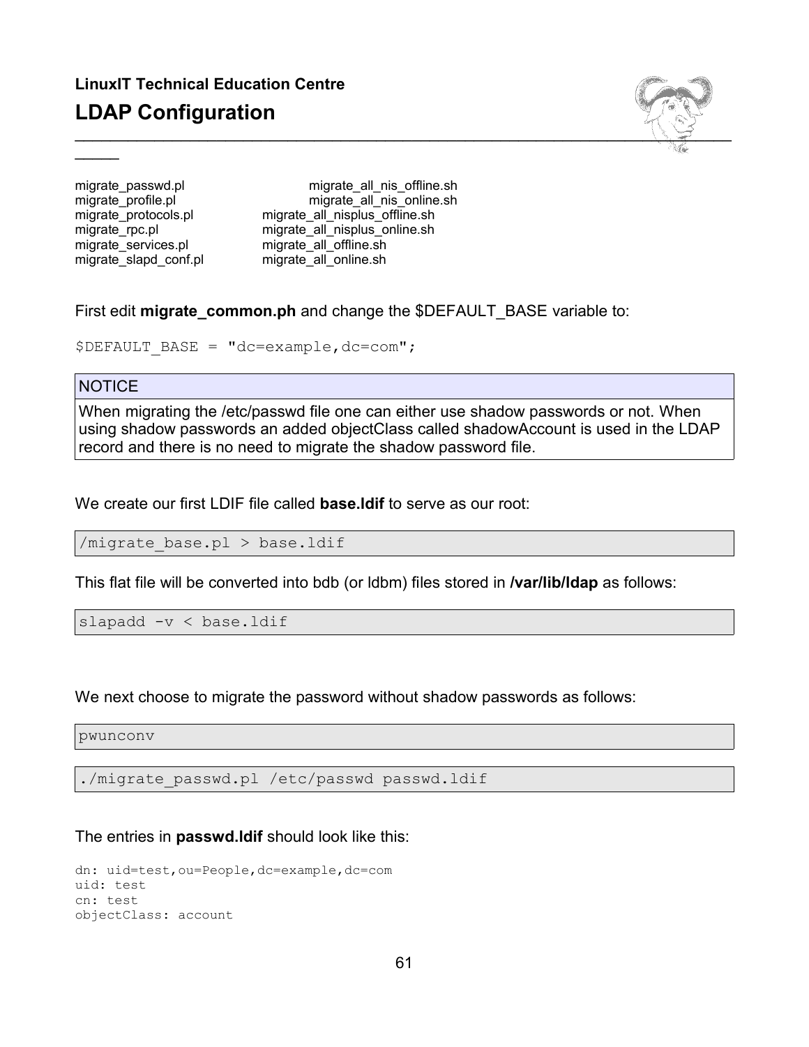```
migrate_passwd.pl              migrate_all_nis_offline.sh
migrate_profile.pl             migrate_all_nis_online.sh
migrate_protocols.pl           migrate_all_nisplus_offline.sh
migrate_rpc.pl                 migrate_all_nisplus_online.sh
migrate_services.pl            migrate_all_offline.sh
migrate_slapd_conf.pl          migrate_all_online.sh
```

First edit **migrate_common.ph** and change the $DEFAULT_BASE variable to:

```
$DEFAULT_BASE = "dc=example,dc=com";
```

| NOTICE |
|---|
| When migrating the /etc/passwd file one can either use shadow passwords or not. When using shadow passwords an added objectClass called shadowAccount is used in the LDAP record and there is no need to migrate the shadow password file. |

We create our first LDIF file called **base.ldif** to serve as our root:

```
/migrate_base.pl > base.ldif
```

This flat file will be converted into bdb (or ldbm) files stored in **/var/lib/ldap** as follows:

```
slapadd -v < base.ldif
```

We next choose to migrate the password without shadow passwords as follows:

```
pwunconv
```

```
./migrate_passwd.pl /etc/passwd passwd.ldif
```

The entries in **passwd.ldif** should look like this:

```
dn: uid=test,ou=People,dc=example,dc=com
uid: test
cn: test
objectClass: account
```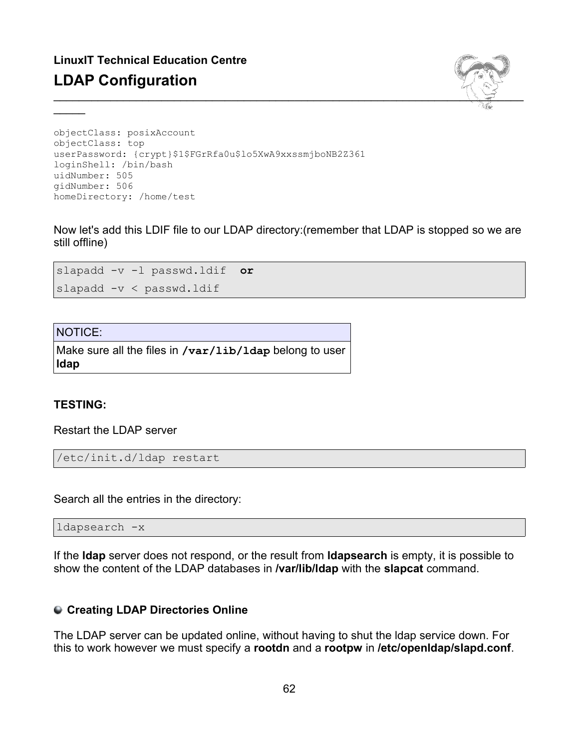```
objectClass: posixAccount
objectClass: top
userPassword: {crypt}$1$FGrRfa0u$lo5XwA9xxssmjboNB2Z361
loginShell: /bin/bash
uidNumber: 505
gidNumber: 506
homeDirectory: /home/test
```

Now let's add this LDIF file to our LDAP directory:(remember that LDAP is stopped so we are still offline)

```
slapadd -v -l passwd.ldif  or
slapadd -v < passwd.ldif
```

| NOTICE: |
| --- |
| Make sure all the files in **/var/lib/ldap** belong to user **ldap** |

**TESTING:**

Restart the LDAP server

```
/etc/init.d/ldap restart
```

Search all the entries in the directory:

```
ldapsearch -x
```

If the **ldap** server does not respond, or the result from **ldapsearch** is empty, it is possible to show the content of the LDAP databases in **/var/lib/ldap** with the **slapcat** command.

### Creating LDAP Directories Online

The LDAP server can be updated online, without having to shut the ldap service down. For this to work however we must specify a **rootdn** and a **rootpw** in **/etc/openldap/slapd.conf**.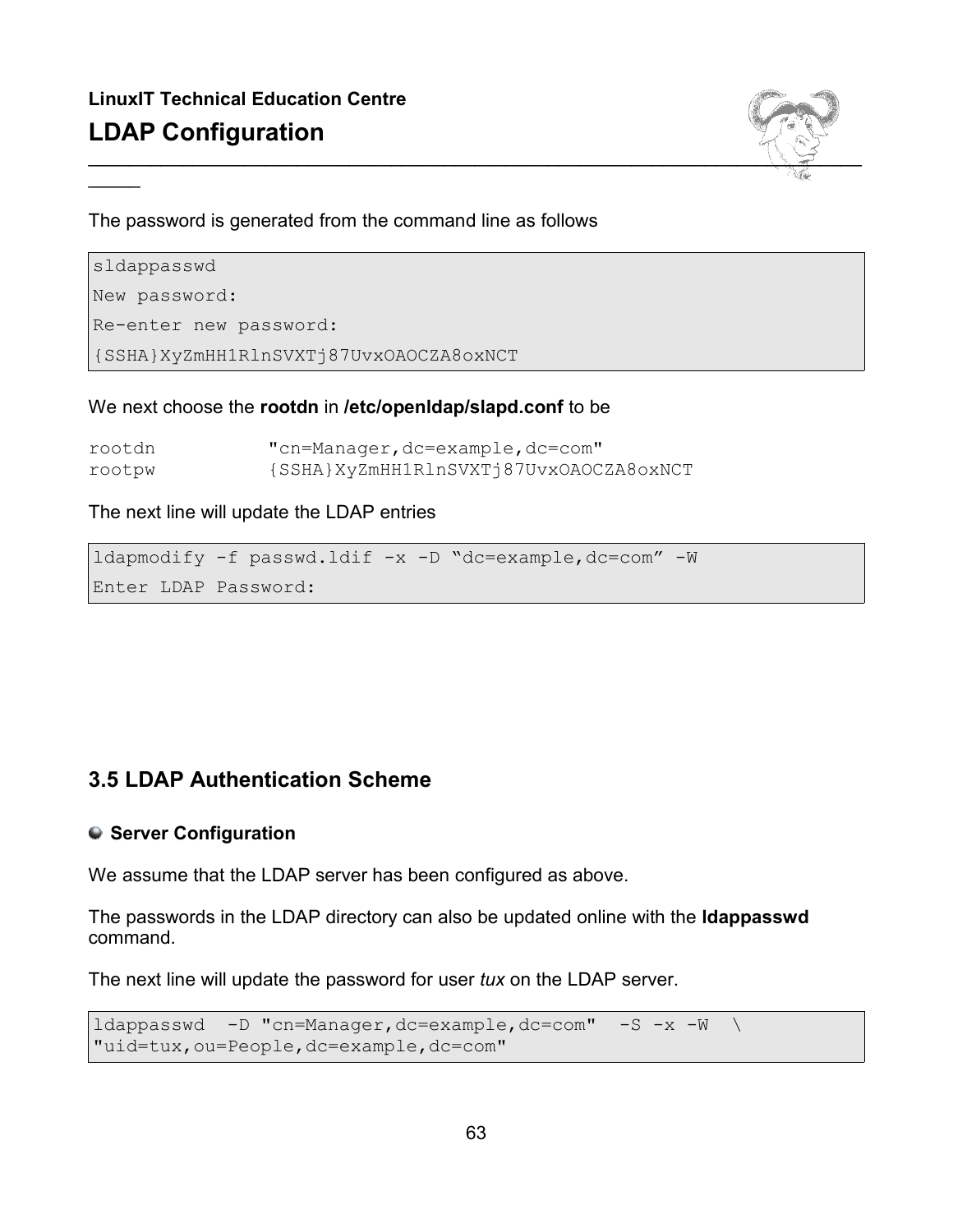The password is generated from the command line as follows

```
sldappasswd
New password:
Re-enter new password:
{SSHA}XyZmHH1RlnSVXTj87UvxOAOCZA8oxNCT
```

We next choose the **rootdn** in **/etc/openldap/slapd.conf** to be

```
rootdn          "cn=Manager,dc=example,dc=com"
rootpw          {SSHA}XyZmHH1RlnSVXTj87UvxOAOCZA8oxNCT
```

The next line will update the LDAP entries

```
ldapmodify -f passwd.ldif -x -D “dc=example,dc=com” -W
Enter LDAP Password:
```

## 3.5 LDAP Authentication Scheme

### Server Configuration

We assume that the LDAP server has been configured as above.

The passwords in the LDAP directory can also be updated online with the **ldappasswd** command.

The next line will update the password for user *tux* on the LDAP server.

```
ldappasswd  -D "cn=Manager,dc=example,dc=com"  -S -x -W  \
"uid=tux,ou=People,dc=example,dc=com"
```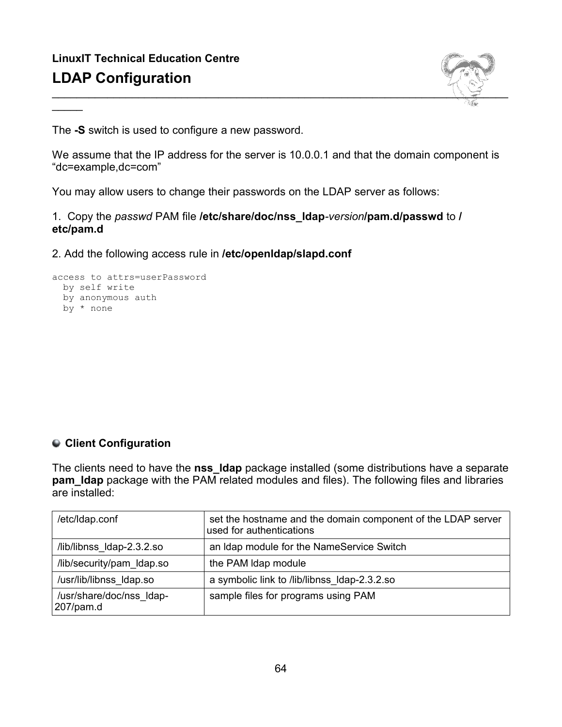The **-S** switch is used to configure a new password.

We assume that the IP address for the server is 10.0.0.1 and that the domain component is "dc=example,dc=com"

You may allow users to change their passwords on the LDAP server as follows:

1. Copy the *passwd* PAM file **/etc/share/doc/nss_ldap**-*version***/pam.d/passwd** to **/etc/pam.d**

2. Add the following access rule in **/etc/openldap/slapd.conf**

```
access to attrs=userPassword
  by self write
  by anonymous auth
  by * none
```

## Client Configuration

The clients need to have the **nss_ldap** package installed (some distributions have a separate **pam_ldap** package with the PAM related modules and files). The following files and libraries are installed:

| | |
|---|---|
| /etc/ldap.conf | set the hostname and the domain component of the LDAP server used for authentications |
| /lib/libnss_ldap-2.3.2.so | an ldap module for the NameService Switch |
| /lib/security/pam_ldap.so | the PAM ldap module |
| /usr/lib/libnss_ldap.so | a symbolic link to /lib/libnss_ldap-2.3.2.so |
| /usr/share/doc/nss_ldap-207/pam.d | sample files for programs using PAM |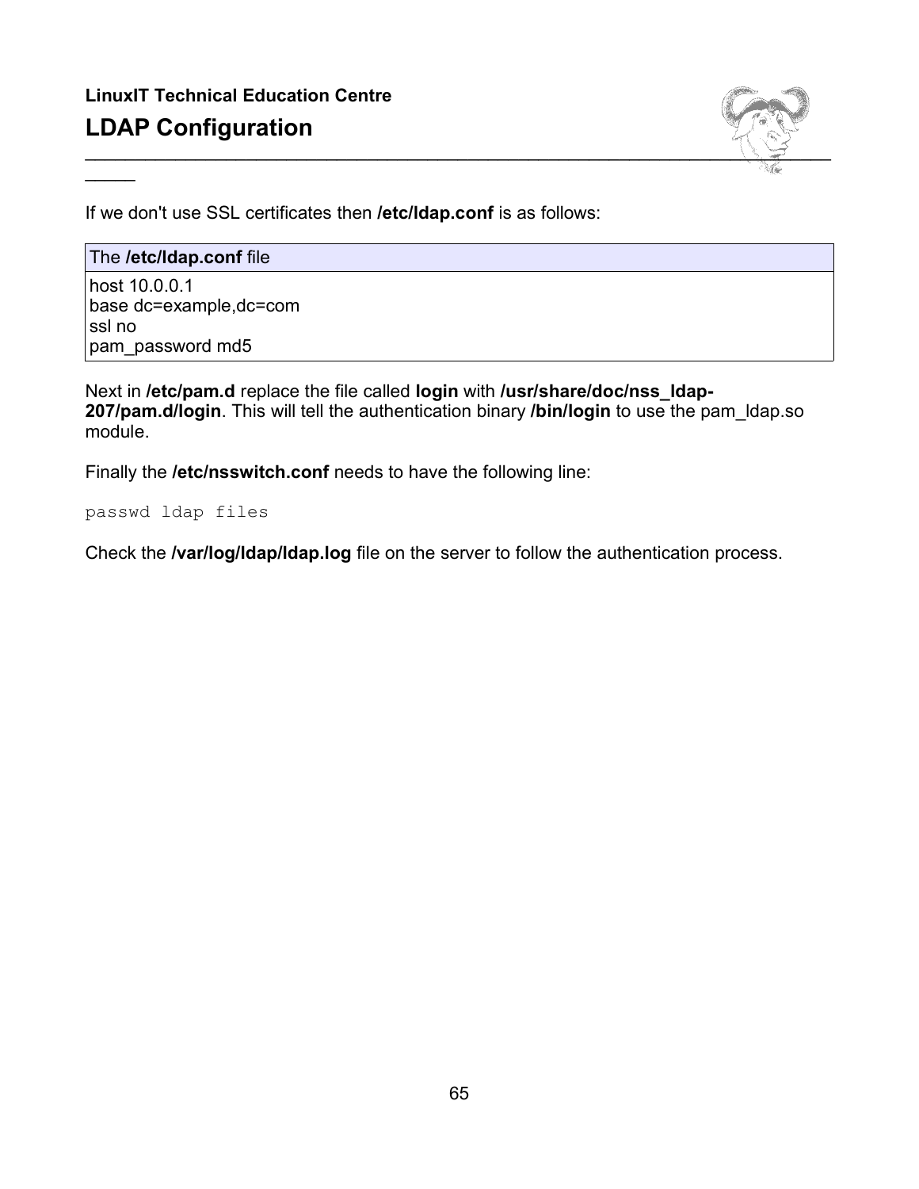If we don't use SSL certificates then **/etc/ldap.conf** is as follows:

| The **/etc/ldap.conf** file |
| --- |
| host 10.0.0.1<br>base dc=example,dc=com<br>ssl no<br>pam_password md5 |

Next in **/etc/pam.d** replace the file called **login** with **/usr/share/doc/nss_ldap-207/pam.d/login**. This will tell the authentication binary **/bin/login** to use the pam_ldap.so module.

Finally the **/etc/nsswitch.conf** needs to have the following line:

```
passwd ldap files
```

Check the **/var/log/ldap/ldap.log** file on the server to follow the authentication process.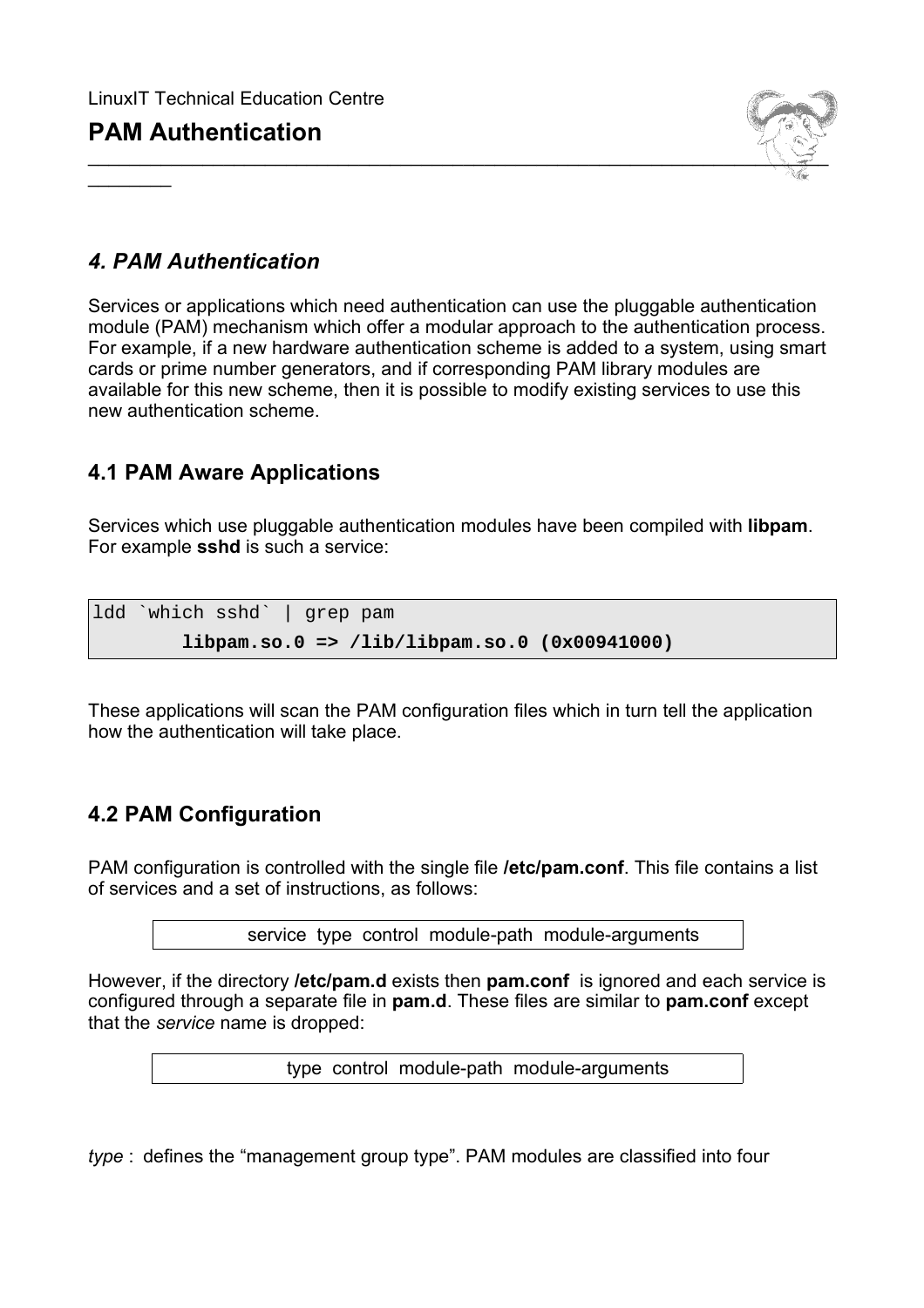## 4. PAM Authentication

Services or applications which need authentication can use the pluggable authentication module (PAM) mechanism which offer a modular approach to the authentication process. For example, if a new hardware authentication scheme is added to a system, using smart cards or prime number generators, and if corresponding PAM library modules are available for this new scheme, then it is possible to modify existing services to use this new authentication scheme.

### 4.1 PAM Aware Applications

Services which use pluggable authentication modules have been compiled with **libpam**. For example **sshd** is such a service:

```
ldd `which sshd` | grep pam
        libpam.so.0 => /lib/libpam.so.0 (0x00941000)
```

These applications will scan the PAM configuration files which in turn tell the application how the authentication will take place.

### 4.2 PAM Configuration

PAM configuration is controlled with the single file **/etc/pam.conf**. This file contains a list of services and a set of instructions, as follows:

```
service  type  control  module-path  module-arguments
```

However, if the directory **/etc/pam.d** exists then **pam.conf** is ignored and each service is configured through a separate file in **pam.d**. These files are similar to **pam.conf** except that the *service* name is dropped:

```
type  control  module-path  module-arguments
```

*type* : defines the “management group type”. PAM modules are classified into four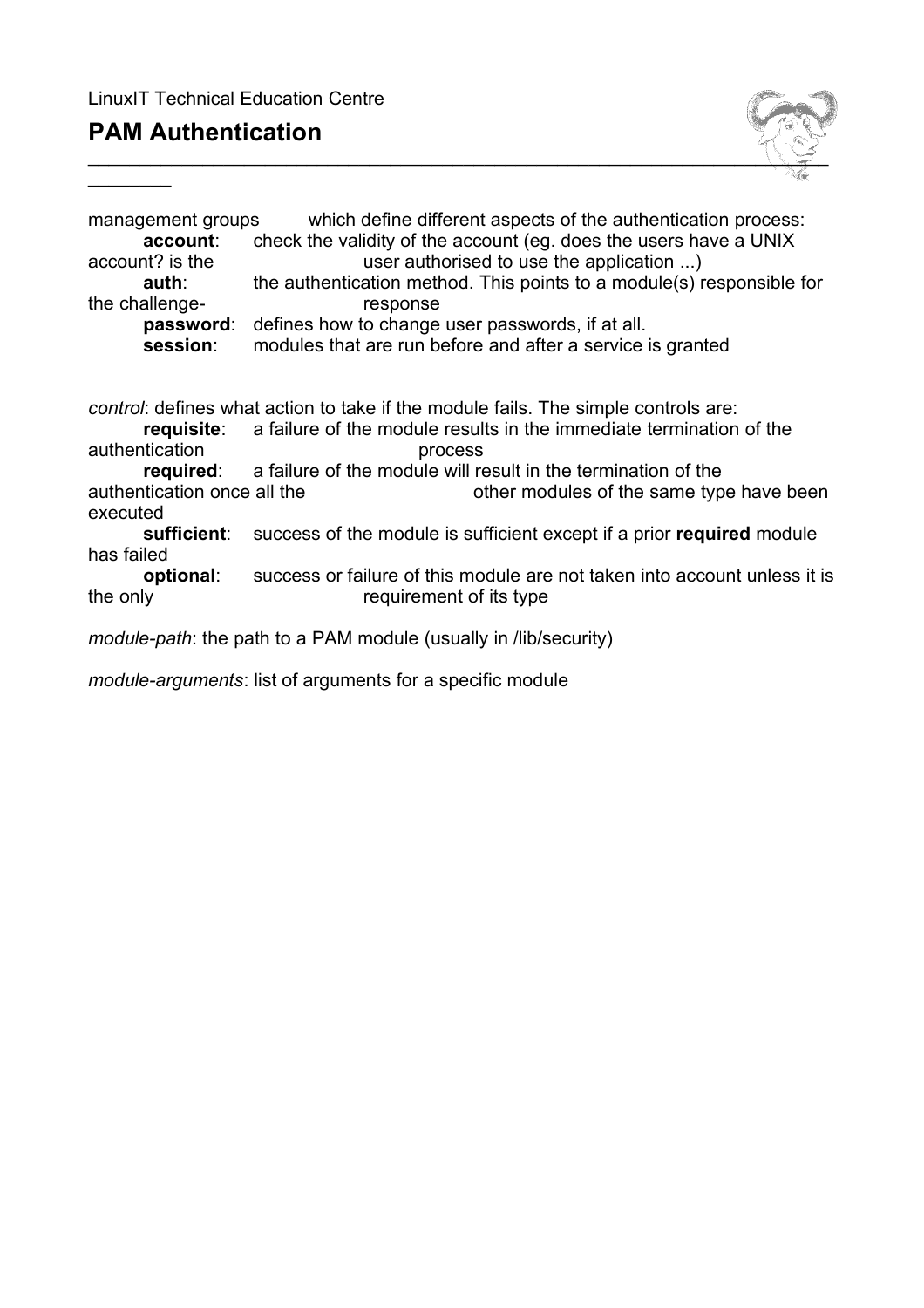management groups which define different aspects of the authentication process:

- **account**: check the validity of the account (eg. does the users have a UNIX account? is the user authorised to use the application ...)
- **auth**: the authentication method. This points to a module(s) responsible for the challenge-response
- **password**: defines how to change user passwords, if at all.
- **session**: modules that are run before and after a service is granted

*control*: defines what action to take if the module fails. The simple controls are:

- **requisite**: a failure of the module results in the immediate termination of the authentication process
- **required**: a failure of the module will result in the termination of the authentication once all the other modules of the same type have been executed
- **sufficient**: success of the module is sufficient except if a prior **required** module has failed
- **optional**: success or failure of this module are not taken into account unless it is the only requirement of its type

*module-path*: the path to a PAM module (usually in /lib/security)

*module-arguments*: list of arguments for a specific module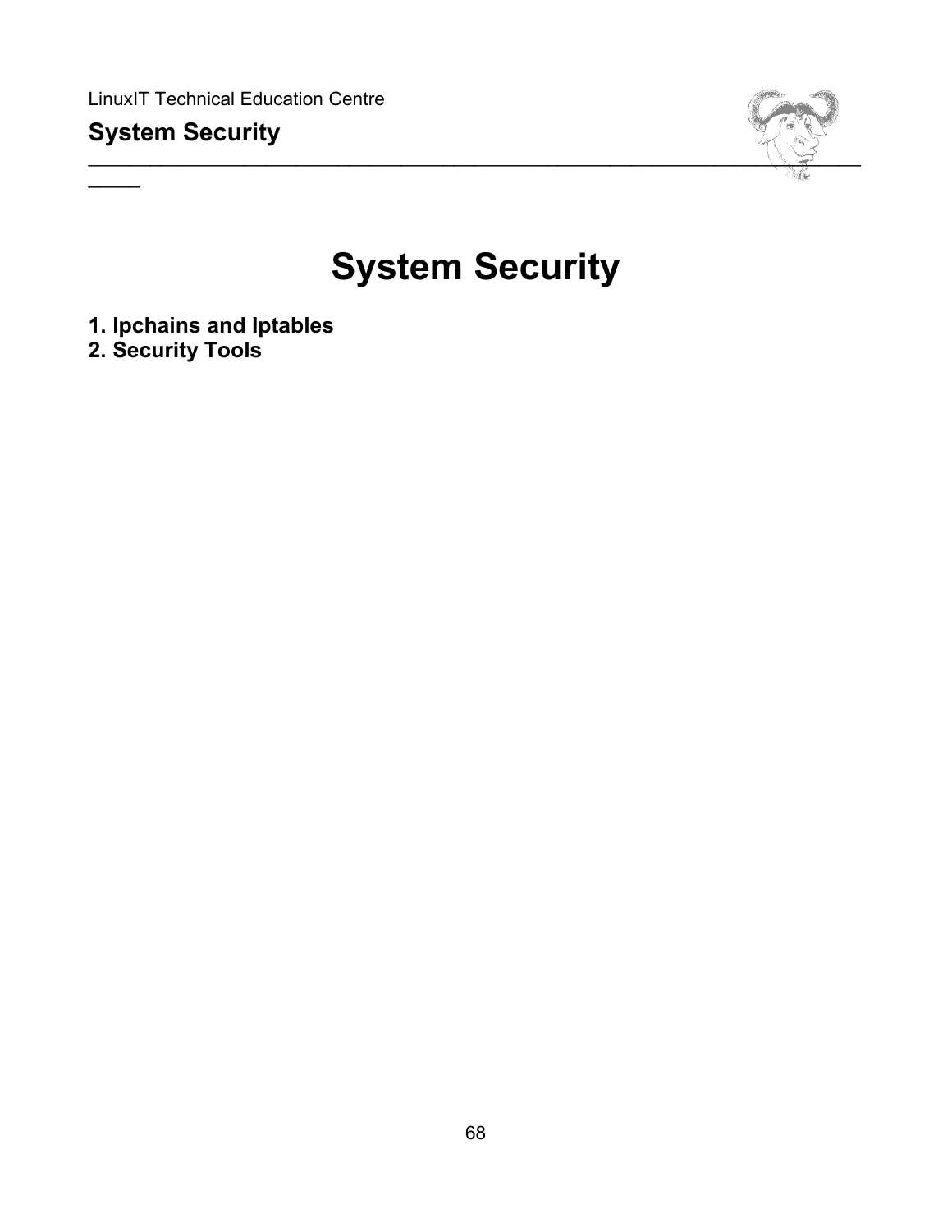# System Security

**1. Ipchains and Iptables**
**2. Security Tools**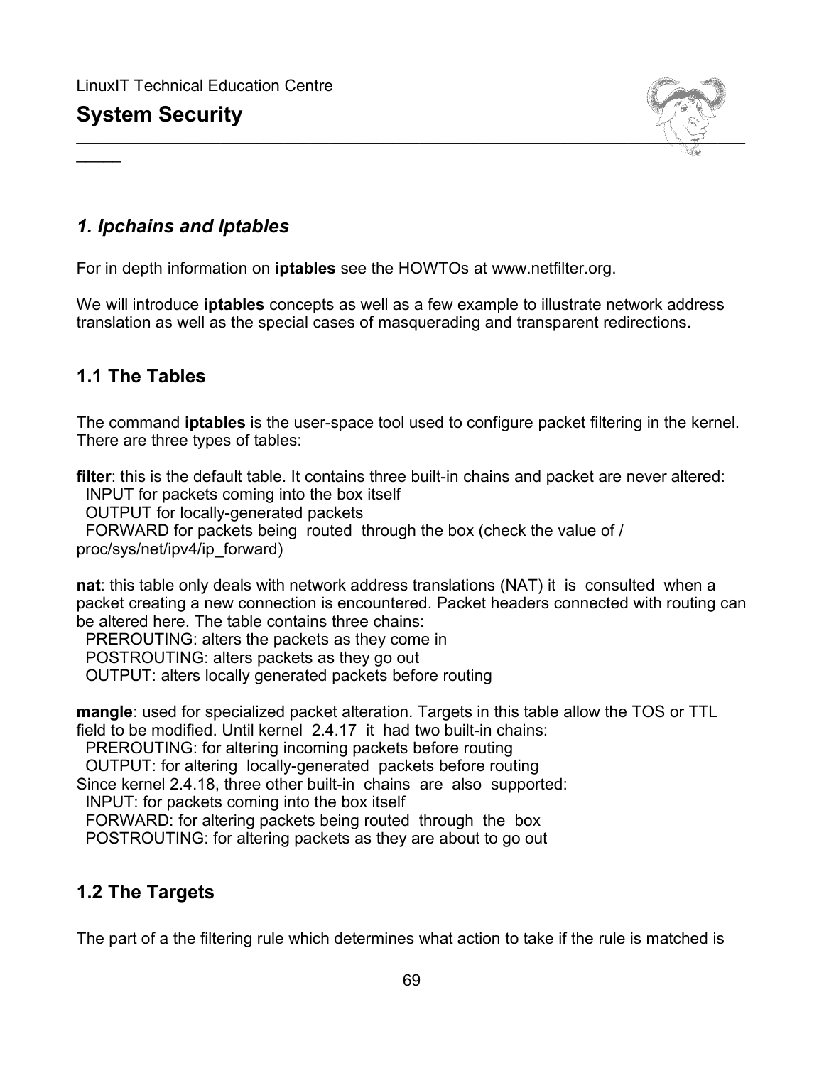## *1. Ipchains and Iptables*

For in depth information on **iptables** see the HOWTOs at www.netfilter.org.

We will introduce **iptables** concepts as well as a few example to illustrate network address translation as well as the special cases of masquerading and transparent redirections.

### 1.1 The Tables

The command **iptables** is the user-space tool used to configure packet filtering in the kernel. There are three types of tables:

**filter**: this is the default table. It contains three built-in chains and packet are never altered:
  INPUT for packets coming into the box itself
  OUTPUT for locally-generated packets
  FORWARD for packets being routed through the box (check the value of /proc/sys/net/ipv4/ip_forward)

**nat**: this table only deals with network address translations (NAT) it is consulted when a packet creating a new connection is encountered. Packet headers connected with routing can be altered here. The table contains three chains:
  PREROUTING: alters the packets as they come in
  POSTROUTING: alters packets as they go out
  OUTPUT: alters locally generated packets before routing

**mangle**: used for specialized packet alteration. Targets in this table allow the TOS or TTL field to be modified. Until kernel 2.4.17 it had two built-in chains:
  PREROUTING: for altering incoming packets before routing
  OUTPUT: for altering locally-generated packets before routing
Since kernel 2.4.18, three other built-in chains are also supported:
  INPUT: for packets coming into the box itself
  FORWARD: for altering packets being routed through the box
  POSTROUTING: for altering packets as they are about to go out

### 1.2 The Targets

The part of a the filtering rule which determines what action to take if the rule is matched is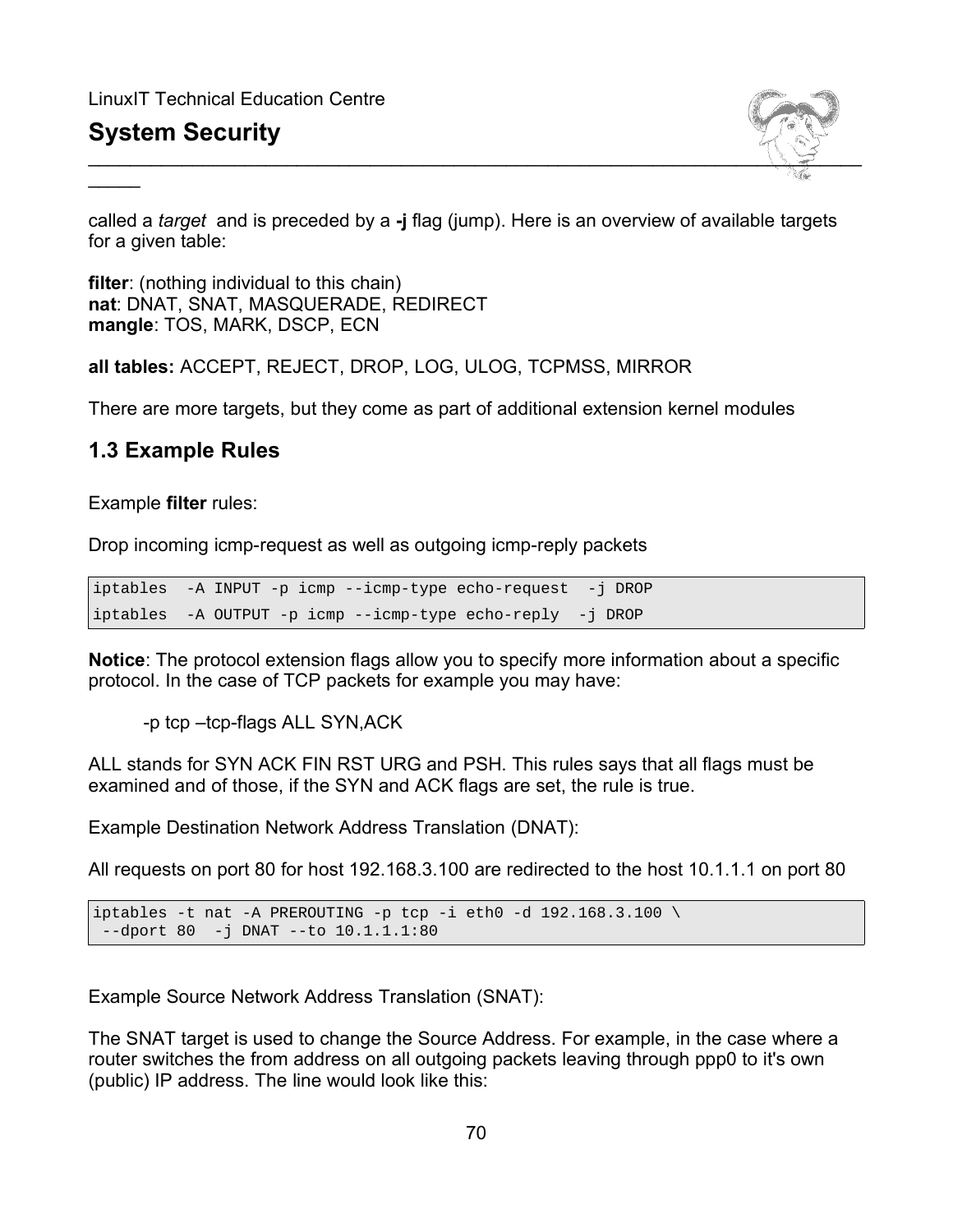called a *target* and is preceded by a **-j** flag (jump). Here is an overview of available targets for a given table:

**filter**: (nothing individual to this chain)
**nat**: DNAT, SNAT, MASQUERADE, REDIRECT
**mangle**: TOS, MARK, DSCP, ECN

**all tables:** ACCEPT, REJECT, DROP, LOG, ULOG, TCPMSS, MIRROR

There are more targets, but they come as part of additional extension kernel modules

## 1.3 Example Rules

Example **filter** rules:

Drop incoming icmp-request as well as outgoing icmp-reply packets

```
iptables  -A INPUT -p icmp --icmp-type echo-request  -j DROP
iptables  -A OUTPUT -p icmp --icmp-type echo-reply  -j DROP
```

**Notice**: The protocol extension flags allow you to specify more information about a specific protocol. In the case of TCP packets for example you may have:

-p tcp –tcp-flags ALL SYN,ACK

ALL stands for SYN ACK FIN RST URG and PSH. This rules says that all flags must be examined and of those, if the SYN and ACK flags are set, the rule is true.

Example Destination Network Address Translation (DNAT):

All requests on port 80 for host 192.168.3.100 are redirected to the host 10.1.1.1 on port 80

```
iptables -t nat -A PREROUTING -p tcp -i eth0 -d 192.168.3.100 \
 --dport 80  -j DNAT --to 10.1.1.1:80
```

Example Source Network Address Translation (SNAT):

The SNAT target is used to change the Source Address. For example, in the case where a router switches the from address on all outgoing packets leaving through ppp0 to it's own (public) IP address. The line would look like this: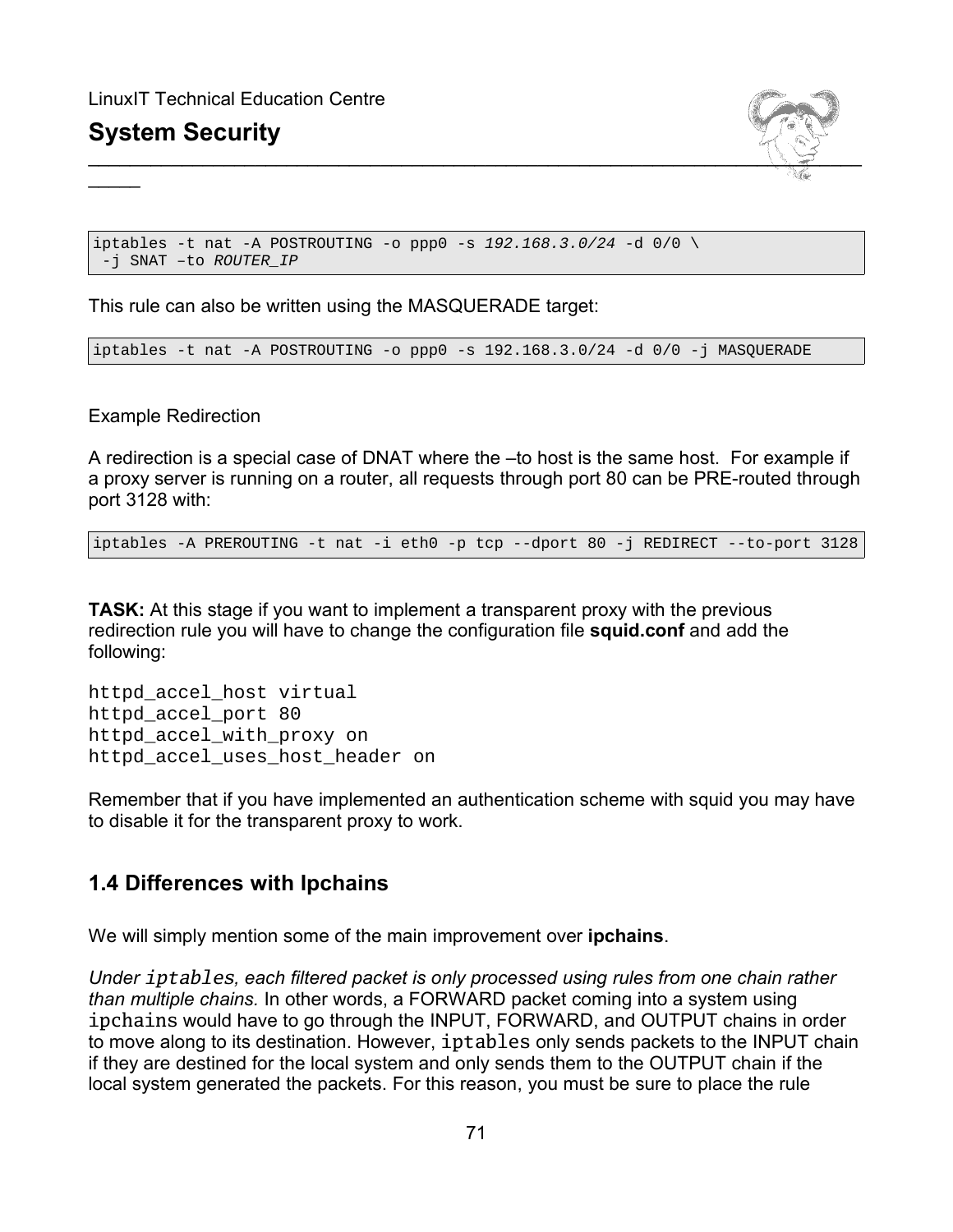```
iptables -t nat -A POSTROUTING -o ppp0 -s 192.168.3.0/24 -d 0/0 \
 -j SNAT –to ROUTER_IP
```

This rule can also be written using the MASQUERADE target:

```
iptables -t nat -A POSTROUTING -o ppp0 -s 192.168.3.0/24 -d 0/0 -j MASQUERADE
```

Example Redirection

A redirection is a special case of DNAT where the –to host is the same host. For example if a proxy server is running on a router, all requests through port 80 can be PRE-routed through port 3128 with:

```
iptables -A PREROUTING -t nat -i eth0 -p tcp --dport 80 -j REDIRECT --to-port 3128
```

**TASK:** At this stage if you want to implement a transparent proxy with the previous redirection rule you will have to change the configuration file **squid.conf** and add the following:

```
httpd_accel_host virtual
httpd_accel_port 80
httpd_accel_with_proxy on
httpd_accel_uses_host_header on
```

Remember that if you have implemented an authentication scheme with squid you may have to disable it for the transparent proxy to work.

## 1.4 Differences with Ipchains

We will simply mention some of the main improvement over **ipchains**.

*Under `iptables`, each filtered packet is only processed using rules from one chain rather than multiple chains.* In other words, a FORWARD packet coming into a system using `ipchains` would have to go through the INPUT, FORWARD, and OUTPUT chains in order to move along to its destination. However, `iptables` only sends packets to the INPUT chain if they are destined for the local system and only sends them to the OUTPUT chain if the local system generated the packets. For this reason, you must be sure to place the rule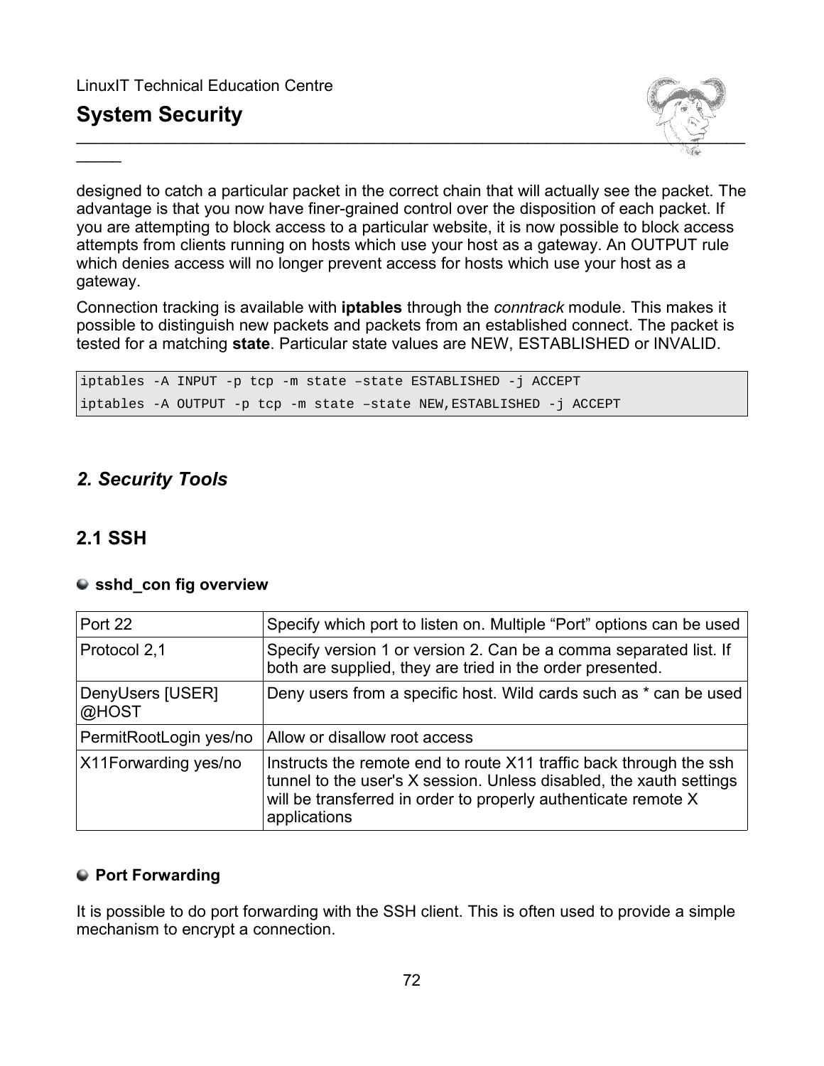designed to catch a particular packet in the correct chain that will actually see the packet. The advantage is that you now have finer-grained control over the disposition of each packet. If you are attempting to block access to a particular website, it is now possible to block access attempts from clients running on hosts which use your host as a gateway. An OUTPUT rule which denies access will no longer prevent access for hosts which use your host as a gateway.

Connection tracking is available with **iptables** through the *conntrack* module. This makes it possible to distinguish new packets and packets from an established connect. The packet is tested for a matching **state**. Particular state values are NEW, ESTABLISHED or INVALID.

```
iptables -A INPUT -p tcp -m state –state ESTABLISHED -j ACCEPT
iptables -A OUTPUT -p tcp -m state –state NEW,ESTABLISHED -j ACCEPT
```

## *2. Security Tools*

### 2.1 SSH

#### sshd_con fig overview

| | |
|---|---|
| Port 22 | Specify which port to listen on. Multiple “Port” options can be used |
| Protocol 2,1 | Specify version 1 or version 2. Can be a comma separated list. If both are supplied, they are tried in the order presented. |
| DenyUsers [USER]@HOST | Deny users from a specific host. Wild cards such as * can be used |
| PermitRootLogin yes/no | Allow or disallow root access |
| X11Forwarding yes/no | Instructs the remote end to route X11 traffic back through the ssh tunnel to the user's X session. Unless disabled, the xauth settings will be transferred in order to properly authenticate remote X applications |

#### Port Forwarding

It is possible to do port forwarding with the SSH client. This is often used to provide a simple mechanism to encrypt a connection.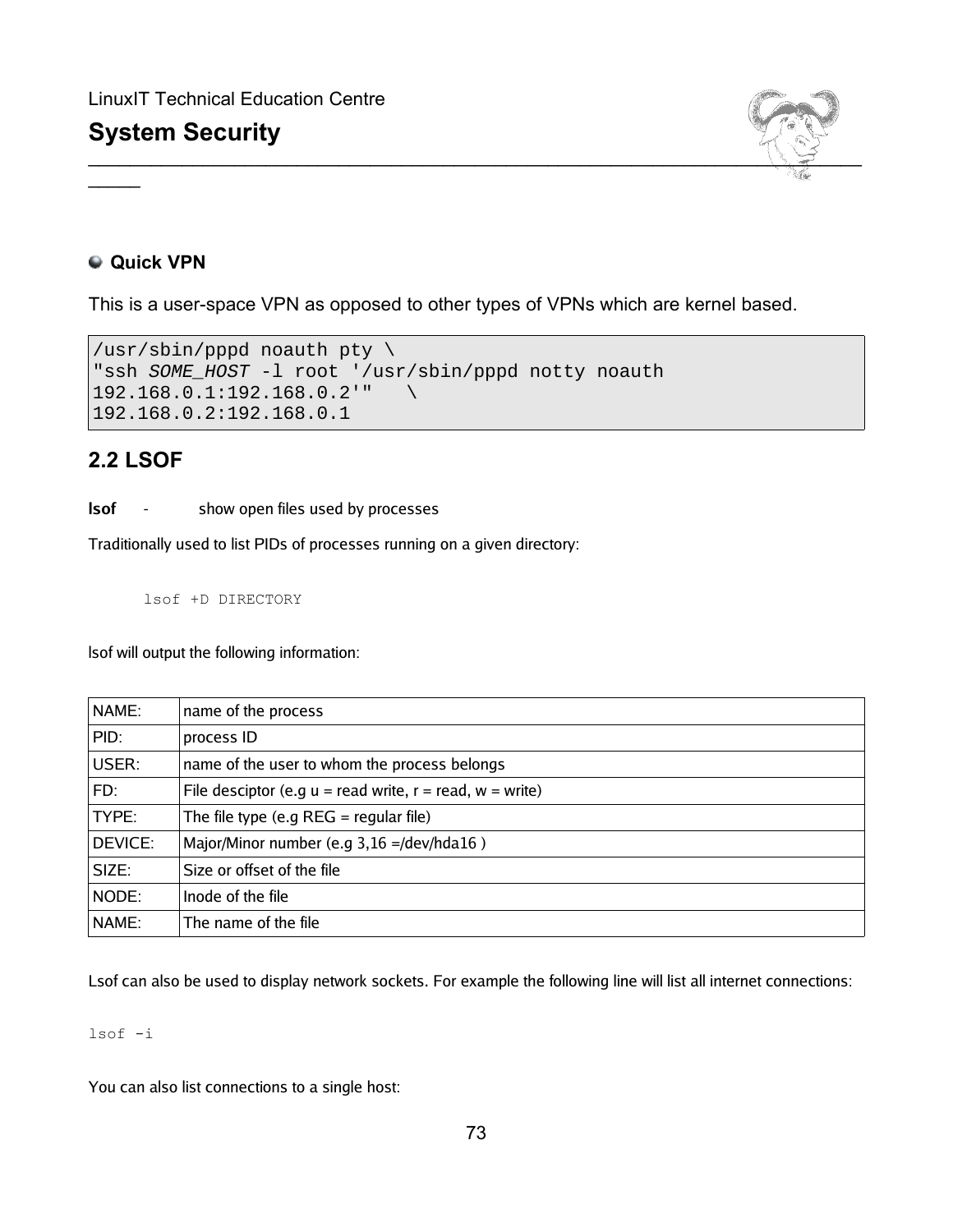### Quick VPN

This is a user-space VPN as opposed to other types of VPNs which are kernel based.

```
/usr/sbin/pppd noauth pty \
"ssh SOME_HOST -l root '/usr/sbin/pppd notty noauth
192.168.0.1:192.168.0.2'"   \
192.168.0.2:192.168.0.1
```

## 2.2 LSOF

**lsof** - show open files used by processes

Traditionally used to list PIDs of processes running on a given directory:

```
lsof +D DIRECTORY
```

lsof will output the following information:

| | |
|---|---|
| NAME: | name of the process |
| PID: | process ID |
| USER: | name of the user to whom the process belongs |
| FD: | File desciptor (e.g u = read write, r = read, w = write) |
| TYPE: | The file type (e.g REG = regular file) |
| DEVICE: | Major/Minor number (e.g 3,16 =/dev/hda16 ) |
| SIZE: | Size or offset of the file |
| NODE: | Inode of the file |
| NAME: | The name of the file |

Lsof can also be used to display network sockets. For example the following line will list all internet connections:

```
lsof -i
```

You can also list connections to a single host: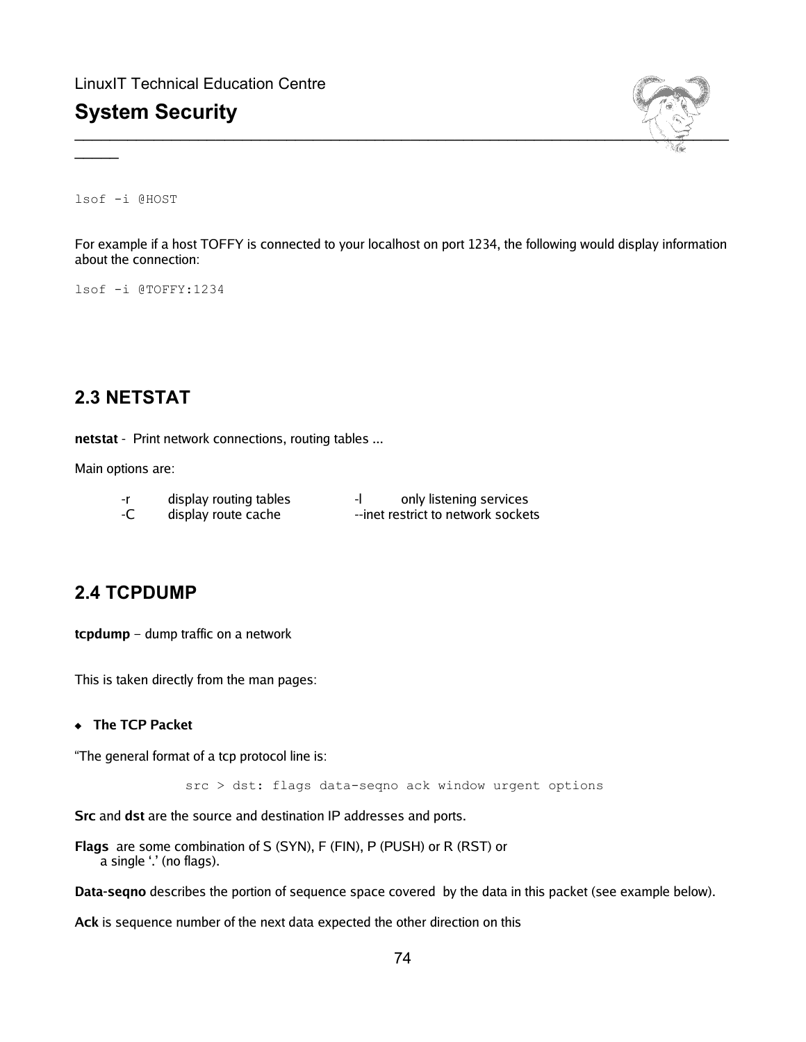```
lsof -i @HOST
```

For example if a host TOFFY is connected to your localhost on port 1234, the following would display information about the connection:

```
lsof -i @TOFFY:1234
```

## 2.3 NETSTAT

**netstat** - Print network connections, routing tables ...

Main options are:

| | | | |
|---|---|---|---|
| -r | display routing tables | -l | only listening services |
| -C | display route cache | --inet | restrict to network sockets |

## 2.4 TCPDUMP

**tcpdump** – dump traffic on a network

This is taken directly from the man pages:

- **The TCP Packet**

"The general format of a tcp protocol line is:

```
src > dst: flags data-seqno ack window urgent options
```

**Src** and **dst** are the source and destination IP addresses and ports.

**Flags** are some combination of S (SYN), F (FIN), P (PUSH) or R (RST) or a single '.' (no flags).

**Data-seqno** describes the portion of sequence space covered by the data in this packet (see example below).

**Ack** is sequence number of the next data expected the other direction on this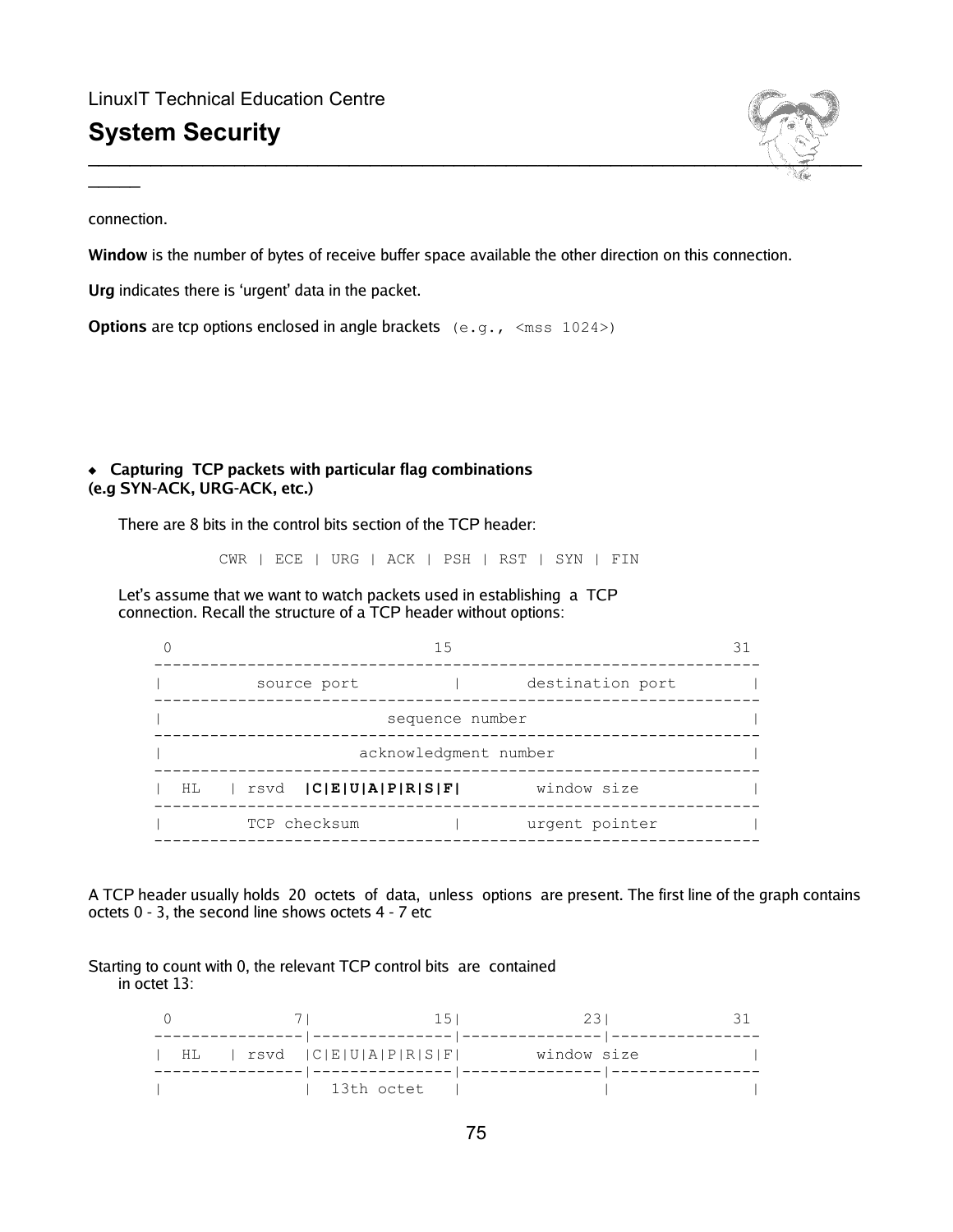connection.

**Window** is the number of bytes of receive buffer space available the other direction on this connection.

**Urg** indicates there is 'urgent' data in the packet.

**Options** are tcp options enclosed in angle brackets `(e.g., <mss 1024>)`

- **Capturing TCP packets with particular flag combinations (e.g SYN-ACK, URG-ACK, etc.)**

There are 8 bits in the control bits section of the TCP header:

```
CWR | ECE | URG | ACK | PSH | RST | SYN | FIN
```

Let's assume that we want to watch packets used in establishing a TCP connection. Recall the structure of a TCP header without options:

```
 0                            15                              31
-----------------------------------------------------------------
|          source port          |       destination port        |
-----------------------------------------------------------------
|                        sequence number                        |
-----------------------------------------------------------------
|                     acknowledgment number                     |
-----------------------------------------------------------------
|  HL   | rsvd  |C|E|U|A|P|R|S|F|        window size            |
-----------------------------------------------------------------
|         TCP checksum          |       urgent pointer          |
-----------------------------------------------------------------
```

A TCP header usually holds 20 octets of data, unless options are present. The first line of the graph contains octets 0 - 3, the second line shows octets 4 - 7 etc

Starting to count with 0, the relevant TCP control bits are contained in octet 13:

```
 0             7|             15|             23|             31
----------------|---------------|---------------|----------------
|  HL   | rsvd  |C|E|U|A|P|R|S|F|        window size            |
----------------|---------------|---------------|----------------
|               |  13th octet   |               |               |
```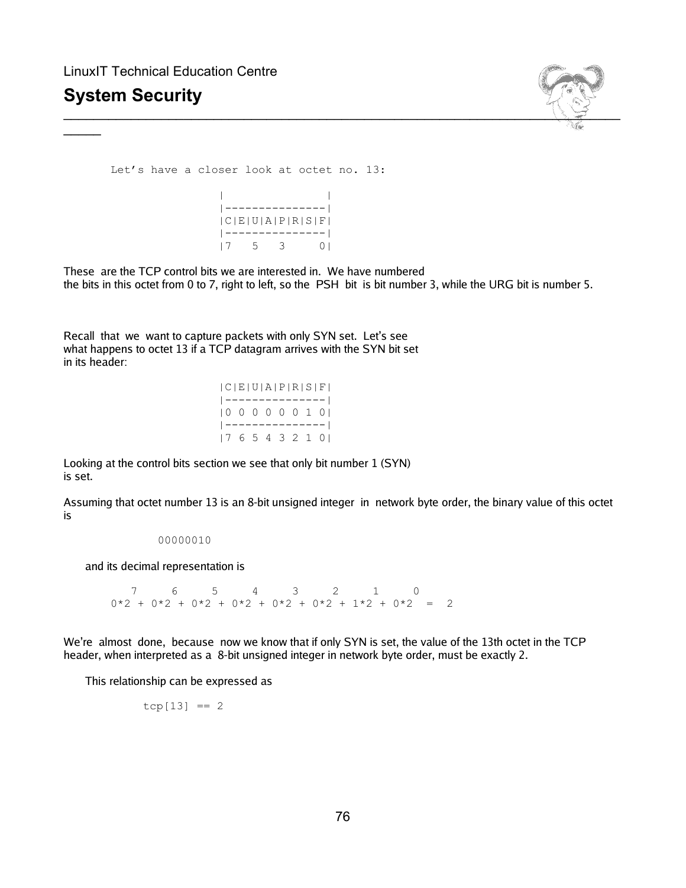Let's have a closer look at octet no. 13:

```
                 |               |
                 |---------------|
                 |C|E|U|A|P|R|S|F|
                 |---------------|
                 |7   5   3     0|
```

These are the TCP control bits we are interested in. We have numbered
the bits in this octet from 0 to 7, right to left, so the PSH bit is bit number 3, while the URG bit is number 5.

Recall that we want to capture packets with only SYN set. Let's see
what happens to octet 13 if a TCP datagram arrives with the SYN bit set
in its header:

```
                 |C|E|U|A|P|R|S|F|
                 |---------------|
                 |0 0 0 0 0 0 1 0|
                 |---------------|
                 |7 6 5 4 3 2 1 0|
```

Looking at the control bits section we see that only bit number 1 (SYN)
is set.

Assuming that octet number 13 is an 8-bit unsigned integer in network byte order, the binary value of this octet
is

```
00000010
```

and its decimal representation is

```
   7     6     5     4     3     2     1     0
0*2 + 0*2 + 0*2 + 0*2 + 0*2 + 0*2 + 1*2 + 0*2  =  2
```

We're almost done, because now we know that if only SYN is set, the value of the 13th octet in the TCP
header, when interpreted as a 8-bit unsigned integer in network byte order, must be exactly 2.

This relationship can be expressed as

```
tcp[13] == 2
```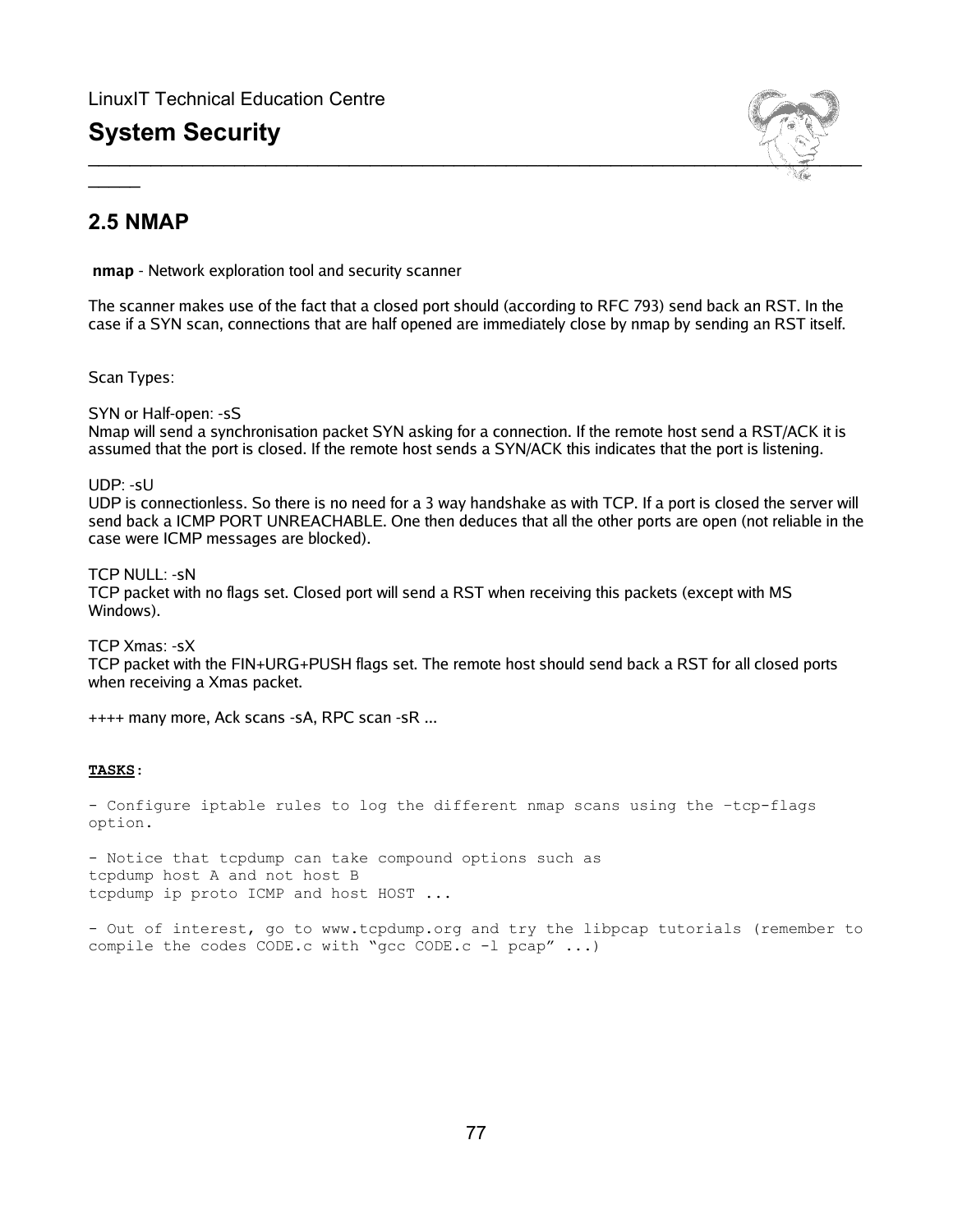## 2.5 NMAP

**nmap** - Network exploration tool and security scanner

The scanner makes use of the fact that a closed port should (according to RFC 793) send back an RST. In the case if a SYN scan, connections that are half opened are immediately close by nmap by sending an RST itself.

Scan Types:

SYN or Half-open: -sS
Nmap will send a synchronisation packet SYN asking for a connection. If the remote host send a RST/ACK it is assumed that the port is closed. If the remote host sends a SYN/ACK this indicates that the port is listening.

UDP: -sU
UDP is connectionless. So there is no need for a 3 way handshake as with TCP. If a port is closed the server will send back a ICMP PORT UNREACHABLE. One then deduces that all the other ports are open (not reliable in the case were ICMP messages are blocked).

TCP NULL: -sN
TCP packet with no flags set. Closed port will send a RST when receiving this packets (except with MS Windows).

TCP Xmas: -sX
TCP packet with the FIN+URG+PUSH flags set. The remote host should send back a RST for all closed ports when receiving a Xmas packet.

++++ many more, Ack scans -sA, RPC scan -sR ...

**TASKS:**

- Configure iptable rules to log the different nmap scans using the –tcp-flags option.

- Notice that tcpdump can take compound options such as

```
tcpdump host A and not host B
tcpdump ip proto ICMP and host HOST ...
```

- Out of interest, go to www.tcpdump.org and try the libpcap tutorials (remember to compile the codes CODE.c with "gcc CODE.c -l pcap" ...)